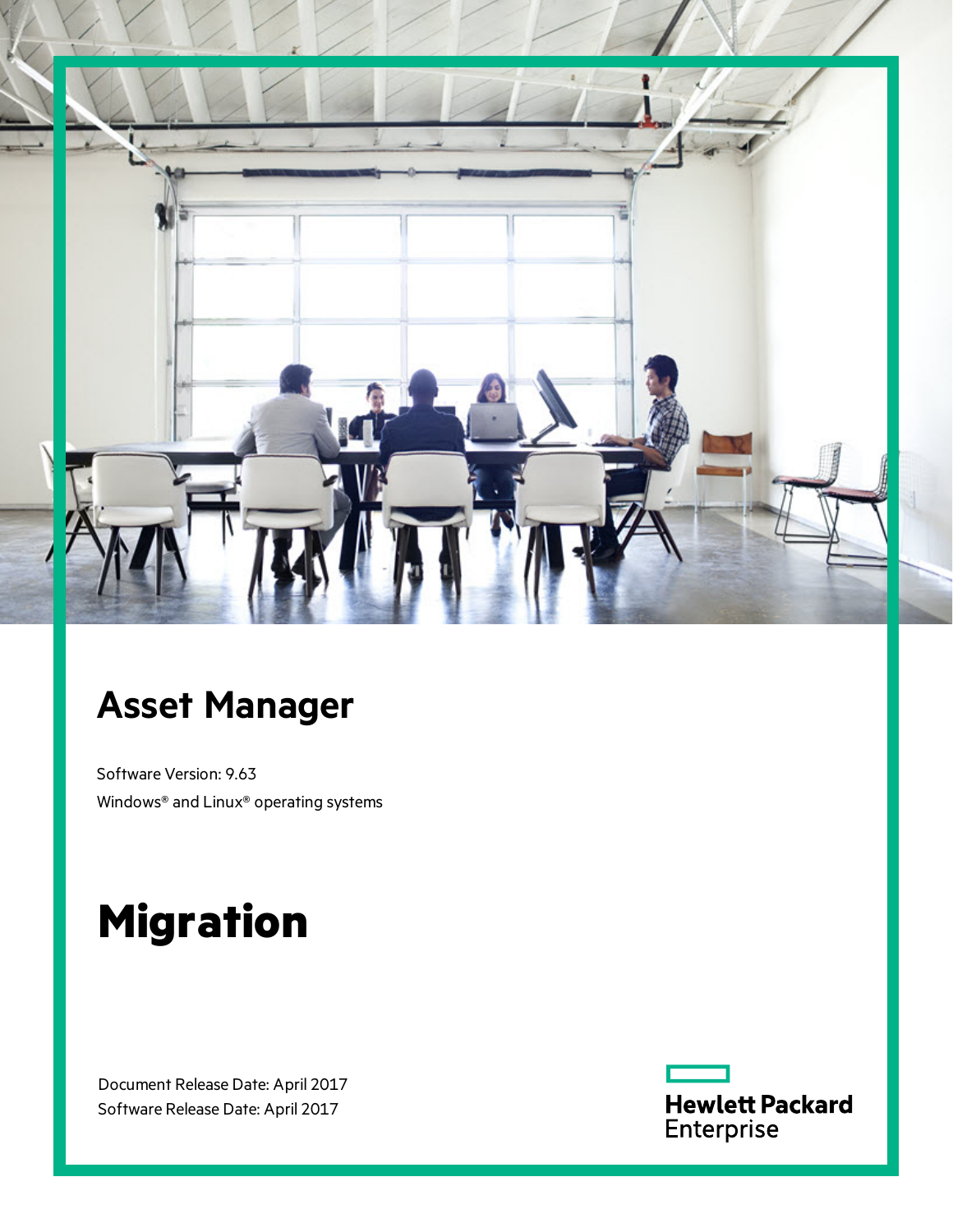# Asset Manager

Software Version: 9.63

Windows® and Linux® operating systems

# Migration

Document Release Date: April 2017

Software Release Date: April 2017

Hewlett Packard Enterprise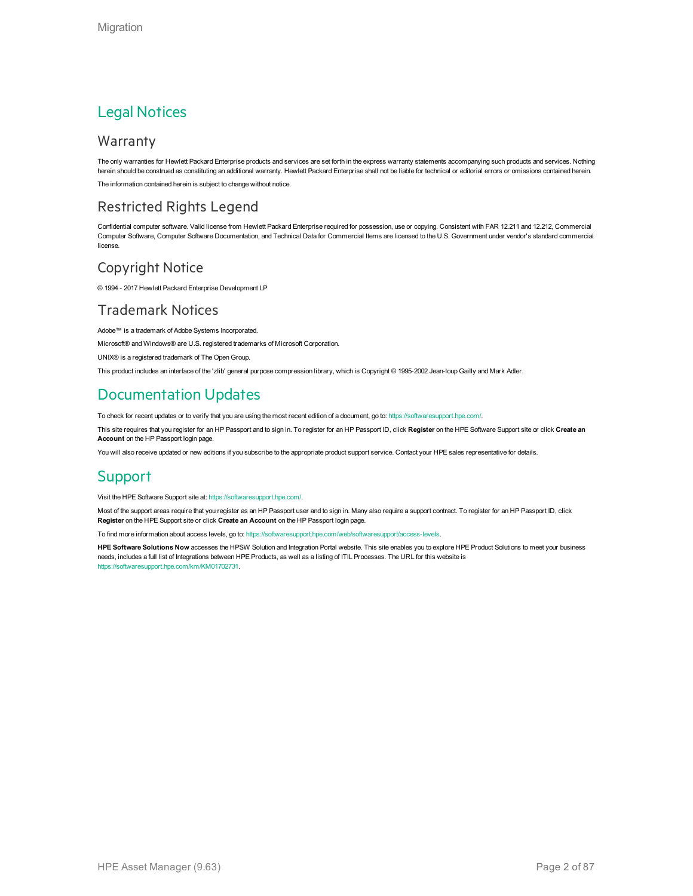# Legal Notices

## Warranty

The only warranties for Hewlett Packard Enterprise products and services are set forth in the express warranty statements accompanying such products and services. Nothing herein should be construed as constituting an additional warranty. Hewlett Packard Enterprise shall not be liable for technical or editorial errors or omissions contained herein.

The information contained herein is subject to change without notice.

## Restricted Rights Legend

Confidential computer software. Valid license from Hewlett Packard Enterprise required for possession, use or copying. Consistent with FAR 12.211 and 12.212, Commercial Computer Software, Computer Software Documentation, and Technical Data for Commercial Items are licensed to the U.S. Government under vendor's standard commercial license.

## Copyright Notice

© 1994 - 2017 Hewlett Packard Enterprise Development LP

## Trademark Notices

Adobe™ is a trademark of Adobe Systems Incorporated.

Microsoft® and Windows® are U.S. registered trademarks of Microsoft Corporation.

UNIX® is a registered trademark of The Open Group.

This product includes an interface of the 'zlib' general purpose compression library, which is Copyright © 1995-2002 Jean-loup Gailly and Mark Adler.

# Documentation Updates

To check for recent updates or to verify that you are using the most recent edition of a document, go to: https://softwaresupport.hpe.com/.

This site requires that you register for an HP Passport and to sign in. To register for an HP Passport ID, click **Register** on the HPE Software Support site or click **Create an Account** on the HP Passport login page.

You will also receive updated or new editions if you subscribe to the appropriate product support service. Contact your HPE sales representative for details.

# Support

Visit the HPE Software Support site at: https://softwaresupport.hpe.com/.

Most of the support areas require that you register as an HP Passport user and to sign in. Many also require a support contract. To register for an HP Passport ID, click **Register** on the HPE Support site or click **Create an Account** on the HP Passport login page.

To find more information about access levels, go to: https://softwaresupport.hpe.com/web/softwaresupport/access-levels.

**HPE Software Solutions Now** accesses the HPSW Solution and Integration Portal website. This site enables you to explore HPE Product Solutions to meet your business needs, includes a full list of Integrations between HPE Products, as well as a listing of ITIL Processes. The URL for this website is https://softwaresupport.hpe.com/km/KM01702731.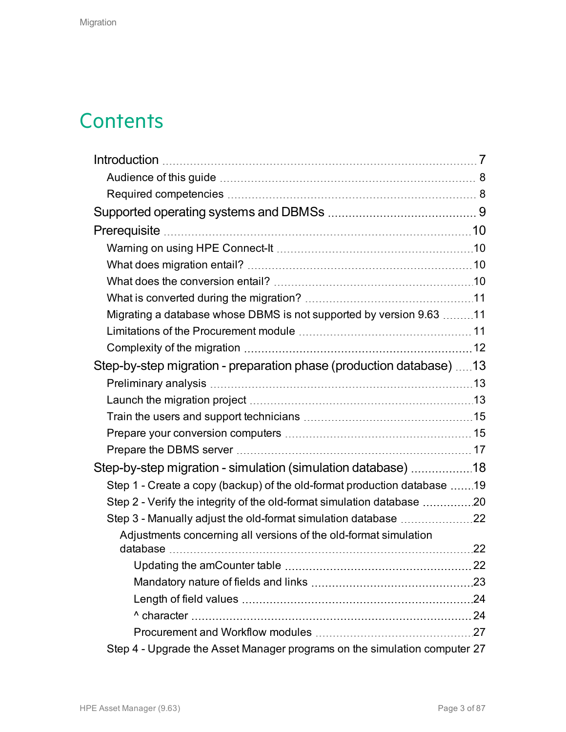# Contents

- Introduction 7
  - Audience of this guide 8
  - Required competencies 8
- Supported operating systems and DBMSs 9
- Prerequisite 10
  - Warning on using HPE Connect-It 10
  - What does migration entail? 10
  - What does the conversion entail? 10
  - What is converted during the migration? 11
  - Migrating a database whose DBMS is not supported by version 9.63 11
  - Limitations of the Procurement module 11
  - Complexity of the migration 12
- Step-by-step migration - preparation phase (production database) 13
  - Preliminary analysis 13
  - Launch the migration project 13
  - Train the users and support technicians 15
  - Prepare your conversion computers 15
  - Prepare the DBMS server 17
- Step-by-step migration - simulation (simulation database) 18
  - Step 1 - Create a copy (backup) of the old-format production database 19
  - Step 2 - Verify the integrity of the old-format simulation database 20
  - Step 3 - Manually adjust the old-format simulation database 22
    - Adjustments concerning all versions of the old-format simulation database 22
      - Updating the amCounter table 22
      - Mandatory nature of fields and links 23
      - Length of field values 24
      - ^ character 24
      - Procurement and Workflow modules 27
  - Step 4 - Upgrade the Asset Manager programs on the simulation computer 27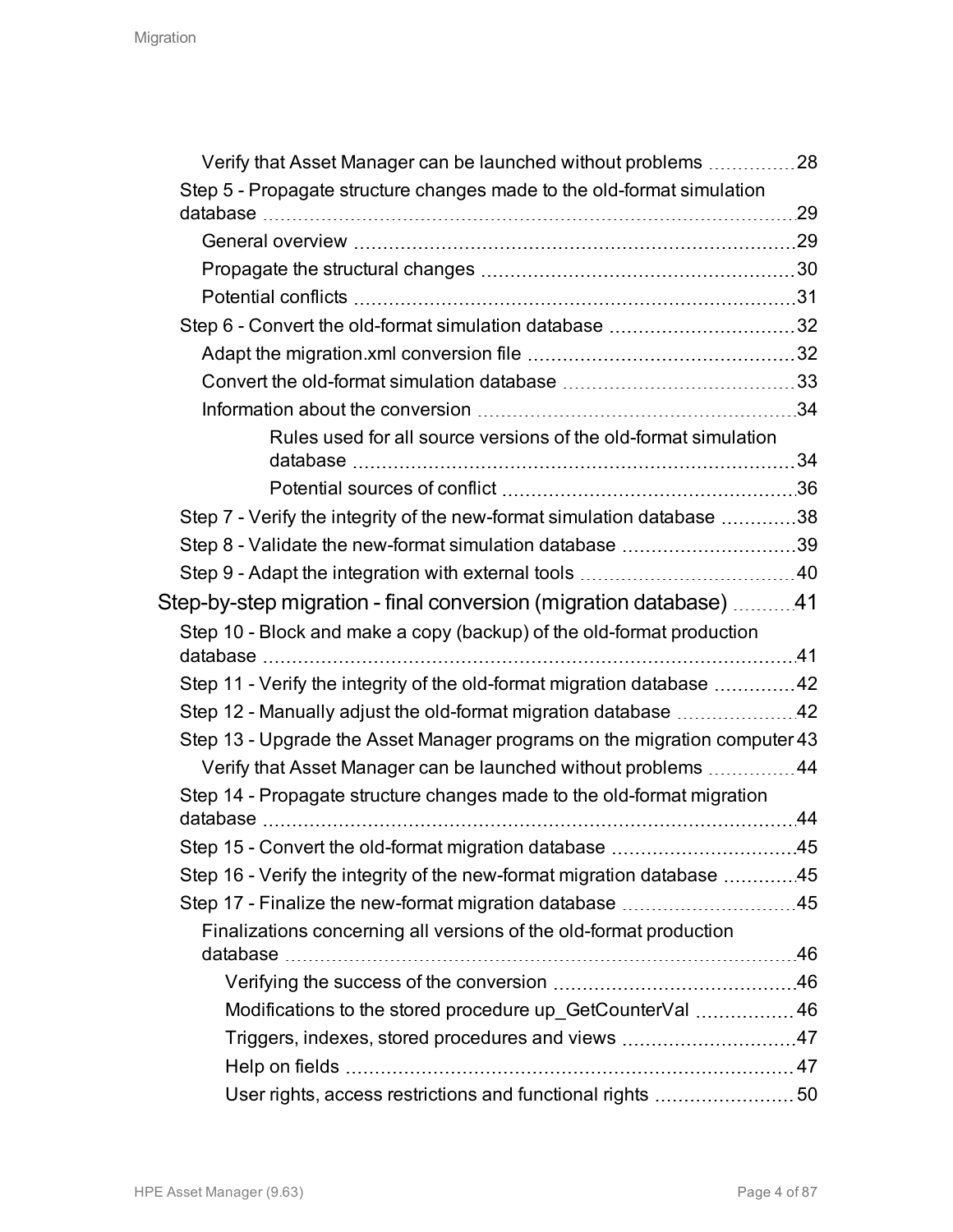- Verify that Asset Manager can be launched without problems 28
- Step 5 - Propagate structure changes made to the old-format simulation database 29
  - General overview 29
  - Propagate the structural changes 30
  - Potential conflicts 31
- Step 6 - Convert the old-format simulation database 32
  - Adapt the migration.xml conversion file 32
  - Convert the old-format simulation database 33
  - Information about the conversion 34
    - Rules used for all source versions of the old-format simulation database 34
    - Potential sources of conflict 36
- Step 7 - Verify the integrity of the new-format simulation database 38
- Step 8 - Validate the new-format simulation database 39
- Step 9 - Adapt the integration with external tools 40

Step-by-step migration - final conversion (migration database) 41

- Step 10 - Block and make a copy (backup) of the old-format production database 41
- Step 11 - Verify the integrity of the old-format migration database 42
- Step 12 - Manually adjust the old-format migration database 42
- Step 13 - Upgrade the Asset Manager programs on the migration computer 43
  - Verify that Asset Manager can be launched without problems 44
- Step 14 - Propagate structure changes made to the old-format migration database 44
- Step 15 - Convert the old-format migration database 45
- Step 16 - Verify the integrity of the new-format migration database 45
- Step 17 - Finalize the new-format migration database 45
  - Finalizations concerning all versions of the old-format production database 46
    - Verifying the success of the conversion 46
    - Modifications to the stored procedure up_GetCounterVal 46
    - Triggers, indexes, stored procedures and views 47
    - Help on fields 47
    - User rights, access restrictions and functional rights 50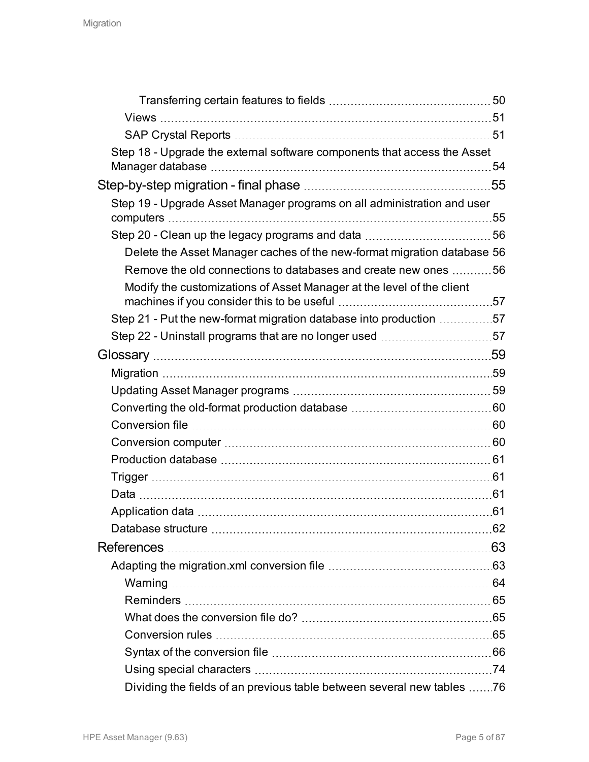Transferring certain features to fields 50

Views 51

SAP Crystal Reports 51

Step 18 - Upgrade the external software components that access the Asset Manager database 54

Step-by-step migration - final phase 55

Step 19 - Upgrade Asset Manager programs on all administration and user computers 55

Step 20 - Clean up the legacy programs and data 56

Delete the Asset Manager caches of the new-format migration database 56

Remove the old connections to databases and create new ones 56

Modify the customizations of Asset Manager at the level of the client machines if you consider this to be useful 57

Step 21 - Put the new-format migration database into production 57

Step 22 - Uninstall programs that are no longer used 57

Glossary 59

Migration 59

Updating Asset Manager programs 59

Converting the old-format production database 60

Conversion file 60

Conversion computer 60

Production database 61

Trigger 61

Data 61

Application data 61

Database structure 62

References 63

Adapting the migration.xml conversion file 63

Warning 64

Reminders 65

What does the conversion file do? 65

Conversion rules 65

Syntax of the conversion file 66

Using special characters 74

Dividing the fields of an previous table between several new tables 76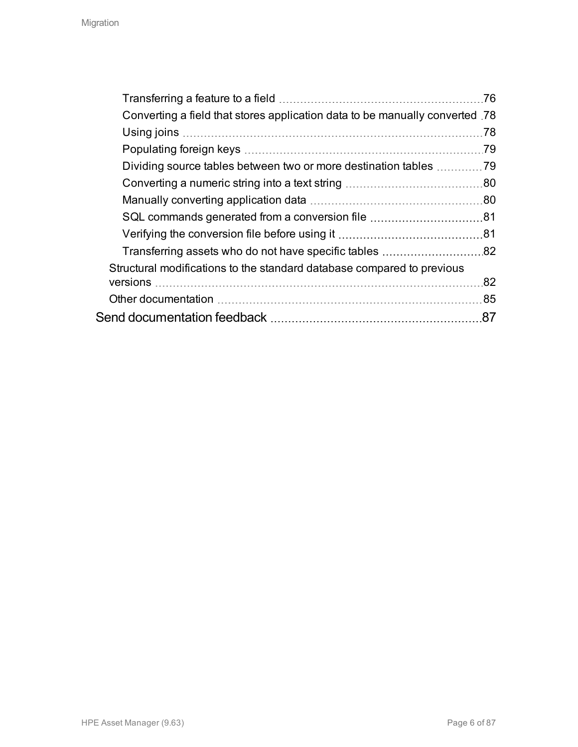- Transferring a feature to a field ... 76
- Converting a field that stores application data to be manually converted ... 78
- Using joins ... 78
- Populating foreign keys ... 79
- Dividing source tables between two or more destination tables ... 79
- Converting a numeric string into a text string ... 80
- Manually converting application data ... 80
- SQL commands generated from a conversion file ... 81
- Verifying the conversion file before using it ... 81
- Transferring assets who do not have specific tables ... 82

Structural modifications to the standard database compared to previous versions ... 82

Other documentation ... 85

Send documentation feedback ... 87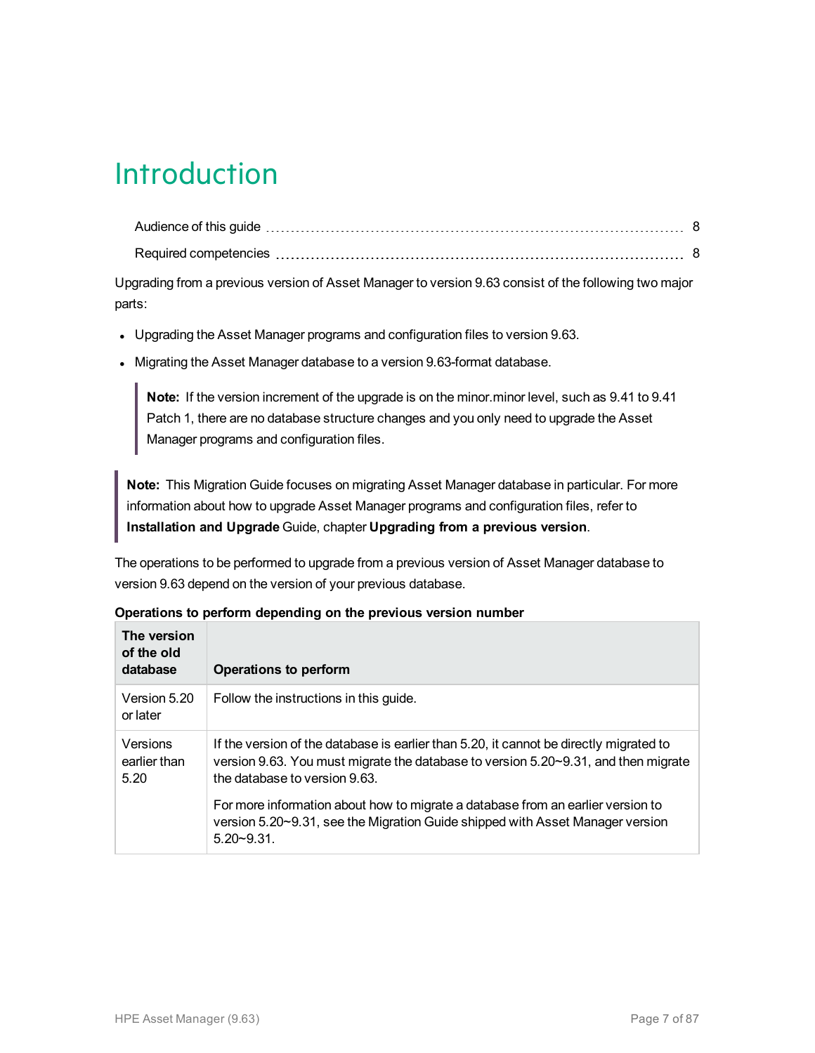# Introduction

Audience of this guide 8

Required competencies 8

Upgrading from a previous version of Asset Manager to version 9.63 consist of the following two major parts:

- Upgrading the Asset Manager programs and configuration files to version 9.63.
- Migrating the Asset Manager database to a version 9.63-format database.

> **Note:** If the version increment of the upgrade is on the minor.minor level, such as 9.41 to 9.41 Patch 1, there are no database structure changes and you only need to upgrade the Asset Manager programs and configuration files.

> **Note:** This Migration Guide focuses on migrating Asset Manager database in particular. For more information about how to upgrade Asset Manager programs and configuration files, refer to **Installation and Upgrade** Guide, chapter **Upgrading from a previous version**.

The operations to be performed to upgrade from a previous version of Asset Manager database to version 9.63 depend on the version of your previous database.

**Operations to perform depending on the previous version number**

| The version of the old database | Operations to perform |
|---|---|
| Version 5.20 or later | Follow the instructions in this guide. |
| Versions earlier than 5.20 | If the version of the database is earlier than 5.20, it cannot be directly migrated to version 9.63. You must migrate the database to version 5.20~9.31, and then migrate the database to version 9.63.<br><br>For more information about how to migrate a database from an earlier version to version 5.20~9.31, see the Migration Guide shipped with Asset Manager version 5.20~9.31. |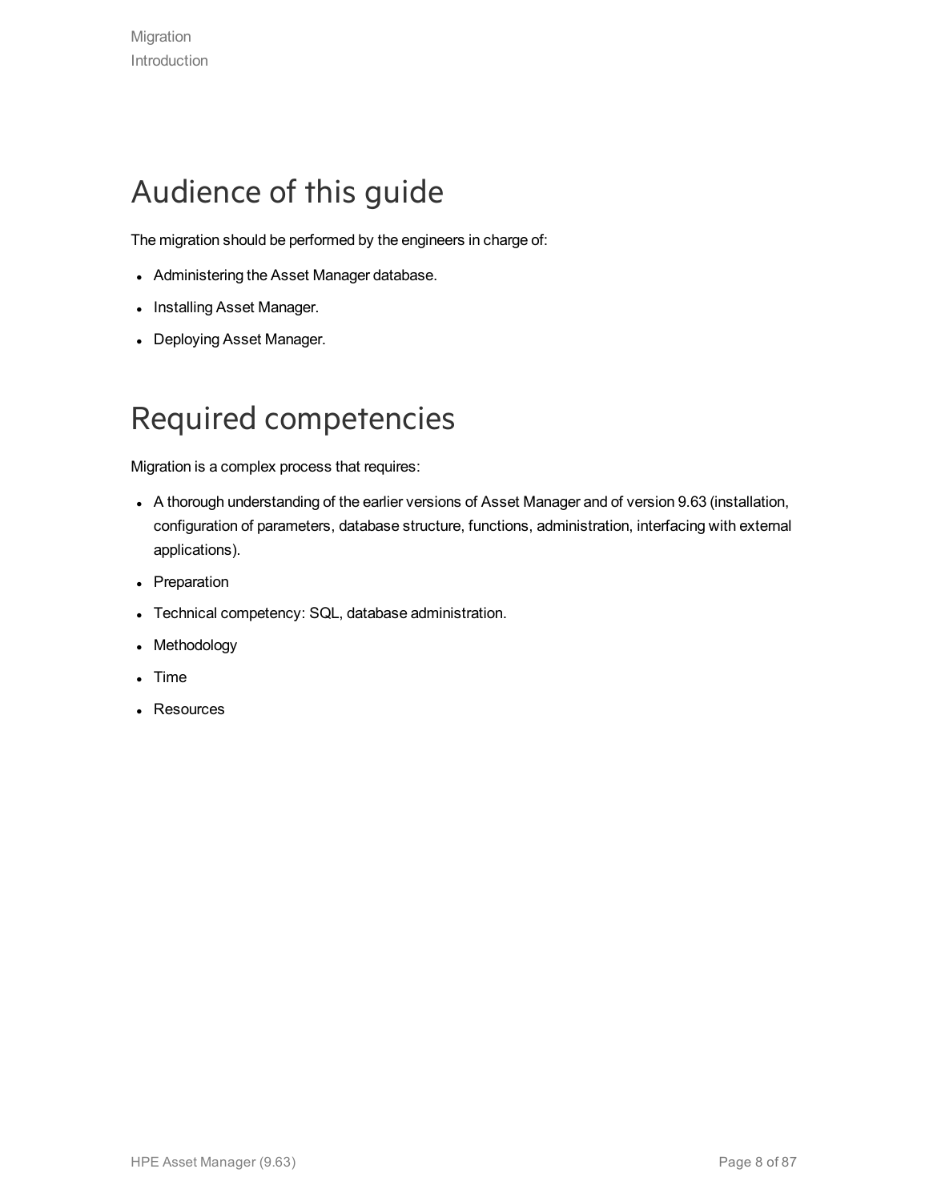# Audience of this guide

The migration should be performed by the engineers in charge of:

- Administering the Asset Manager database.
- Installing Asset Manager.
- Deploying Asset Manager.

# Required competencies

Migration is a complex process that requires:

- A thorough understanding of the earlier versions of Asset Manager and of version 9.63 (installation, configuration of parameters, database structure, functions, administration, interfacing with external applications).
- Preparation
- Technical competency: SQL, database administration.
- Methodology
- Time
- Resources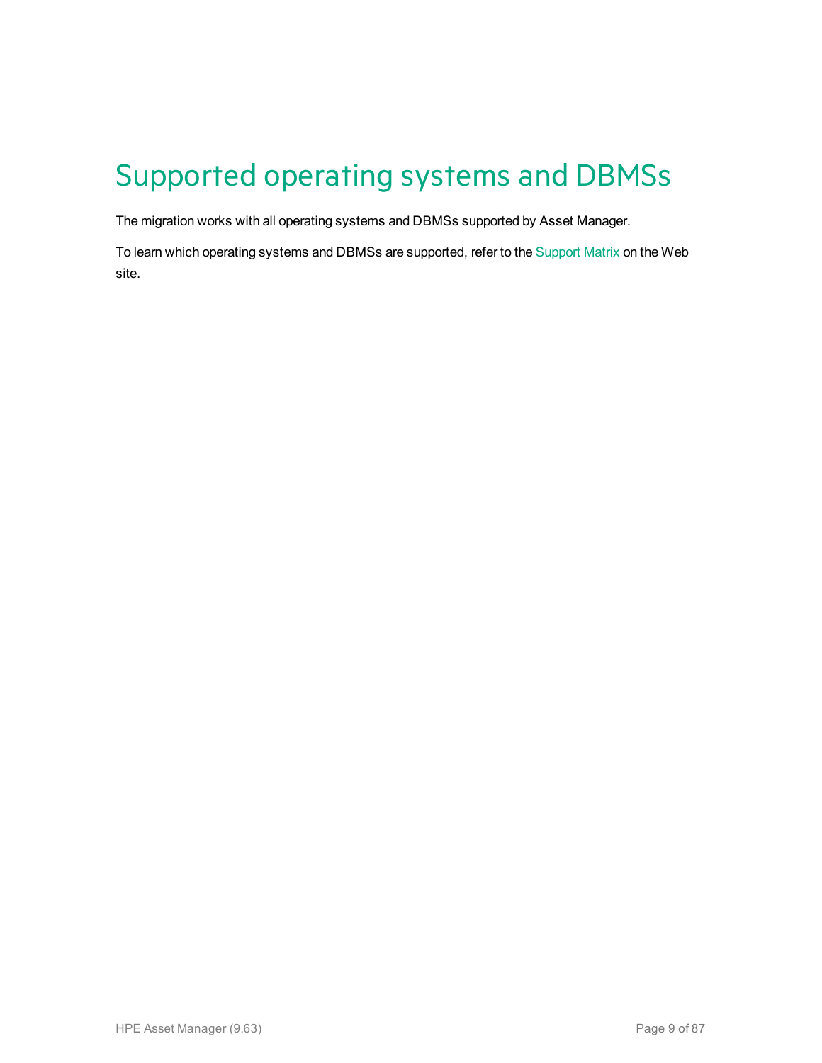# Supported operating systems and DBMSs

The migration works with all operating systems and DBMSs supported by Asset Manager.

To learn which operating systems and DBMSs are supported, refer to the Support Matrix on the Web site.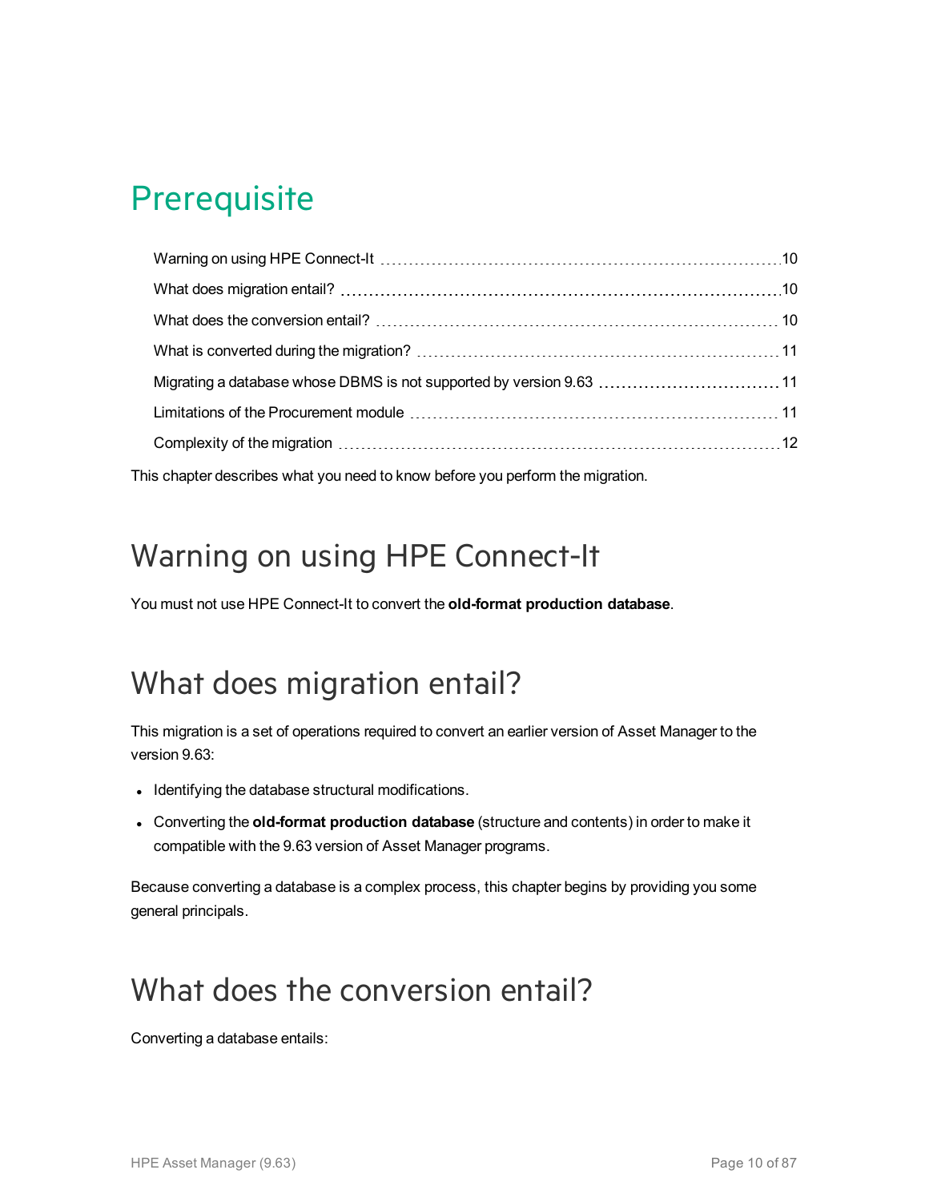# Prerequisite

- Warning on using HPE Connect-It ... 10
- What does migration entail? ... 10
- What does the conversion entail? ... 10
- What is converted during the migration? ... 11
- Migrating a database whose DBMS is not supported by version 9.63 ... 11
- Limitations of the Procurement module ... 11
- Complexity of the migration ... 12

This chapter describes what you need to know before you perform the migration.

## Warning on using HPE Connect-It

You must not use HPE Connect-It to convert the **old-format production database**.

## What does migration entail?

This migration is a set of operations required to convert an earlier version of Asset Manager to the version 9.63:

- Identifying the database structural modifications.
- Converting the **old-format production database** (structure and contents) in order to make it compatible with the 9.63 version of Asset Manager programs.

Because converting a database is a complex process, this chapter begins by providing you some general principals.

## What does the conversion entail?

Converting a database entails: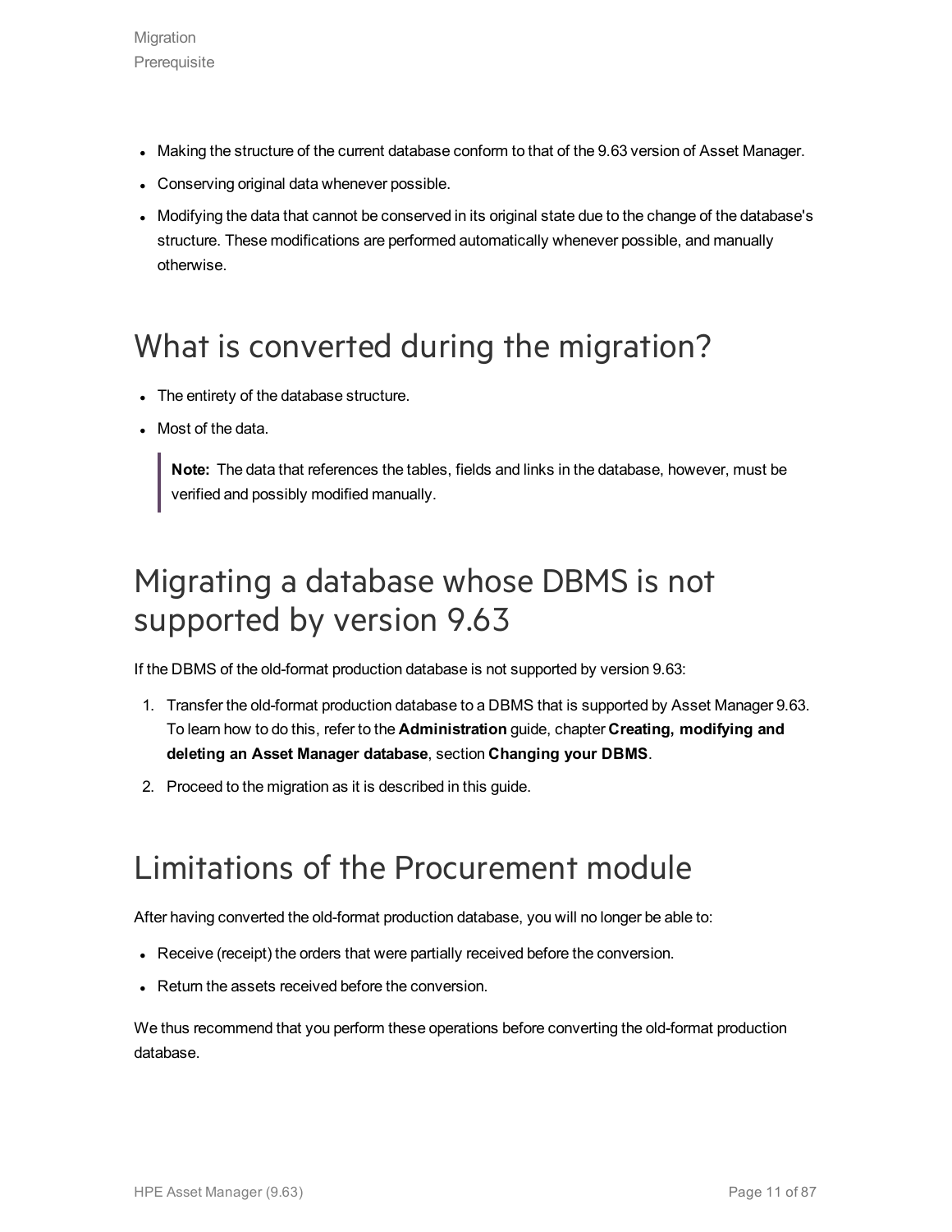- Making the structure of the current database conform to that of the 9.63 version of Asset Manager.
- Conserving original data whenever possible.
- Modifying the data that cannot be conserved in its original state due to the change of the database's structure. These modifications are performed automatically whenever possible, and manually otherwise.

# What is converted during the migration?

- The entirety of the database structure.
- Most of the data.

> **Note:** The data that references the tables, fields and links in the database, however, must be verified and possibly modified manually.

# Migrating a database whose DBMS is not supported by version 9.63

If the DBMS of the old-format production database is not supported by version 9.63:

1. Transfer the old-format production database to a DBMS that is supported by Asset Manager 9.63. To learn how to do this, refer to the **Administration** guide, chapter **Creating, modifying and deleting an Asset Manager database**, section **Changing your DBMS**.
2. Proceed to the migration as it is described in this guide.

# Limitations of the Procurement module

After having converted the old-format production database, you will no longer be able to:

- Receive (receipt) the orders that were partially received before the conversion.
- Return the assets received before the conversion.

We thus recommend that you perform these operations before converting the old-format production database.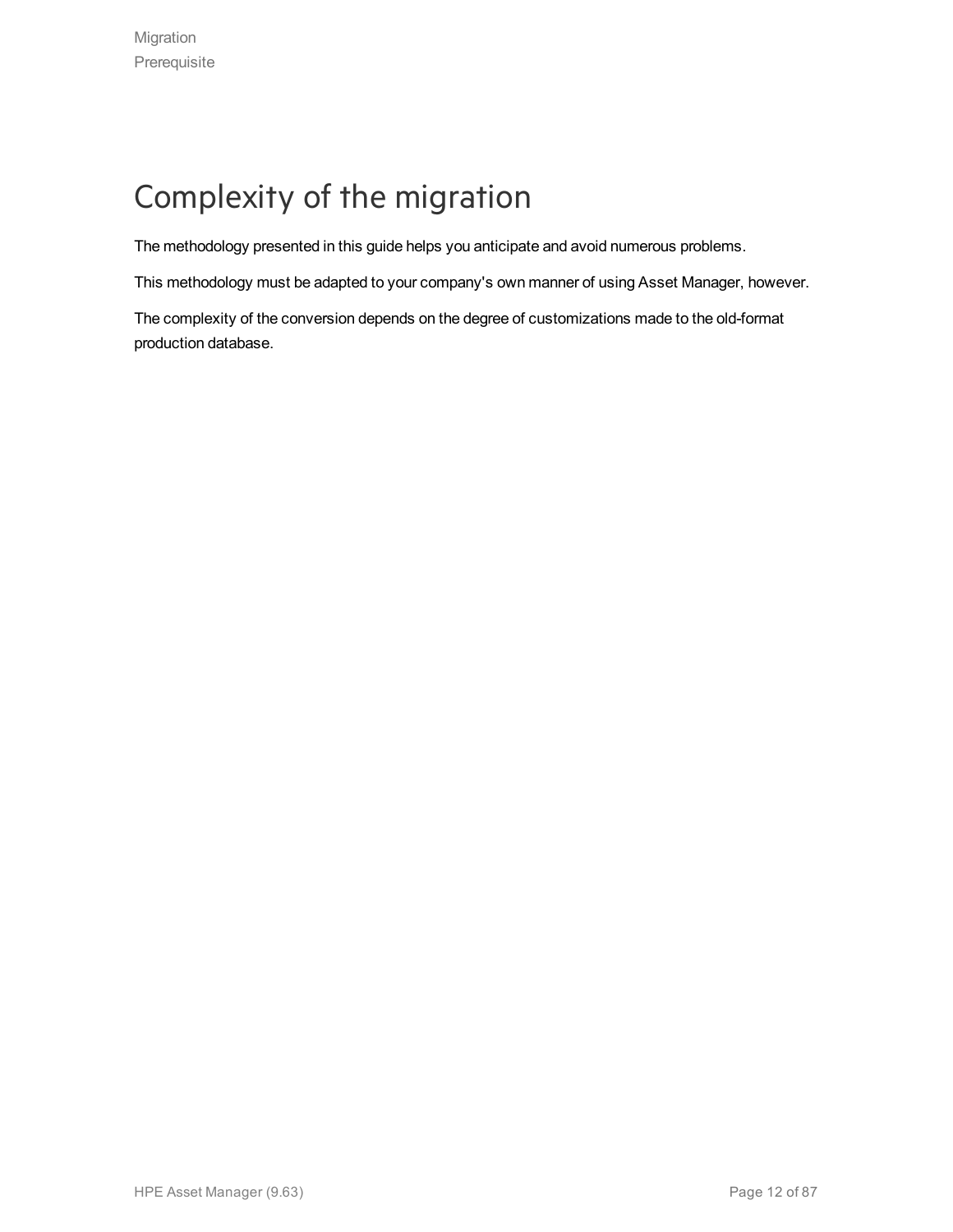# Complexity of the migration

The methodology presented in this guide helps you anticipate and avoid numerous problems.

This methodology must be adapted to your company's own manner of using Asset Manager, however.

The complexity of the conversion depends on the degree of customizations made to the old-format production database.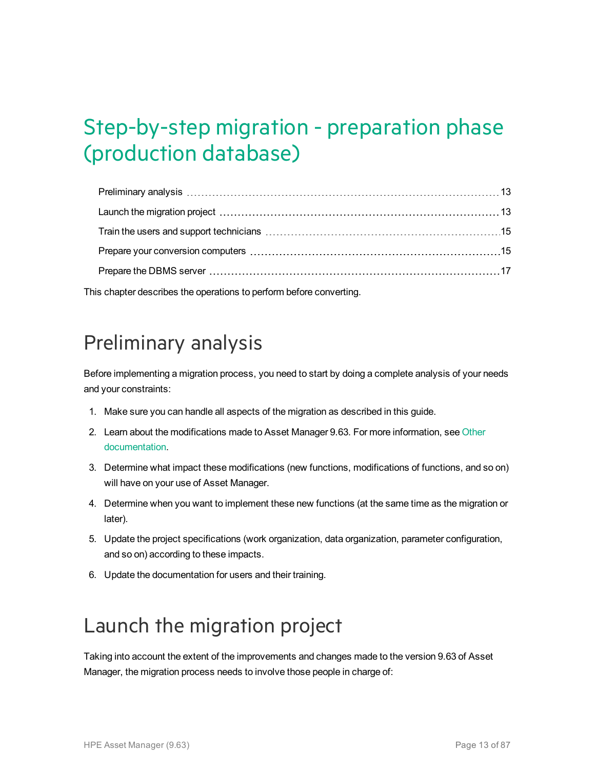# Step-by-step migration - preparation phase (production database)

Preliminary analysis ........ 13

Launch the migration project ........ 13

Train the users and support technicians ........ 15

Prepare your conversion computers ........ 15

Prepare the DBMS server ........ 17

This chapter describes the operations to perform before converting.

## Preliminary analysis

Before implementing a migration process, you need to start by doing a complete analysis of your needs and your constraints:

1. Make sure you can handle all aspects of the migration as described in this guide.
2. Learn about the modifications made to Asset Manager 9.63. For more information, see Other documentation.
3. Determine what impact these modifications (new functions, modifications of functions, and so on) will have on your use of Asset Manager.
4. Determine when you want to implement these new functions (at the same time as the migration or later).
5. Update the project specifications (work organization, data organization, parameter configuration, and so on) according to these impacts.
6. Update the documentation for users and their training.

## Launch the migration project

Taking into account the extent of the improvements and changes made to the version 9.63 of Asset Manager, the migration process needs to involve those people in charge of: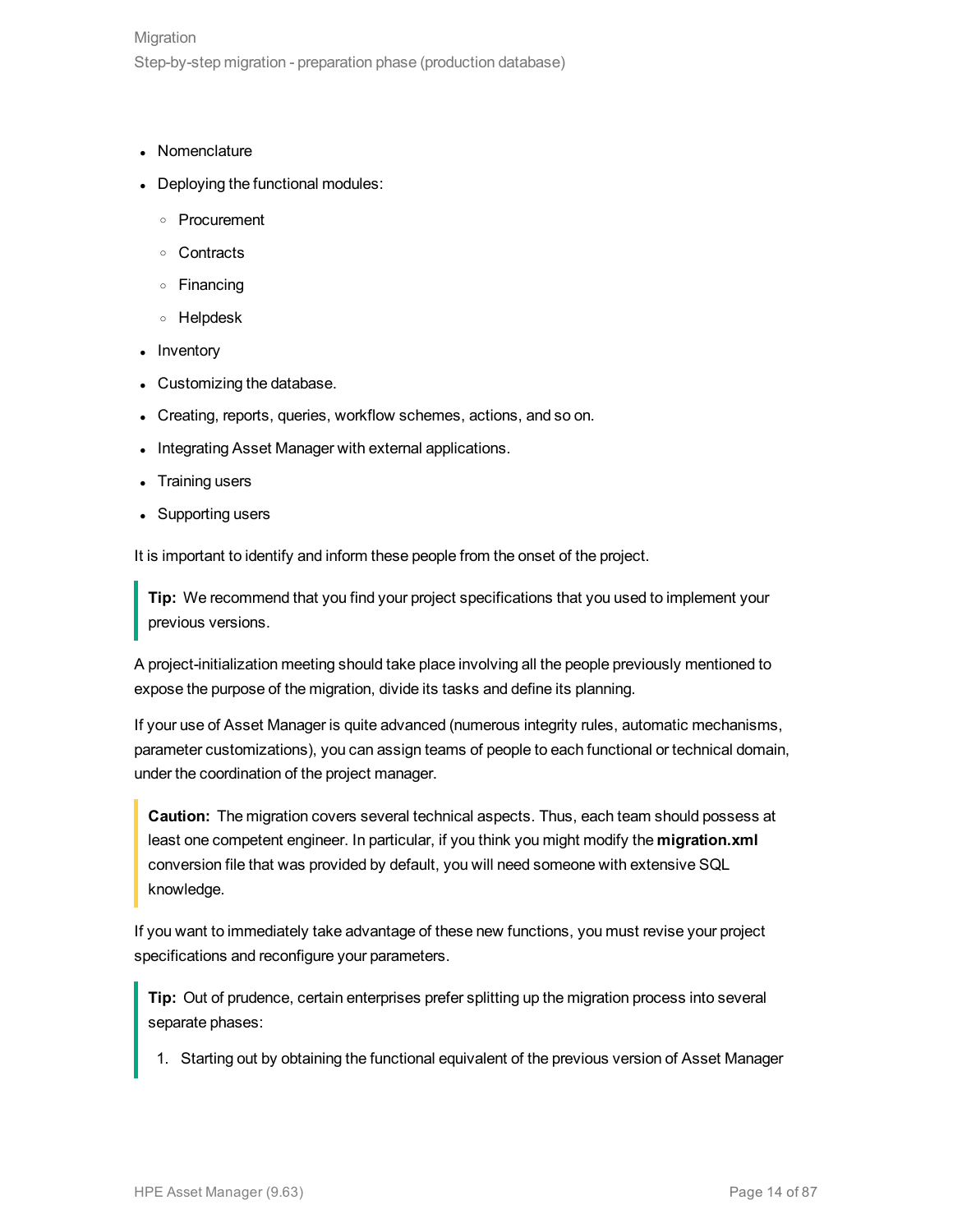- Nomenclature
- Deploying the functional modules:
  - Procurement
  - Contracts
  - Financing
  - Helpdesk
- Inventory
- Customizing the database.
- Creating, reports, queries, workflow schemes, actions, and so on.
- Integrating Asset Manager with external applications.
- Training users
- Supporting users

It is important to identify and inform these people from the onset of the project.

> **Tip:** We recommend that you find your project specifications that you used to implement your previous versions.

A project-initialization meeting should take place involving all the people previously mentioned to expose the purpose of the migration, divide its tasks and define its planning.

If your use of Asset Manager is quite advanced (numerous integrity rules, automatic mechanisms, parameter customizations), you can assign teams of people to each functional or technical domain, under the coordination of the project manager.

> **Caution:** The migration covers several technical aspects. Thus, each team should possess at least one competent engineer. In particular, if you think you might modify the **migration.xml** conversion file that was provided by default, you will need someone with extensive SQL knowledge.

If you want to immediately take advantage of these new functions, you must revise your project specifications and reconfigure your parameters.

> **Tip:** Out of prudence, certain enterprises prefer splitting up the migration process into several separate phases:
>
> 1. Starting out by obtaining the functional equivalent of the previous version of Asset Manager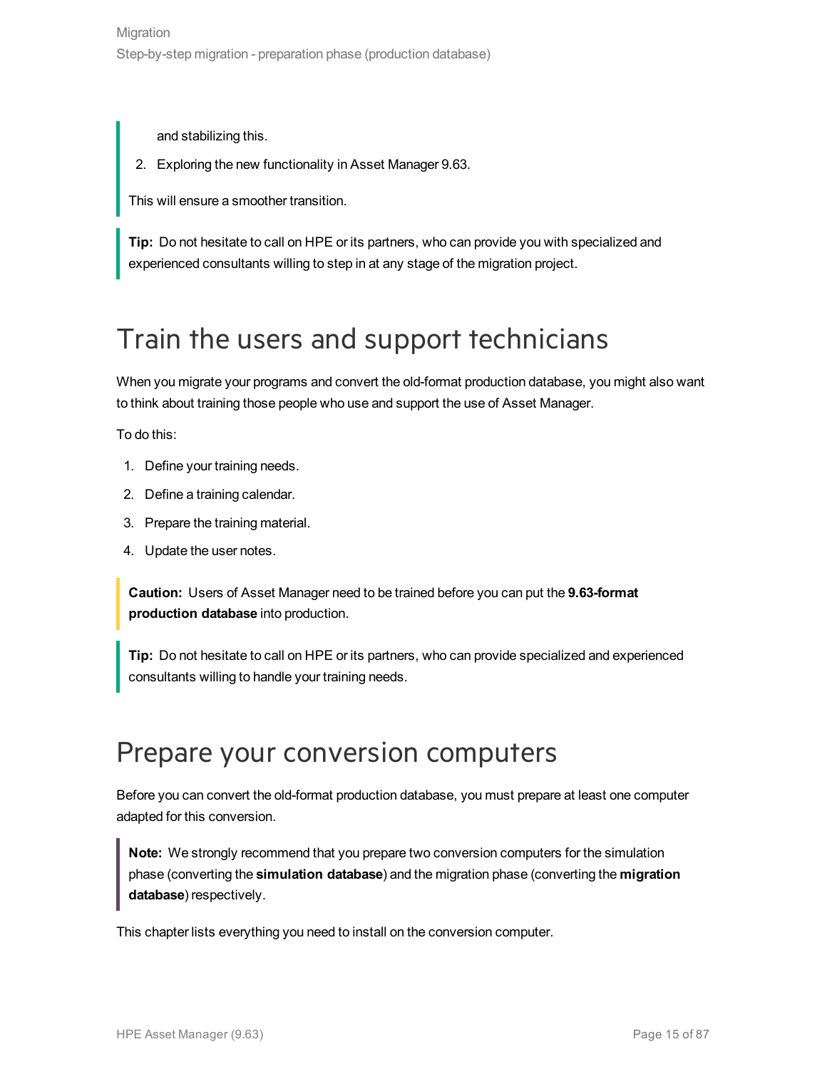and stabilizing this.

2. Exploring the new functionality in Asset Manager 9.63.

This will ensure a smoother transition.

**Tip:** Do not hesitate to call on HPE or its partners, who can provide you with specialized and experienced consultants willing to step in at any stage of the migration project.

# Train the users and support technicians

When you migrate your programs and convert the old-format production database, you might also want to think about training those people who use and support the use of Asset Manager.

To do this:

1. Define your training needs.
2. Define a training calendar.
3. Prepare the training material.
4. Update the user notes.

**Caution:** Users of Asset Manager need to be trained before you can put the **9.63-format production database** into production.

**Tip:** Do not hesitate to call on HPE or its partners, who can provide specialized and experienced consultants willing to handle your training needs.

# Prepare your conversion computers

Before you can convert the old-format production database, you must prepare at least one computer adapted for this conversion.

**Note:** We strongly recommend that you prepare two conversion computers for the simulation phase (converting the **simulation database**) and the migration phase (converting the **migration database**) respectively.

This chapter lists everything you need to install on the conversion computer.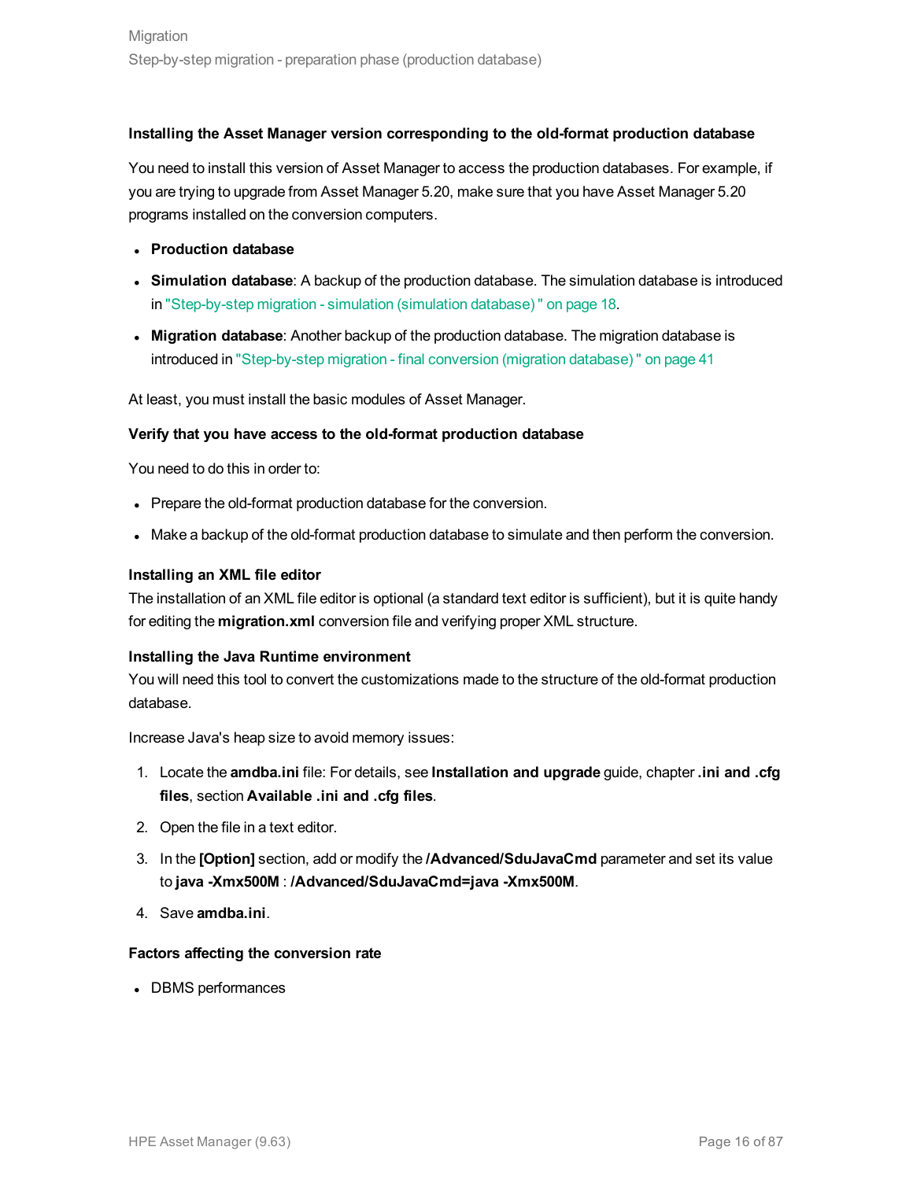#### Installing the Asset Manager version corresponding to the old-format production database

You need to install this version of Asset Manager to access the production databases. For example, if you are trying to upgrade from Asset Manager 5.20, make sure that you have Asset Manager 5.20 programs installed on the conversion computers.

- **Production database**
- **Simulation database**: A backup of the production database. The simulation database is introduced in "Step-by-step migration - simulation (simulation database) " on page 18.
- **Migration database**: Another backup of the production database. The migration database is introduced in "Step-by-step migration - final conversion (migration database) " on page 41

At least, you must install the basic modules of Asset Manager.

#### Verify that you have access to the old-format production database

You need to do this in order to:

- Prepare the old-format production database for the conversion.
- Make a backup of the old-format production database to simulate and then perform the conversion.

#### Installing an XML file editor

The installation of an XML file editor is optional (a standard text editor is sufficient), but it is quite handy for editing the **migration.xml** conversion file and verifying proper XML structure.

#### Installing the Java Runtime environment

You will need this tool to convert the customizations made to the structure of the old-format production database.

Increase Java's heap size to avoid memory issues:

1. Locate the **amdba.ini** file: For details, see **Installation and upgrade** guide, chapter **.ini and .cfg files**, section **Available .ini and .cfg files**.
2. Open the file in a text editor.
3. In the **[Option]** section, add or modify the **/Advanced/SduJavaCmd** parameter and set its value to **java -Xmx500M** : **/Advanced/SduJavaCmd=java -Xmx500M**.
4. Save **amdba.ini**.

#### Factors affecting the conversion rate

- DBMS performances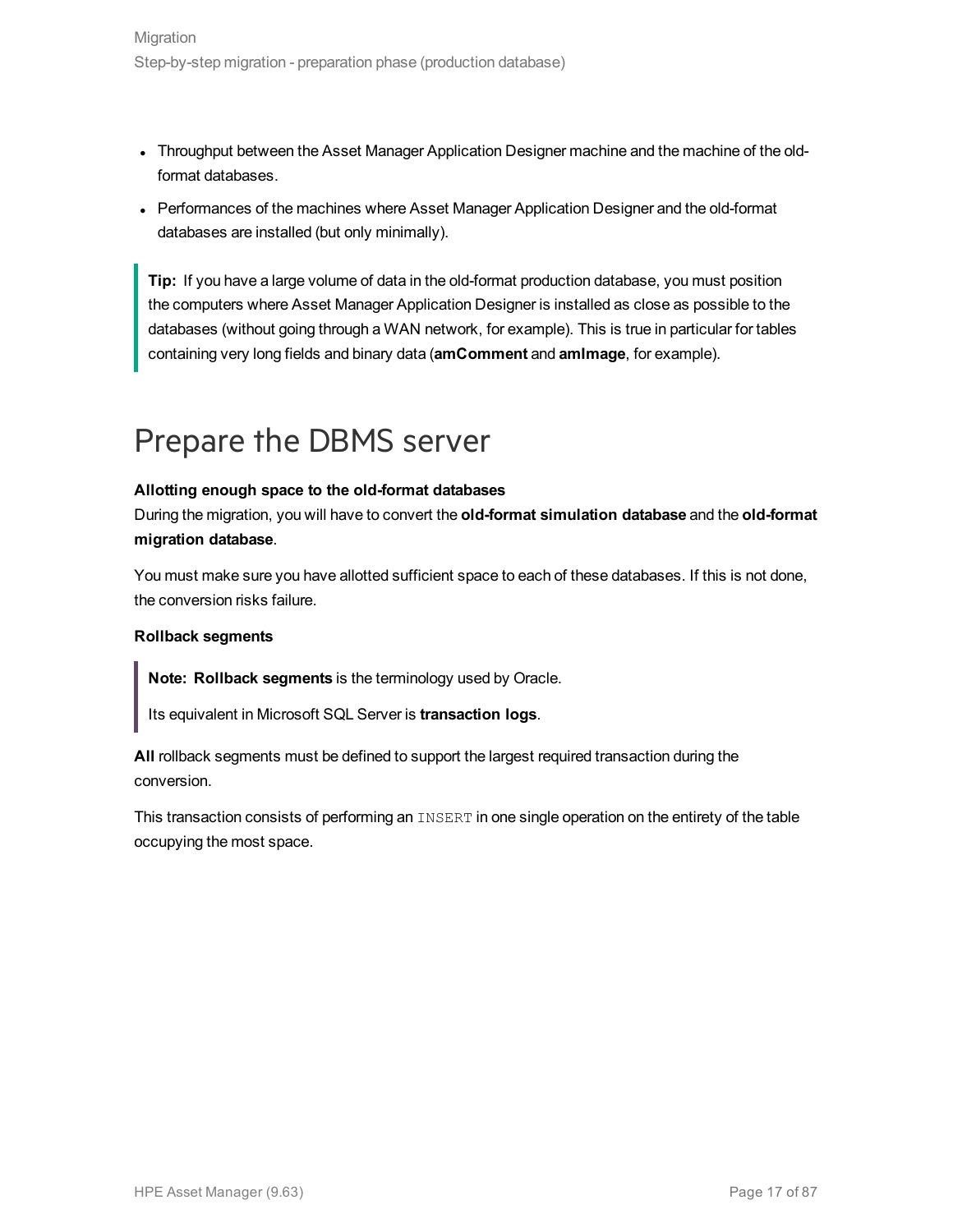- Throughput between the Asset Manager Application Designer machine and the machine of the old-format databases.
- Performances of the machines where Asset Manager Application Designer and the old-format databases are installed (but only minimally).

> **Tip:** If you have a large volume of data in the old-format production database, you must position the computers where Asset Manager Application Designer is installed as close as possible to the databases (without going through a WAN network, for example). This is true in particular for tables containing very long fields and binary data (**amComment** and **amImage**, for example).

# Prepare the DBMS server

**Allotting enough space to the old-format databases**

During the migration, you will have to convert the **old-format simulation database** and the **old-format migration database**.

You must make sure you have allotted sufficient space to each of these databases. If this is not done, the conversion risks failure.

**Rollback segments**

> **Note:** **Rollback segments** is the terminology used by Oracle.
>
> Its equivalent in Microsoft SQL Server is **transaction logs**.

**All** rollback segments must be defined to support the largest required transaction during the conversion.

This transaction consists of performing an `INSERT` in one single operation on the entirety of the table occupying the most space.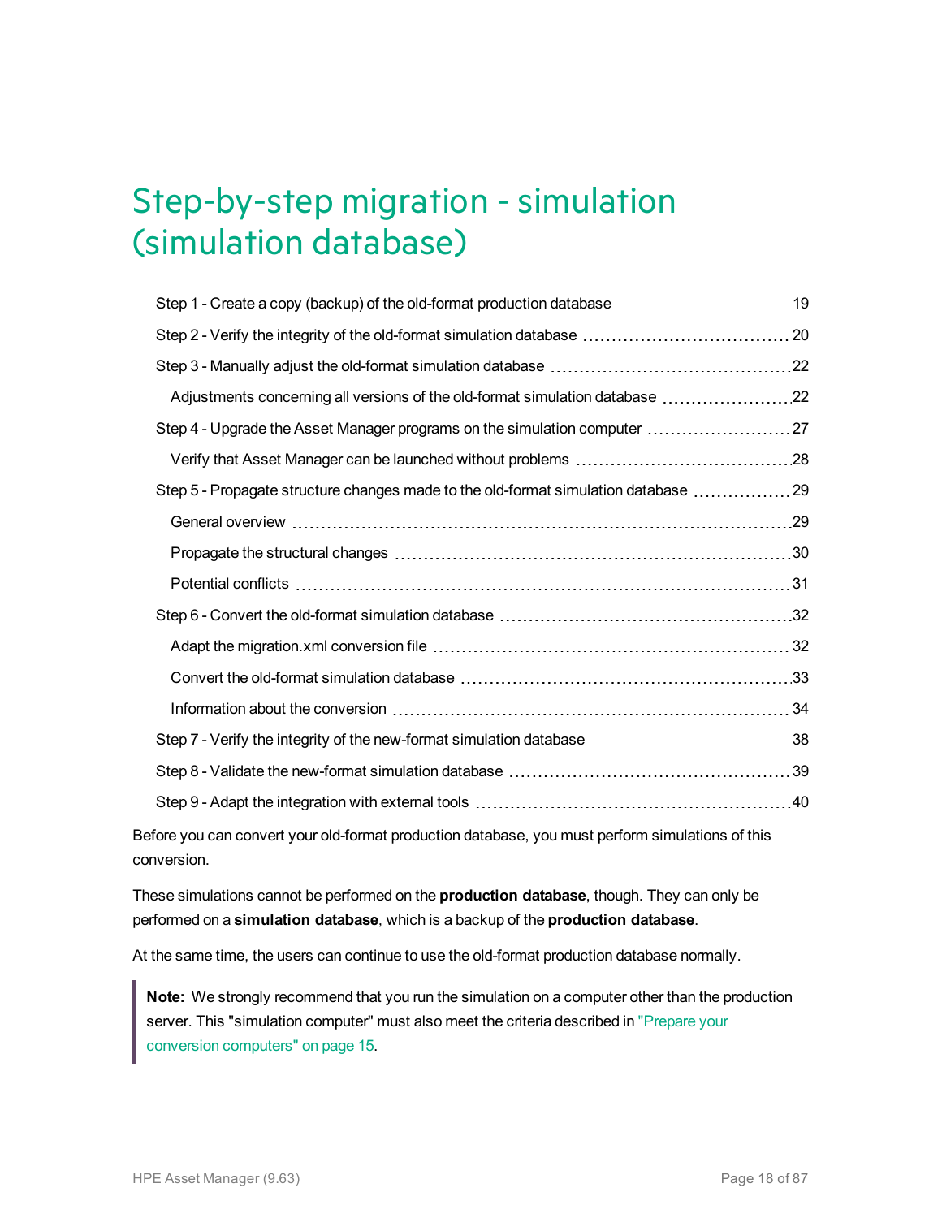# Step-by-step migration - simulation (simulation database)

- Step 1 - Create a copy (backup) of the old-format production database ... 19
- Step 2 - Verify the integrity of the old-format simulation database ... 20
- Step 3 - Manually adjust the old-format simulation database ... 22
  - Adjustments concerning all versions of the old-format simulation database ... 22
- Step 4 - Upgrade the Asset Manager programs on the simulation computer ... 27
  - Verify that Asset Manager can be launched without problems ... 28
- Step 5 - Propagate structure changes made to the old-format simulation database ... 29
  - General overview ... 29
  - Propagate the structural changes ... 30
  - Potential conflicts ... 31
- Step 6 - Convert the old-format simulation database ... 32
  - Adapt the migration.xml conversion file ... 32
  - Convert the old-format simulation database ... 33
  - Information about the conversion ... 34
- Step 7 - Verify the integrity of the new-format simulation database ... 38
- Step 8 - Validate the new-format simulation database ... 39
- Step 9 - Adapt the integration with external tools ... 40

Before you can convert your old-format production database, you must perform simulations of this conversion.

These simulations cannot be performed on the **production database**, though. They can only be performed on a **simulation database**, which is a backup of the **production database**.

At the same time, the users can continue to use the old-format production database normally.

> **Note:** We strongly recommend that you run the simulation on a computer other than the production server. This "simulation computer" must also meet the criteria described in "Prepare your conversion computers" on page 15.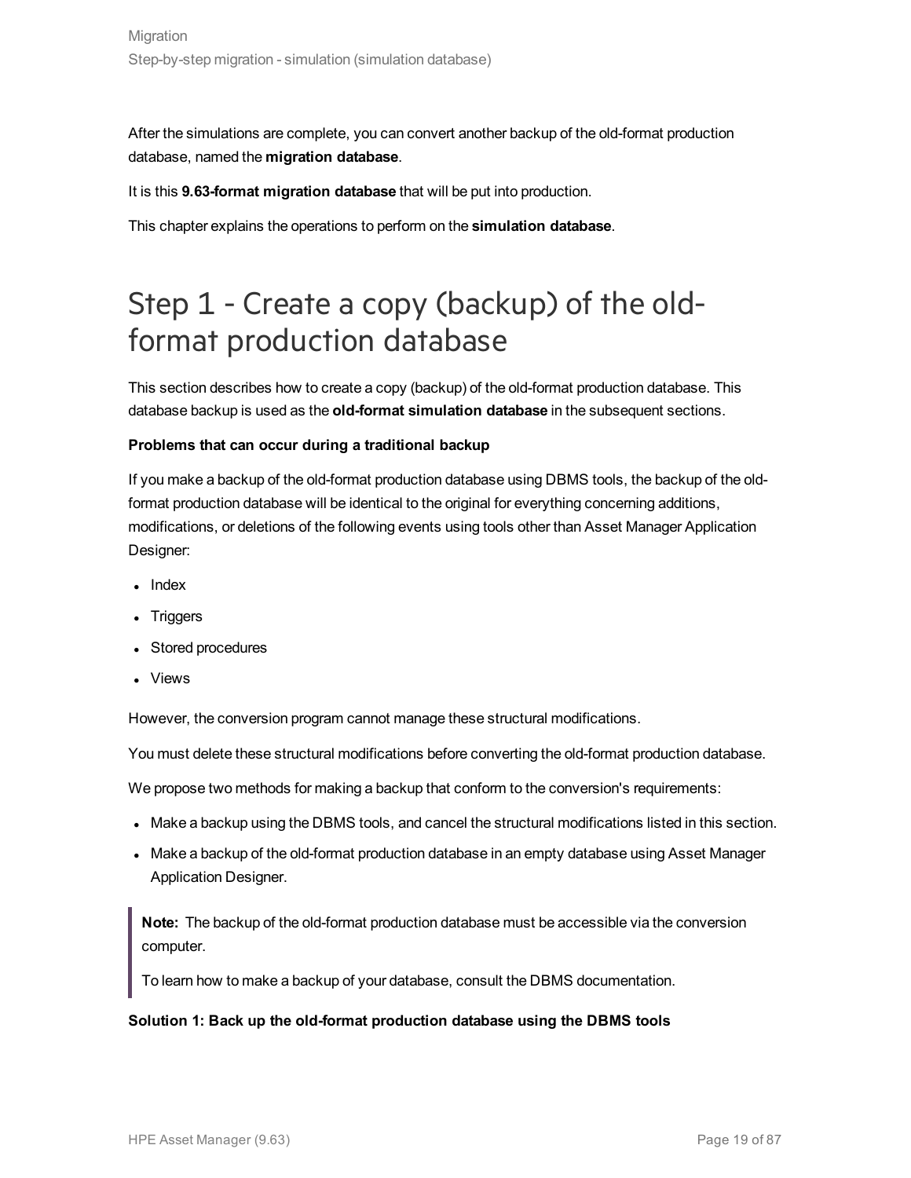After the simulations are complete, you can convert another backup of the old-format production database, named the **migration database**.

It is this **9.63-format migration database** that will be put into production.

This chapter explains the operations to perform on the **simulation database**.

# Step 1 - Create a copy (backup) of the old-format production database

This section describes how to create a copy (backup) of the old-format production database. This database backup is used as the **old-format simulation database** in the subsequent sections.

**Problems that can occur during a traditional backup**

If you make a backup of the old-format production database using DBMS tools, the backup of the old-format production database will be identical to the original for everything concerning additions, modifications, or deletions of the following events using tools other than Asset Manager Application Designer:

- Index
- Triggers
- Stored procedures
- Views

However, the conversion program cannot manage these structural modifications.

You must delete these structural modifications before converting the old-format production database.

We propose two methods for making a backup that conform to the conversion's requirements:

- Make a backup using the DBMS tools, and cancel the structural modifications listed in this section.
- Make a backup of the old-format production database in an empty database using Asset Manager Application Designer.

> **Note:** The backup of the old-format production database must be accessible via the conversion computer.
>
> To learn how to make a backup of your database, consult the DBMS documentation.

**Solution 1: Back up the old-format production database using the DBMS tools**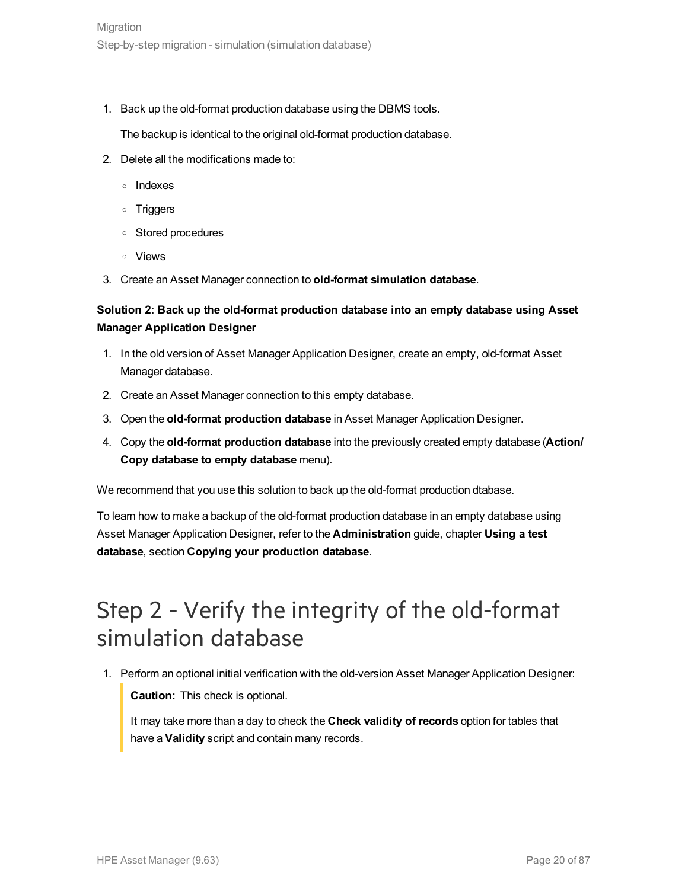1. Back up the old-format production database using the DBMS tools.

   The backup is identical to the original old-format production database.

2. Delete all the modifications made to:

   - Indexes
   - Triggers
   - Stored procedures
   - Views

3. Create an Asset Manager connection to **old-format simulation database**.

**Solution 2: Back up the old-format production database into an empty database using Asset Manager Application Designer**

1. In the old version of Asset Manager Application Designer, create an empty, old-format Asset Manager database.
2. Create an Asset Manager connection to this empty database.
3. Open the **old-format production database** in Asset Manager Application Designer.
4. Copy the **old-format production database** into the previously created empty database (**Action/ Copy database to empty database** menu).

We recommend that you use this solution to back up the old-format production dtabase.

To learn how to make a backup of the old-format production database in an empty database using Asset Manager Application Designer, refer to the **Administration** guide, chapter **Using a test database**, section **Copying your production database**.

# Step 2 - Verify the integrity of the old-format simulation database

1. Perform an optional initial verification with the old-version Asset Manager Application Designer:

   > **Caution:** This check is optional.
   >
   > It may take more than a day to check the **Check validity of records** option for tables that have a **Validity** script and contain many records.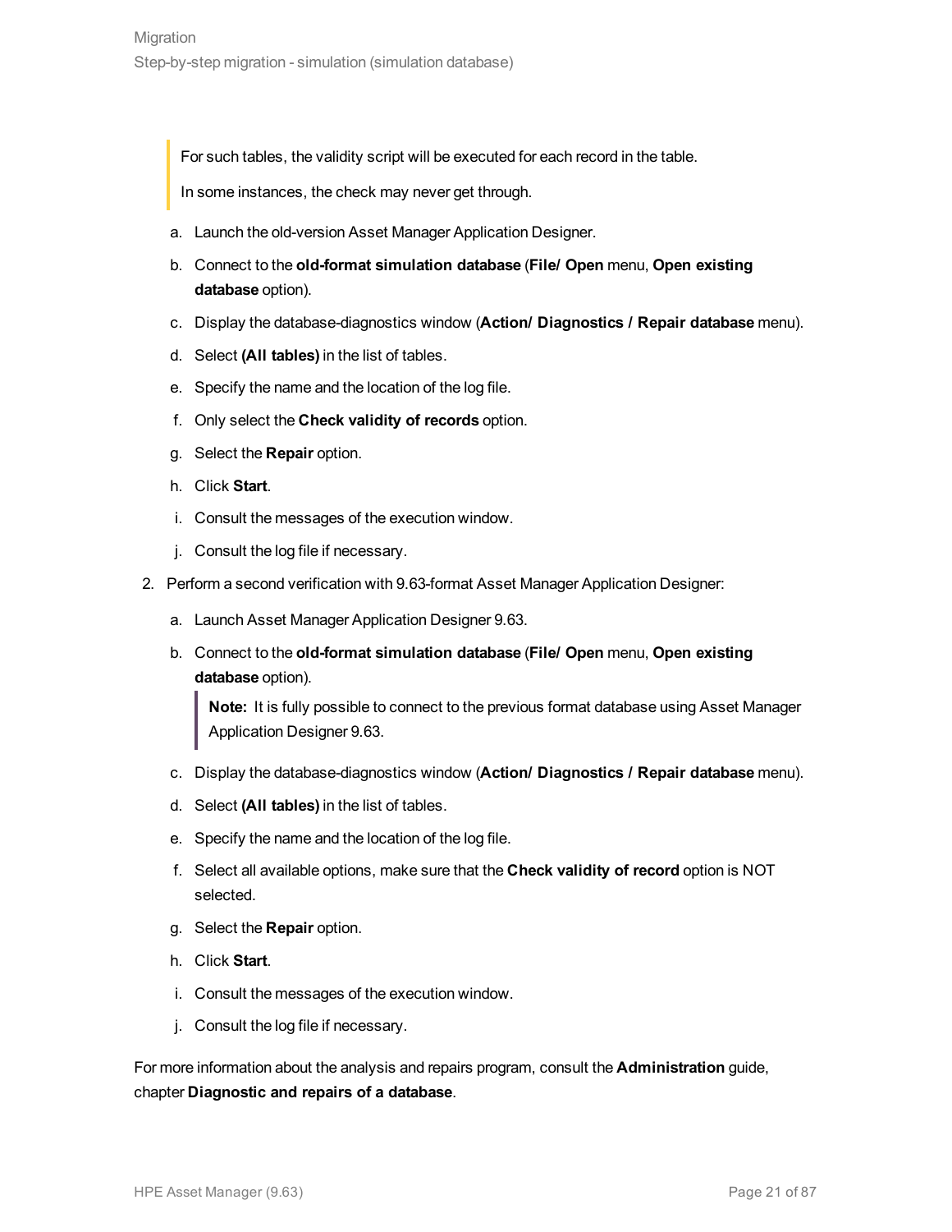> For such tables, the validity script will be executed for each record in the table.
>
> In some instances, the check may never get through.

a. Launch the old-version Asset Manager Application Designer.
b. Connect to the **old-format simulation database** (**File/ Open** menu, **Open existing database** option).
c. Display the database-diagnostics window (**Action/ Diagnostics / Repair database** menu).
d. Select **(All tables)** in the list of tables.
e. Specify the name and the location of the log file.
f. Only select the **Check validity of records** option.
g. Select the **Repair** option.
h. Click **Start**.
i. Consult the messages of the execution window.
j. Consult the log file if necessary.

2. Perform a second verification with 9.63-format Asset Manager Application Designer:

   a. Launch Asset Manager Application Designer 9.63.
   b. Connect to the **old-format simulation database** (**File/ Open** menu, **Open existing database** option).

      > **Note:** It is fully possible to connect to the previous format database using Asset Manager Application Designer 9.63.

   c. Display the database-diagnostics window (**Action/ Diagnostics / Repair database** menu).
   d. Select **(All tables)** in the list of tables.
   e. Specify the name and the location of the log file.
   f. Select all available options, make sure that the **Check validity of record** option is NOT selected.
   g. Select the **Repair** option.
   h. Click **Start**.
   i. Consult the messages of the execution window.
   j. Consult the log file if necessary.

For more information about the analysis and repairs program, consult the **Administration** guide, chapter **Diagnostic and repairs of a database**.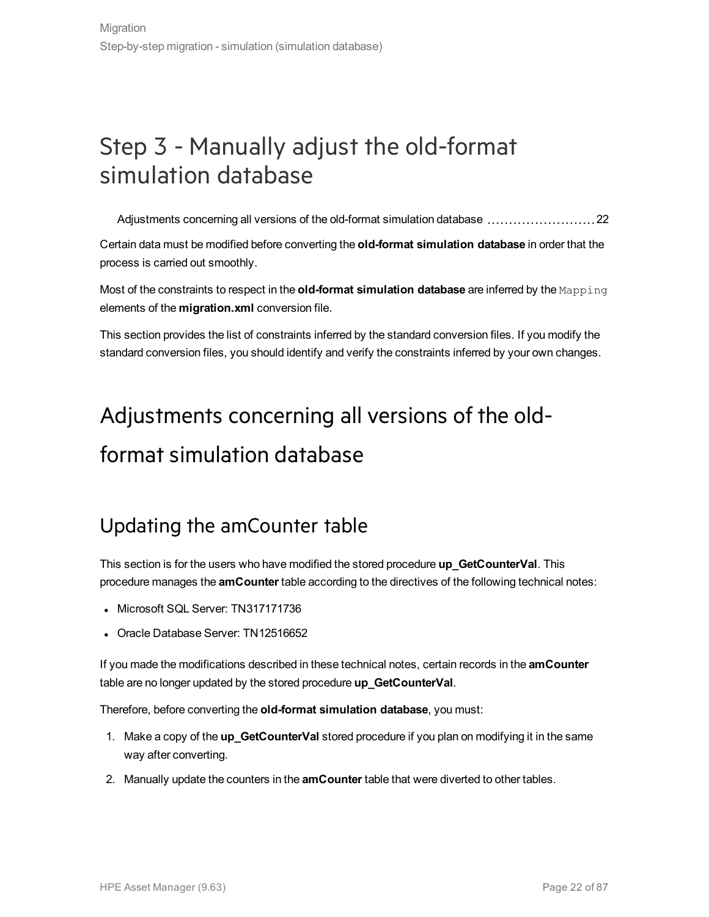# Step 3 - Manually adjust the old-format simulation database

Adjustments concerning all versions of the old-format simulation database ......................... 22

Certain data must be modified before converting the **old-format simulation database** in order that the process is carried out smoothly.

Most of the constraints to respect in the **old-format simulation database** are inferred by the `Mapping` elements of the **migration.xml** conversion file.

This section provides the list of constraints inferred by the standard conversion files. If you modify the standard conversion files, you should identify and verify the constraints inferred by your own changes.

# Adjustments concerning all versions of the old-format simulation database

## Updating the amCounter table

This section is for the users who have modified the stored procedure **up_GetCounterVal**. This procedure manages the **amCounter** table according to the directives of the following technical notes:

- Microsoft SQL Server: TN317171736
- Oracle Database Server: TN12516652

If you made the modifications described in these technical notes, certain records in the **amCounter** table are no longer updated by the stored procedure **up_GetCounterVal**.

Therefore, before converting the **old-format simulation database**, you must:

1. Make a copy of the **up_GetCounterVal** stored procedure if you plan on modifying it in the same way after converting.
2. Manually update the counters in the **amCounter** table that were diverted to other tables.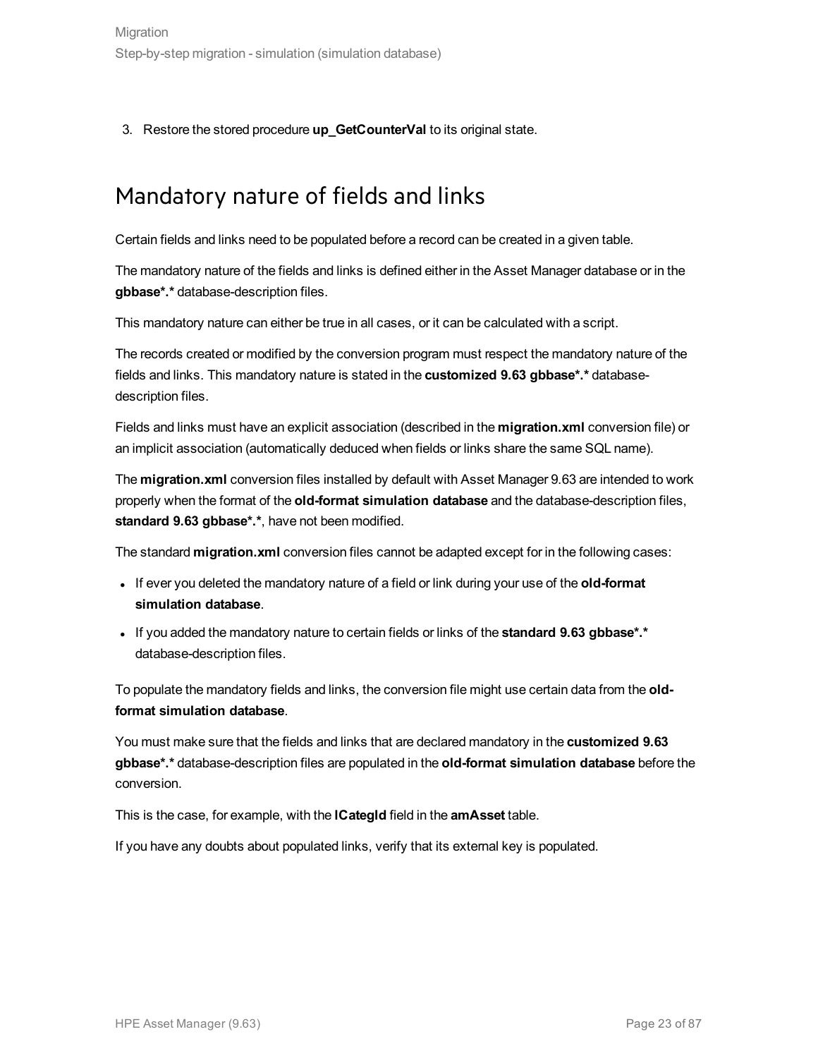3. Restore the stored procedure **up_GetCounterVal** to its original state.

## Mandatory nature of fields and links

Certain fields and links need to be populated before a record can be created in a given table.

The mandatory nature of the fields and links is defined either in the Asset Manager database or in the **gbbase*.*** database-description files.

This mandatory nature can either be true in all cases, or it can be calculated with a script.

The records created or modified by the conversion program must respect the mandatory nature of the fields and links. This mandatory nature is stated in the **customized 9.63 gbbase*.*** database-description files.

Fields and links must have an explicit association (described in the **migration.xml** conversion file) or an implicit association (automatically deduced when fields or links share the same SQL name).

The **migration.xml** conversion files installed by default with Asset Manager 9.63 are intended to work properly when the format of the **old-format simulation database** and the database-description files, **standard 9.63 gbbase*.***, have not been modified.

The standard **migration.xml** conversion files cannot be adapted except for in the following cases:

- If ever you deleted the mandatory nature of a field or link during your use of the **old-format simulation database**.
- If you added the mandatory nature to certain fields or links of the **standard 9.63 gbbase*.*** database-description files.

To populate the mandatory fields and links, the conversion file might use certain data from the **old-format simulation database**.

You must make sure that the fields and links that are declared mandatory in the **customized 9.63 gbbase*.*** database-description files are populated in the **old-format simulation database** before the conversion.

This is the case, for example, with the **lCategId** field in the **amAsset** table.

If you have any doubts about populated links, verify that its external key is populated.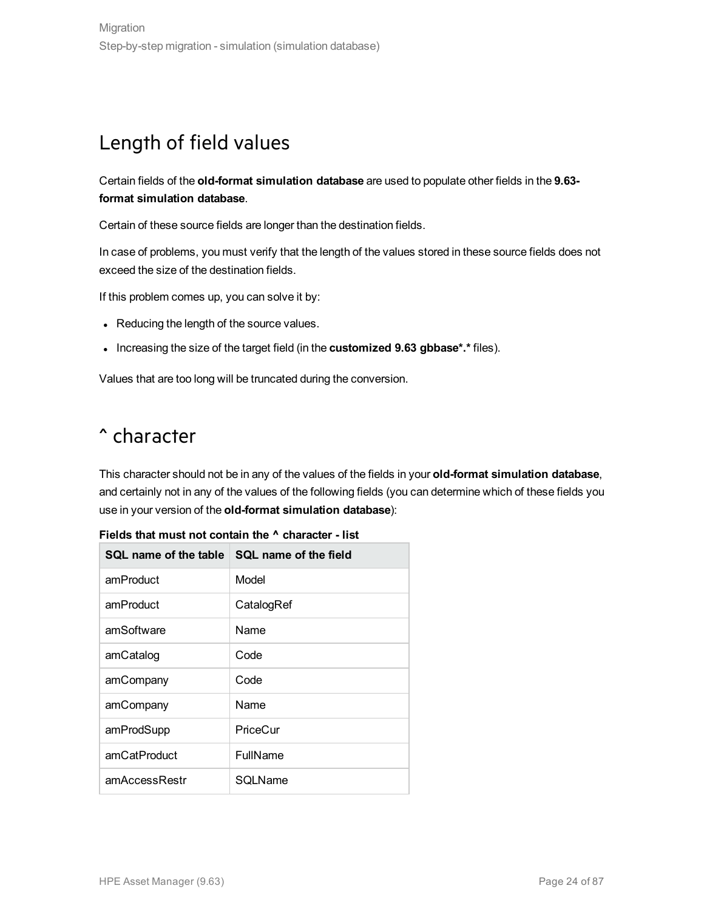## Length of field values

Certain fields of the **old-format simulation database** are used to populate other fields in the **9.63-format simulation database**.

Certain of these source fields are longer than the destination fields.

In case of problems, you must verify that the length of the values stored in these source fields does not exceed the size of the destination fields.

If this problem comes up, you can solve it by:

- Reducing the length of the source values.
- Increasing the size of the target field (in the **customized 9.63 gbbase*.*** files).

Values that are too long will be truncated during the conversion.

## ^ character

This character should not be in any of the values of the fields in your **old-format simulation database**, and certainly not in any of the values of the following fields (you can determine which of these fields you use in your version of the **old-format simulation database**):

**Fields that must not contain the ^ character - list**

| SQL name of the table | SQL name of the field |
|---|---|
| amProduct | Model |
| amProduct | CatalogRef |
| amSoftware | Name |
| amCatalog | Code |
| amCompany | Code |
| amCompany | Name |
| amProdSupp | PriceCur |
| amCatProduct | FullName |
| amAccessRestr | SQLName |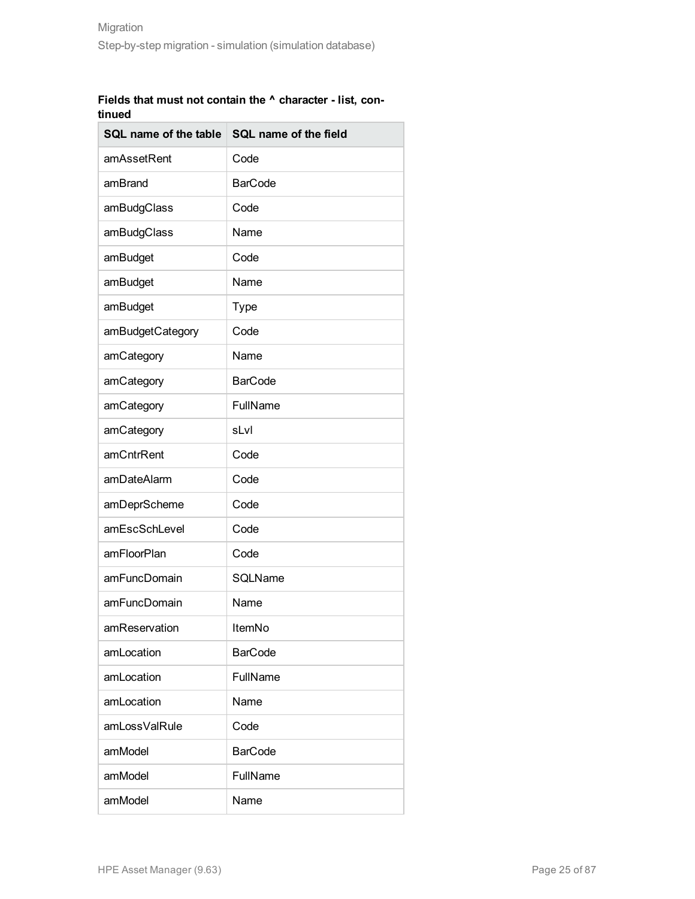**Fields that must not contain the ^ character - list, continued**

| SQL name of the table | SQL name of the field |
|---|---|
| amAssetRent | Code |
| amBrand | BarCode |
| amBudgClass | Code |
| amBudgClass | Name |
| amBudget | Code |
| amBudget | Name |
| amBudget | Type |
| amBudgetCategory | Code |
| amCategory | Name |
| amCategory | BarCode |
| amCategory | FullName |
| amCategory | sLvl |
| amCntrRent | Code |
| amDateAlarm | Code |
| amDeprScheme | Code |
| amEscSchLevel | Code |
| amFloorPlan | Code |
| amFuncDomain | SQLName |
| amFuncDomain | Name |
| amReservation | ItemNo |
| amLocation | BarCode |
| amLocation | FullName |
| amLocation | Name |
| amLossValRule | Code |
| amModel | BarCode |
| amModel | FullName |
| amModel | Name |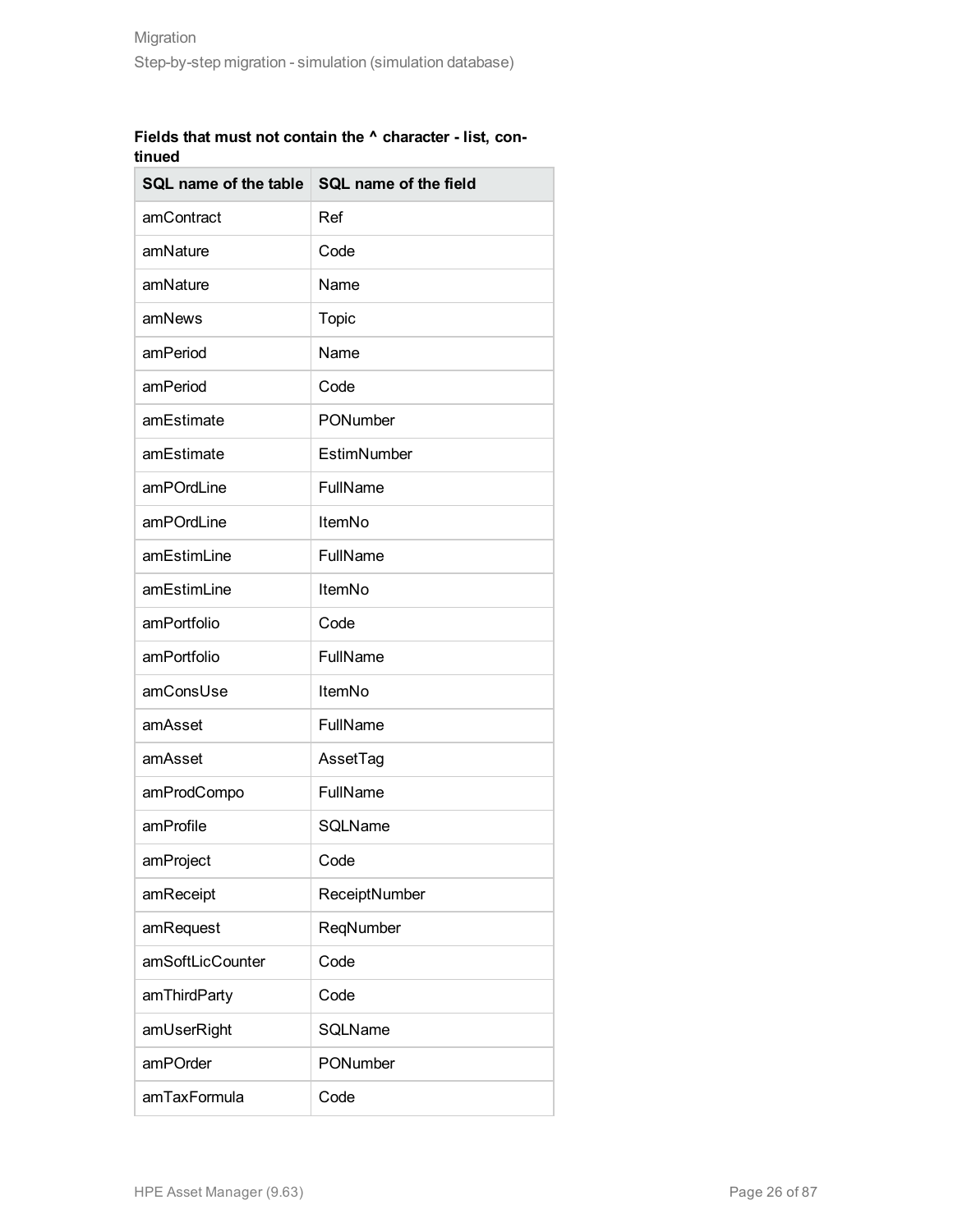**Fields that must not contain the ^ character - list, continued**

| SQL name of the table | SQL name of the field |
| --- | --- |
| amContract | Ref |
| amNature | Code |
| amNature | Name |
| amNews | Topic |
| amPeriod | Name |
| amPeriod | Code |
| amEstimate | PONumber |
| amEstimate | EstimNumber |
| amPOrdLine | FullName |
| amPOrdLine | ItemNo |
| amEstimLine | FullName |
| amEstimLine | ItemNo |
| amPortfolio | Code |
| amPortfolio | FullName |
| amConsUse | ItemNo |
| amAsset | FullName |
| amAsset | AssetTag |
| amProdCompo | FullName |
| amProfile | SQLName |
| amProject | Code |
| amReceipt | ReceiptNumber |
| amRequest | ReqNumber |
| amSoftLicCounter | Code |
| amThirdParty | Code |
| amUserRight | SQLName |
| amPOrder | PONumber |
| amTaxFormula | Code |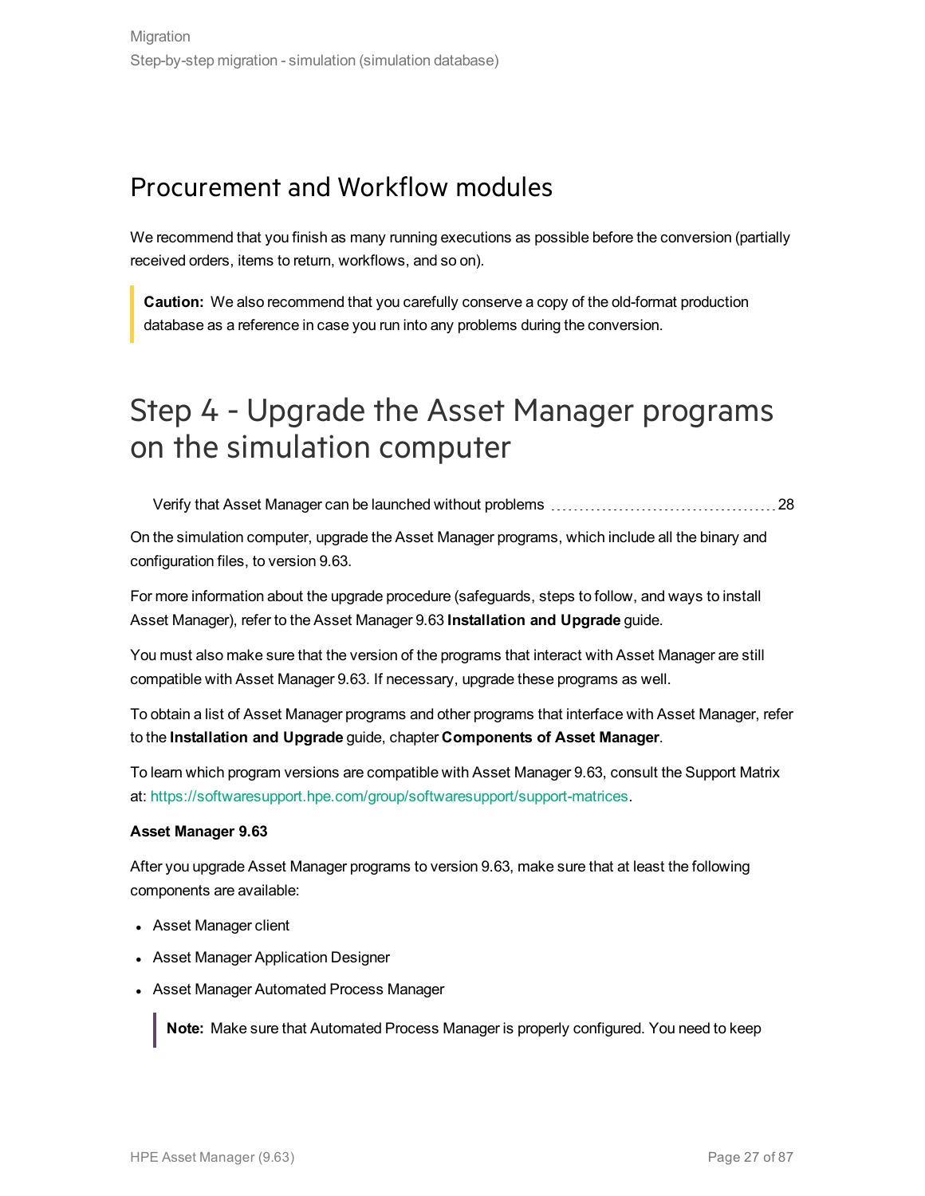## Procurement and Workflow modules

We recommend that you finish as many running executions as possible before the conversion (partially received orders, items to return, workflows, and so on).

> **Caution:** We also recommend that you carefully conserve a copy of the old-format production database as a reference in case you run into any problems during the conversion.

# Step 4 - Upgrade the Asset Manager programs on the simulation computer

Verify that Asset Manager can be launched without problems ........ 28

On the simulation computer, upgrade the Asset Manager programs, which include all the binary and configuration files, to version 9.63.

For more information about the upgrade procedure (safeguards, steps to follow, and ways to install Asset Manager), refer to the Asset Manager 9.63 **Installation and Upgrade** guide.

You must also make sure that the version of the programs that interact with Asset Manager are still compatible with Asset Manager 9.63. If necessary, upgrade these programs as well.

To obtain a list of Asset Manager programs and other programs that interface with Asset Manager, refer to the **Installation and Upgrade** guide, chapter **Components of Asset Manager**.

To learn which program versions are compatible with Asset Manager 9.63, consult the Support Matrix at: https://softwaresupport.hpe.com/group/softwaresupport/support-matrices.

**Asset Manager 9.63**

After you upgrade Asset Manager programs to version 9.63, make sure that at least the following components are available:

- Asset Manager client
- Asset Manager Application Designer
- Asset Manager Automated Process Manager

  > **Note:** Make sure that Automated Process Manager is properly configured. You need to keep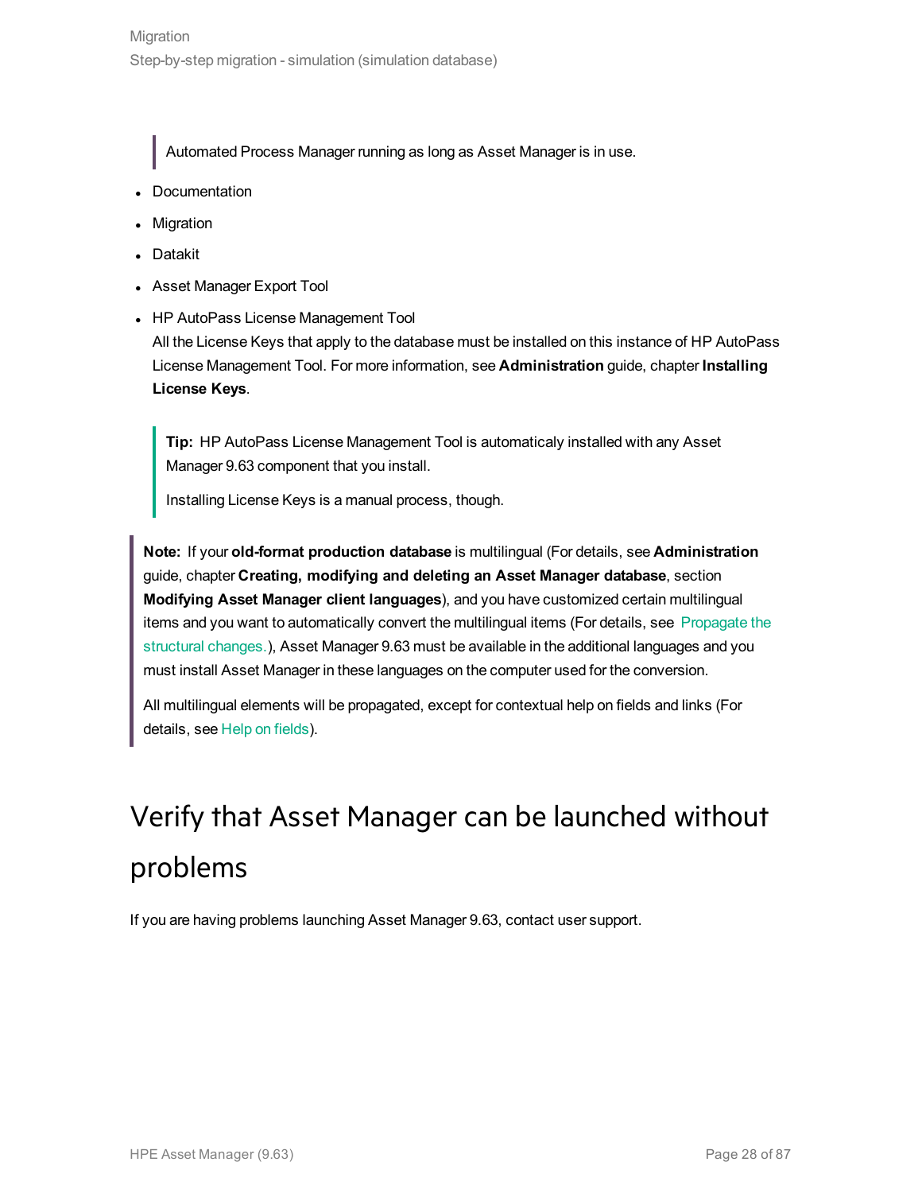> Automated Process Manager running as long as Asset Manager is in use.

- Documentation
- Migration
- Datakit
- Asset Manager Export Tool
- HP AutoPass License Management Tool
  All the License Keys that apply to the database must be installed on this instance of HP AutoPass License Management Tool. For more information, see **Administration** guide, chapter **Installing License Keys**.

  > **Tip:** HP AutoPass License Management Tool is automaticaly installed with any Asset Manager 9.63 component that you install.
  >
  > Installing License Keys is a manual process, though.

> **Note:** If your **old-format production database** is multilingual (For details, see **Administration** guide, chapter **Creating, modifying and deleting an Asset Manager database**, section **Modifying Asset Manager client languages**), and you have customized certain multilingual items and you want to automatically convert the multilingual items (For details, see Propagate the structural changes.), Asset Manager 9.63 must be available in the additional languages and you must install Asset Manager in these languages on the computer used for the conversion.
>
> All multilingual elements will be propagated, except for contextual help on fields and links (For details, see Help on fields).

# Verify that Asset Manager can be launched without problems

If you are having problems launching Asset Manager 9.63, contact user support.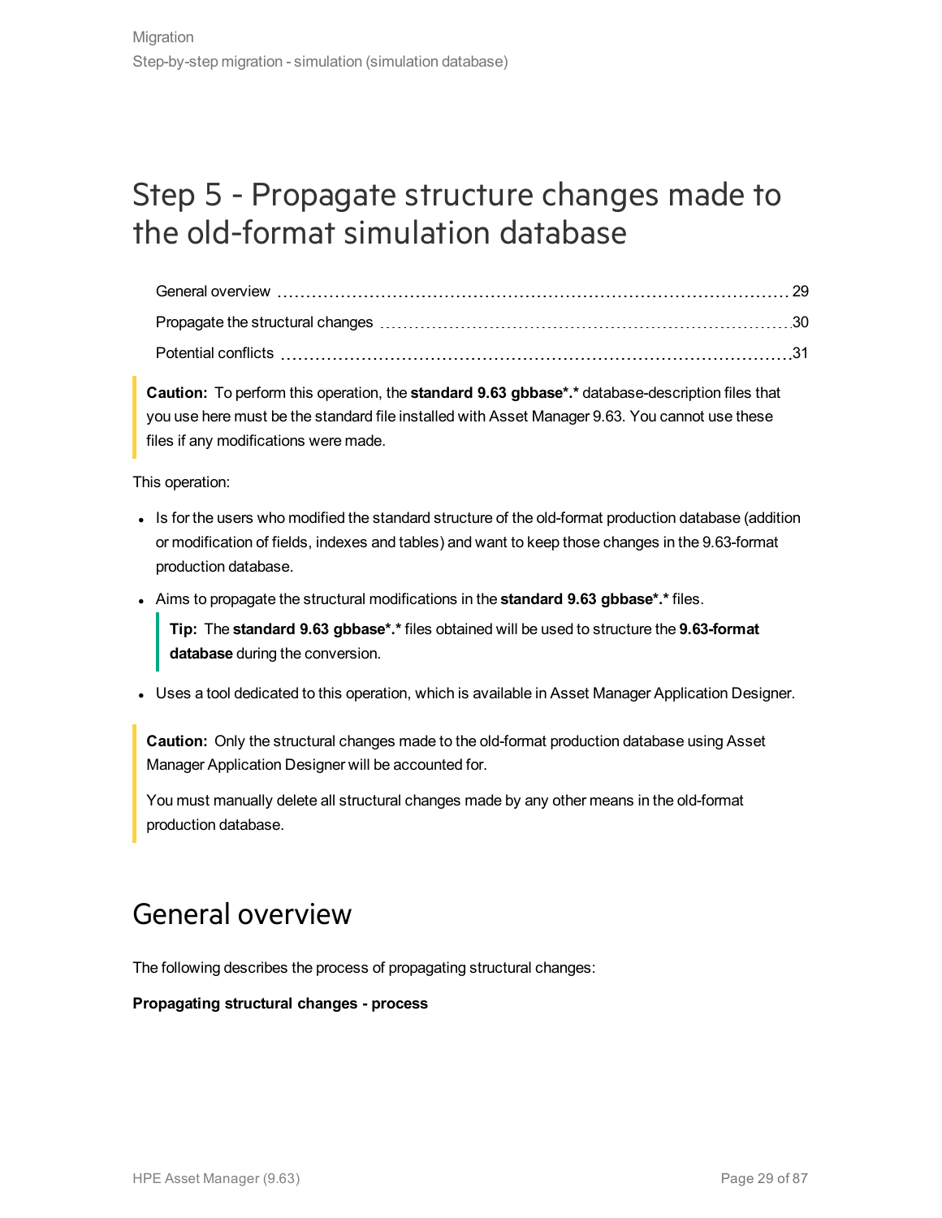# Step 5 - Propagate structure changes made to the old-format simulation database

General overview ........ 29
Propagate the structural changes ........ 30
Potential conflicts ........ 31

> **Caution:** To perform this operation, the **standard 9.63 gbbase*.*** database-description files that you use here must be the standard file installed with Asset Manager 9.63. You cannot use these files if any modifications were made.

This operation:

- Is for the users who modified the standard structure of the old-format production database (addition or modification of fields, indexes and tables) and want to keep those changes in the 9.63-format production database.
- Aims to propagate the structural modifications in the **standard 9.63 gbbase*.*** files.

  > **Tip:** The **standard 9.63 gbbase*.*** files obtained will be used to structure the **9.63-format database** during the conversion.

- Uses a tool dedicated to this operation, which is available in Asset Manager Application Designer.

> **Caution:** Only the structural changes made to the old-format production database using Asset Manager Application Designer will be accounted for.
>
> You must manually delete all structural changes made by any other means in the old-format production database.

## General overview

The following describes the process of propagating structural changes:

**Propagating structural changes - process**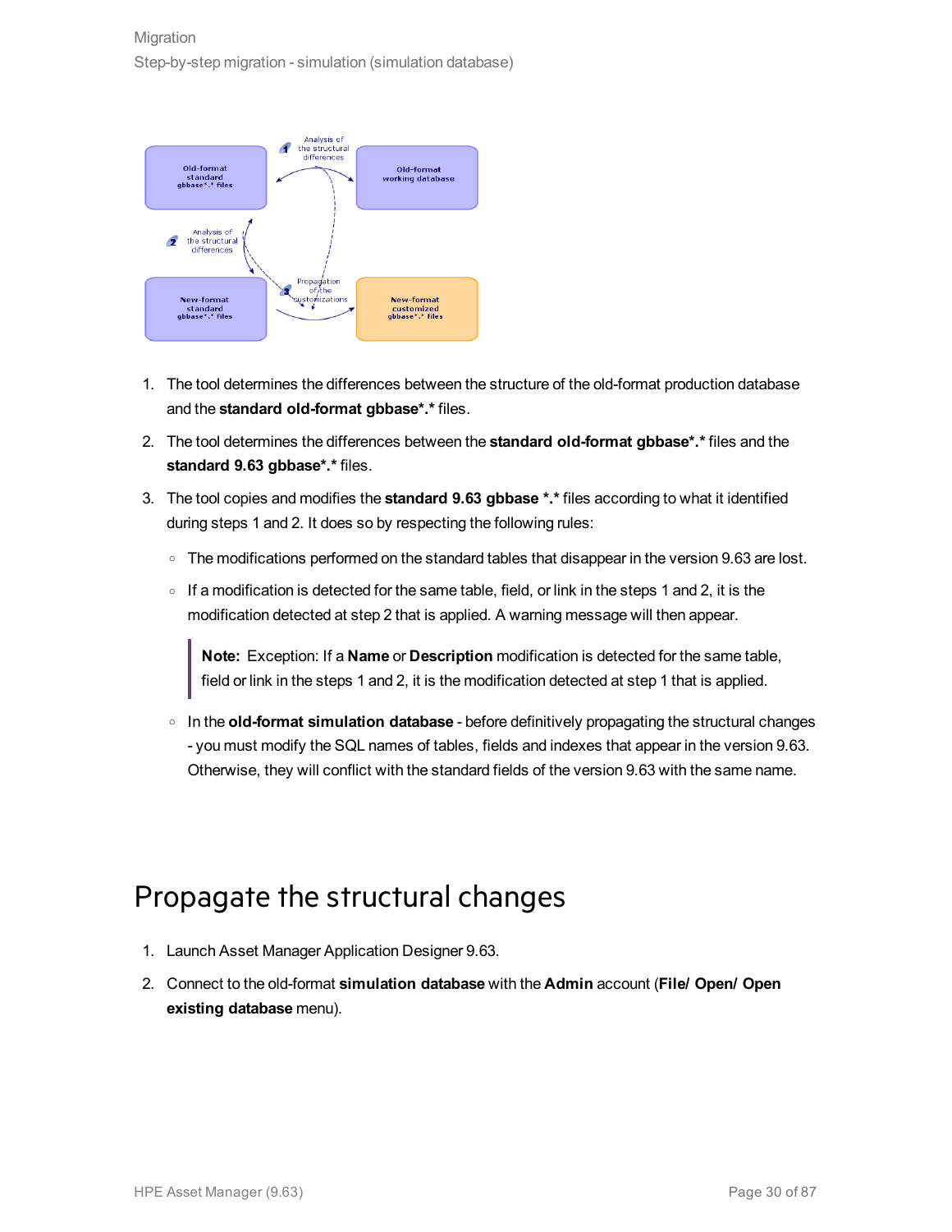1. The tool determines the differences between the structure of the old-format production database and the **standard old-format gbbase*.*** files.
2. The tool determines the differences between the **standard old-format gbbase*.*** files and the **standard 9.63 gbbase*.*** files.
3. The tool copies and modifies the **standard 9.63 gbbase *.*** files according to what it identified during steps 1 and 2. It does so by respecting the following rules:
   - The modifications performed on the standard tables that disappear in the version 9.63 are lost.
   - If a modification is detected for the same table, field, or link in the steps 1 and 2, it is the modification detected at step 2 that is applied. A warning message will then appear.

     > **Note:** Exception: If a **Name** or **Description** modification is detected for the same table, field or link in the steps 1 and 2, it is the modification detected at step 1 that is applied.

   - In the **old-format simulation database** - before definitively propagating the structural changes - you must modify the SQL names of tables, fields and indexes that appear in the version 9.63. Otherwise, they will conflict with the standard fields of the version 9.63 with the same name.

# Propagate the structural changes

1. Launch Asset Manager Application Designer 9.63.
2. Connect to the old-format **simulation database** with the **Admin** account (**File/ Open/ Open existing database** menu).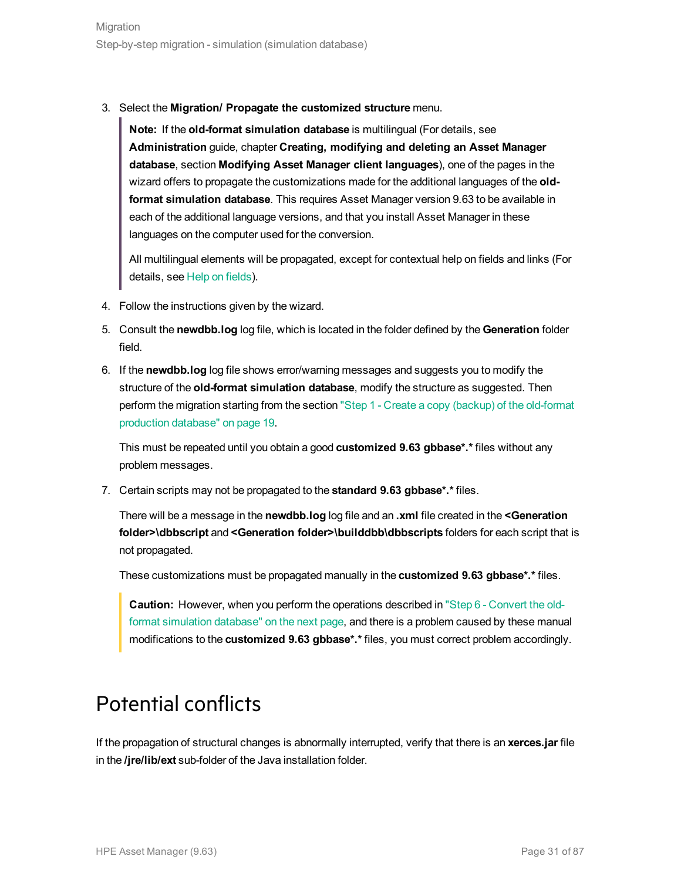3. Select the **Migration/ Propagate the customized structure** menu.

   > **Note:** If the **old-format simulation database** is multilingual (For details, see **Administration** guide, chapter **Creating, modifying and deleting an Asset Manager database**, section **Modifying Asset Manager client languages**), one of the pages in the wizard offers to propagate the customizations made for the additional languages of the **old-format simulation database**. This requires Asset Manager version 9.63 to be available in each of the additional language versions, and that you install Asset Manager in these languages on the computer used for the conversion.
   >
   > All multilingual elements will be propagated, except for contextual help on fields and links (For details, see Help on fields).

4. Follow the instructions given by the wizard.
5. Consult the **newdbb.log** log file, which is located in the folder defined by the **Generation** folder field.
6. If the **newdbb.log** log file shows error/warning messages and suggests you to modify the structure of the **old-format simulation database**, modify the structure as suggested. Then perform the migration starting from the section "Step 1 - Create a copy (backup) of the old-format production database" on page 19.

   This must be repeated until you obtain a good **customized 9.63 gbbase*.*** files without any problem messages.

7. Certain scripts may not be propagated to the **standard 9.63 gbbase*.*** files.

   There will be a message in the **newdbb.log** log file and an **.xml** file created in the **<Generation folder>\dbbscript** and **<Generation folder>\builddbb\dbbscripts** folders for each script that is not propagated.

   These customizations must be propagated manually in the **customized 9.63 gbbase*.*** files.

   > **Caution:** However, when you perform the operations described in "Step 6 - Convert the old-format simulation database" on the next page, and there is a problem caused by these manual modifications to the **customized 9.63 gbbase*.*** files, you must correct problem accordingly.

## Potential conflicts

If the propagation of structural changes is abnormally interrupted, verify that there is an **xerces.jar** file in the **/jre/lib/ext** sub-folder of the Java installation folder.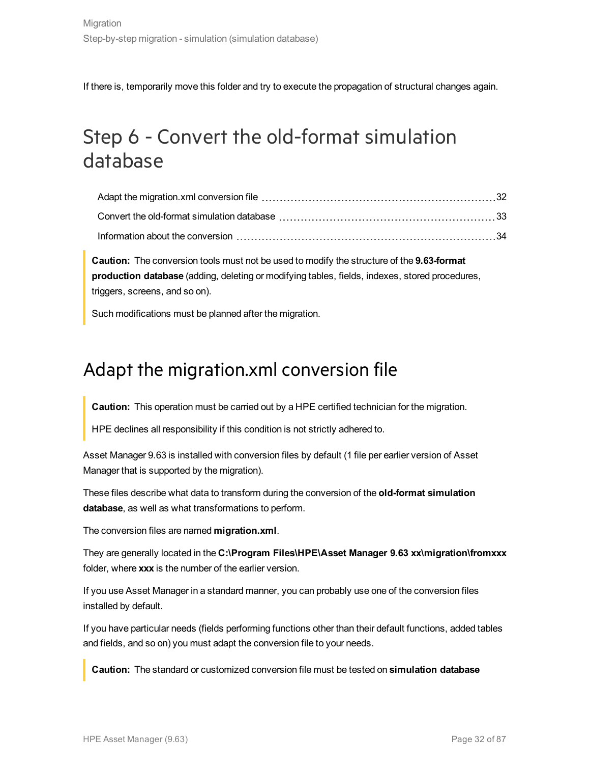If there is, temporarily move this folder and try to execute the propagation of structural changes again.

# Step 6 - Convert the old-format simulation database

Adapt the migration.xml conversion file ........ 32

Convert the old-format simulation database ........ 33

Information about the conversion ........ 34

> **Caution:** The conversion tools must not be used to modify the structure of the **9.63-format production database** (adding, deleting or modifying tables, fields, indexes, stored procedures, triggers, screens, and so on).
>
> Such modifications must be planned after the migration.

## Adapt the migration.xml conversion file

> **Caution:** This operation must be carried out by a HPE certified technician for the migration.
>
> HPE declines all responsibility if this condition is not strictly adhered to.

Asset Manager 9.63 is installed with conversion files by default (1 file per earlier version of Asset Manager that is supported by the migration).

These files describe what data to transform during the conversion of the **old-format simulation database**, as well as what transformations to perform.

The conversion files are named **migration.xml**.

They are generally located in the **C:\Program Files\HPE\Asset Manager 9.63 xx\migration\fromxxx** folder, where **xxx** is the number of the earlier version.

If you use Asset Manager in a standard manner, you can probably use one of the conversion files installed by default.

If you have particular needs (fields performing functions other than their default functions, added tables and fields, and so on) you must adapt the conversion file to your needs.

> **Caution:** The standard or customized conversion file must be tested on **simulation database**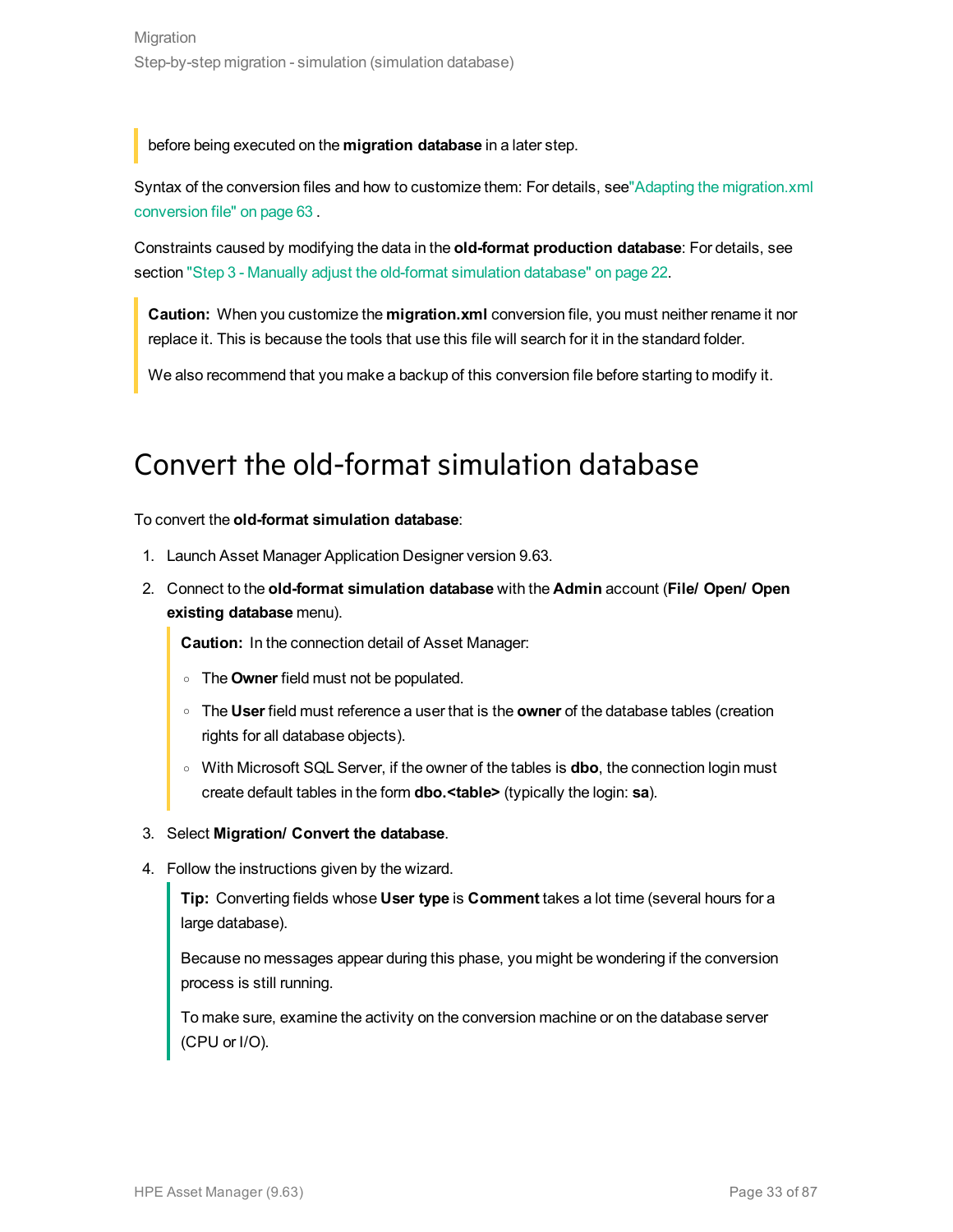> before being executed on the **migration database** in a later step.

Syntax of the conversion files and how to customize them: For details, see"Adapting the migration.xml conversion file" on page 63 .

Constraints caused by modifying the data in the **old-format production database**: For details, see section "Step 3 - Manually adjust the old-format simulation database" on page 22.

> **Caution:** When you customize the **migration.xml** conversion file, you must neither rename it nor replace it. This is because the tools that use this file will search for it in the standard folder.
>
> We also recommend that you make a backup of this conversion file before starting to modify it.

# Convert the old-format simulation database

To convert the **old-format simulation database**:

1. Launch Asset Manager Application Designer version 9.63.
2. Connect to the **old-format simulation database** with the **Admin** account (**File/ Open/ Open existing database** menu).

   > **Caution:** In the connection detail of Asset Manager:
   >
   > - The **Owner** field must not be populated.
   > - The **User** field must reference a user that is the **owner** of the database tables (creation rights for all database objects).
   > - With Microsoft SQL Server, if the owner of the tables is **dbo**, the connection login must create default tables in the form **dbo.<table>** (typically the login: **sa**).

3. Select **Migration/ Convert the database**.
4. Follow the instructions given by the wizard.

   > **Tip:** Converting fields whose **User type** is **Comment** takes a lot time (several hours for a large database).
   >
   > Because no messages appear during this phase, you might be wondering if the conversion process is still running.
   >
   > To make sure, examine the activity on the conversion machine or on the database server (CPU or I/O).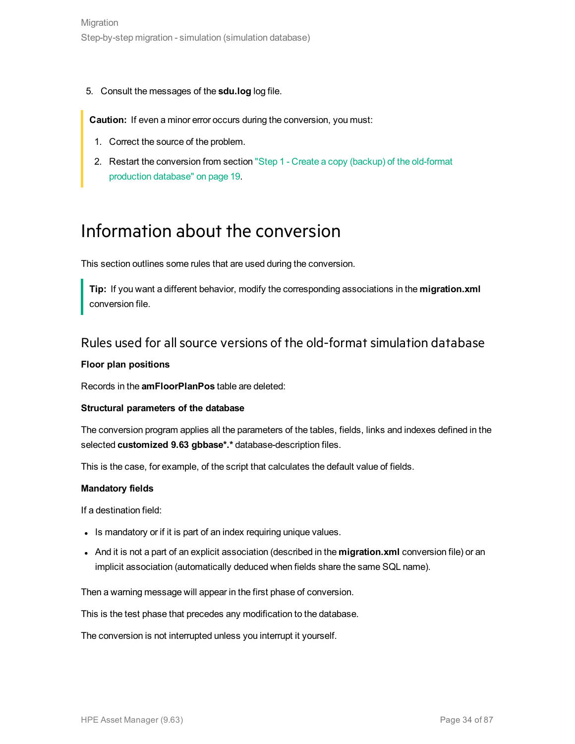5. Consult the messages of the **sdu.log** log file.

> **Caution:** If even a minor error occurs during the conversion, you must:
>
> 1. Correct the source of the problem.
> 2. Restart the conversion from section "Step 1 - Create a copy (backup) of the old-format production database" on page 19.

# Information about the conversion

This section outlines some rules that are used during the conversion.

> **Tip:** If you want a different behavior, modify the corresponding associations in the **migration.xml** conversion file.

## Rules used for all source versions of the old-format simulation database

**Floor plan positions**

Records in the **amFloorPlanPos** table are deleted:

**Structural parameters of the database**

The conversion program applies all the parameters of the tables, fields, links and indexes defined in the selected **customized 9.63 gbbase*.*** database-description files.

This is the case, for example, of the script that calculates the default value of fields.

**Mandatory fields**

If a destination field:

- Is mandatory or if it is part of an index requiring unique values.
- And it is not a part of an explicit association (described in the **migration.xml** conversion file) or an implicit association (automatically deduced when fields share the same SQL name).

Then a warning message will appear in the first phase of conversion.

This is the test phase that precedes any modification to the database.

The conversion is not interrupted unless you interrupt it yourself.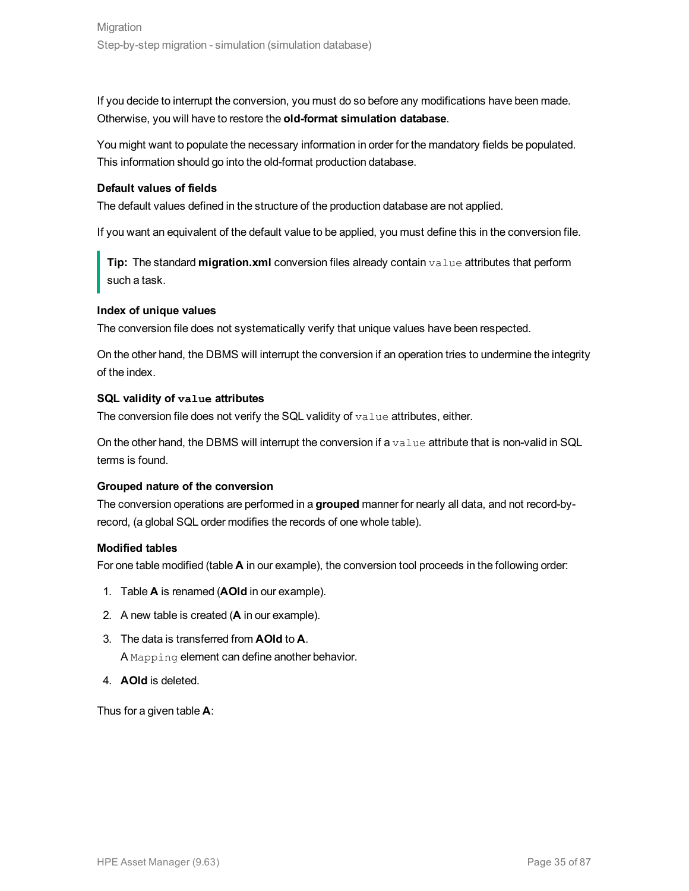If you decide to interrupt the conversion, you must do so before any modifications have been made. Otherwise, you will have to restore the **old-format simulation database**.

You might want to populate the necessary information in order for the mandatory fields be populated. This information should go into the old-format production database.

**Default values of fields**

The default values defined in the structure of the production database are not applied.

If you want an equivalent of the default value to be applied, you must define this in the conversion file.

> **Tip:** The standard **migration.xml** conversion files already contain `value` attributes that perform such a task.

**Index of unique values**

The conversion file does not systematically verify that unique values have been respected.

On the other hand, the DBMS will interrupt the conversion if an operation tries to undermine the integrity of the index.

**SQL validity of `value` attributes**

The conversion file does not verify the SQL validity of `value` attributes, either.

On the other hand, the DBMS will interrupt the conversion if a `value` attribute that is non-valid in SQL terms is found.

**Grouped nature of the conversion**

The conversion operations are performed in a **grouped** manner for nearly all data, and not record-by-record, (a global SQL order modifies the records of one whole table).

**Modified tables**

For one table modified (table **A** in our example), the conversion tool proceeds in the following order:

1. Table **A** is renamed (**AOld** in our example).
2. A new table is created (**A** in our example).
3. The data is transferred from **AOld** to **A**.
   A `Mapping` element can define another behavior.
4. **AOld** is deleted.

Thus for a given table **A**: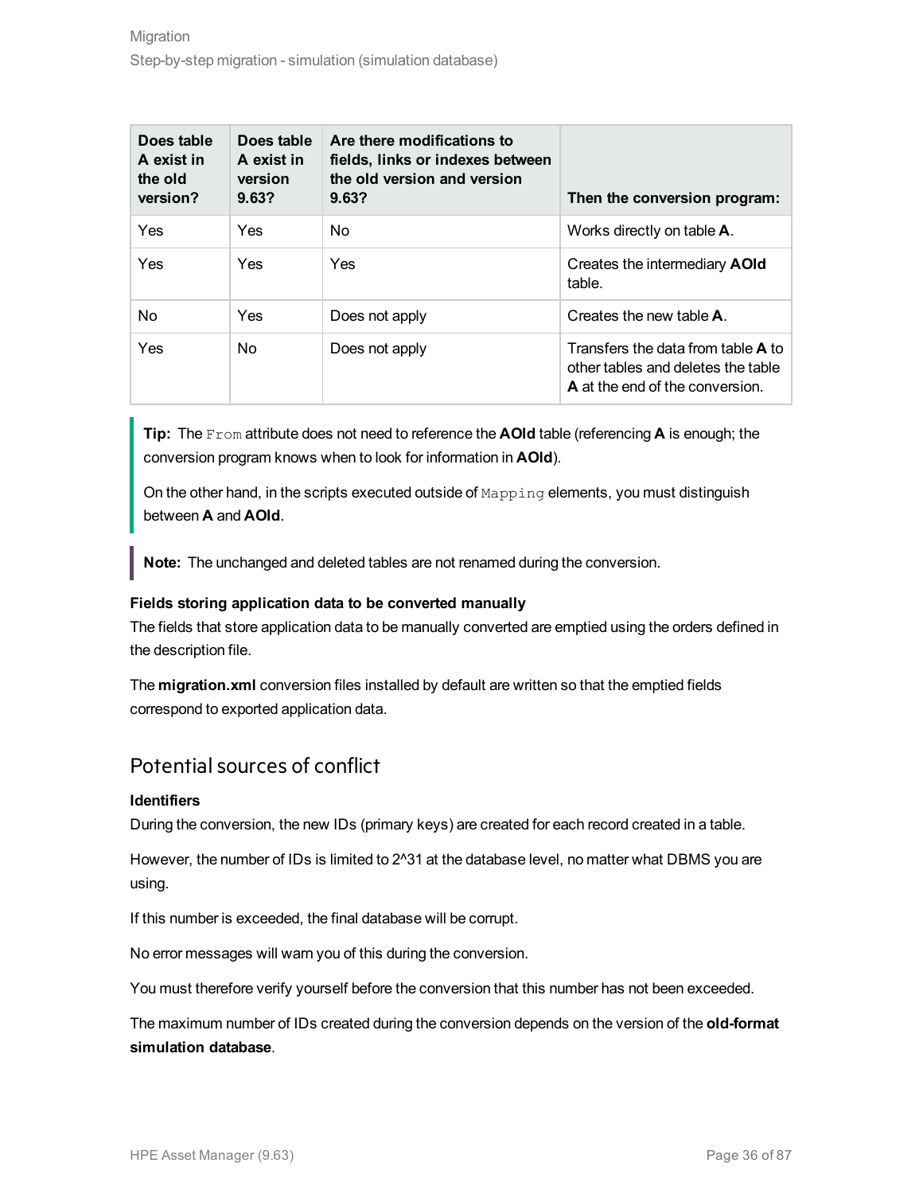| Does table A exist in the old version? | Does table A exist in version 9.63? | Are there modifications to fields, links or indexes between the old version and version 9.63? | Then the conversion program: |
| --- | --- | --- | --- |
| Yes | Yes | No | Works directly on table **A**. |
| Yes | Yes | Yes | Creates the intermediary **AOld** table. |
| No | Yes | Does not apply | Creates the new table **A**. |
| Yes | No | Does not apply | Transfers the data from table **A** to other tables and deletes the table **A** at the end of the conversion. |

**Tip:** The `From` attribute does not need to reference the **AOld** table (referencing **A** is enough; the conversion program knows when to look for information in **AOld**).

On the other hand, in the scripts executed outside of `Mapping` elements, you must distinguish between **A** and **AOld**.

**Note:** The unchanged and deleted tables are not renamed during the conversion.

**Fields storing application data to be converted manually**

The fields that store application data to be manually converted are emptied using the orders defined in the description file.

The **migration.xml** conversion files installed by default are written so that the emptied fields correspond to exported application data.

## Potential sources of conflict

**Identifiers**

During the conversion, the new IDs (primary keys) are created for each record created in a table.

However, the number of IDs is limited to 2^31 at the database level, no matter what DBMS you are using.

If this number is exceeded, the final database will be corrupt.

No error messages will warn you of this during the conversion.

You must therefore verify yourself before the conversion that this number has not been exceeded.

The maximum number of IDs created during the conversion depends on the version of the **old-format simulation database**.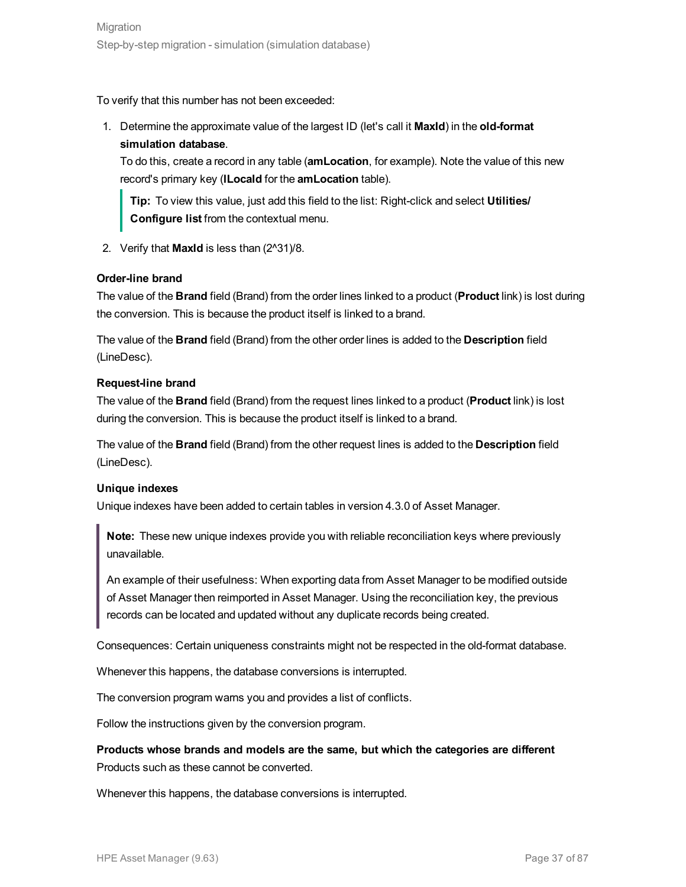To verify that this number has not been exceeded:

1. Determine the approximate value of the largest ID (let's call it **MaxId**) in the **old-format simulation database**.
   To do this, create a record in any table (**amLocation**, for example). Note the value of this new record's primary key (**lLocaId** for the **amLocation** table).

   > **Tip:** To view this value, just add this field to the list: Right-click and select **Utilities/ Configure list** from the contextual menu.

2. Verify that **MaxId** is less than (2^31)/8.

**Order-line brand**

The value of the **Brand** field (Brand) from the order lines linked to a product (**Product** link) is lost during the conversion. This is because the product itself is linked to a brand.

The value of the **Brand** field (Brand) from the other order lines is added to the **Description** field (LineDesc).

**Request-line brand**

The value of the **Brand** field (Brand) from the request lines linked to a product (**Product** link) is lost during the conversion. This is because the product itself is linked to a brand.

The value of the **Brand** field (Brand) from the other request lines is added to the **Description** field (LineDesc).

**Unique indexes**

Unique indexes have been added to certain tables in version 4.3.0 of Asset Manager.

> **Note:** These new unique indexes provide you with reliable reconciliation keys where previously unavailable.
>
> An example of their usefulness: When exporting data from Asset Manager to be modified outside of Asset Manager then reimported in Asset Manager. Using the reconciliation key, the previous records can be located and updated without any duplicate records being created.

Consequences: Certain uniqueness constraints might not be respected in the old-format database.

Whenever this happens, the database conversions is interrupted.

The conversion program warns you and provides a list of conflicts.

Follow the instructions given by the conversion program.

**Products whose brands and models are the same, but which the categories are different**

Products such as these cannot be converted.

Whenever this happens, the database conversions is interrupted.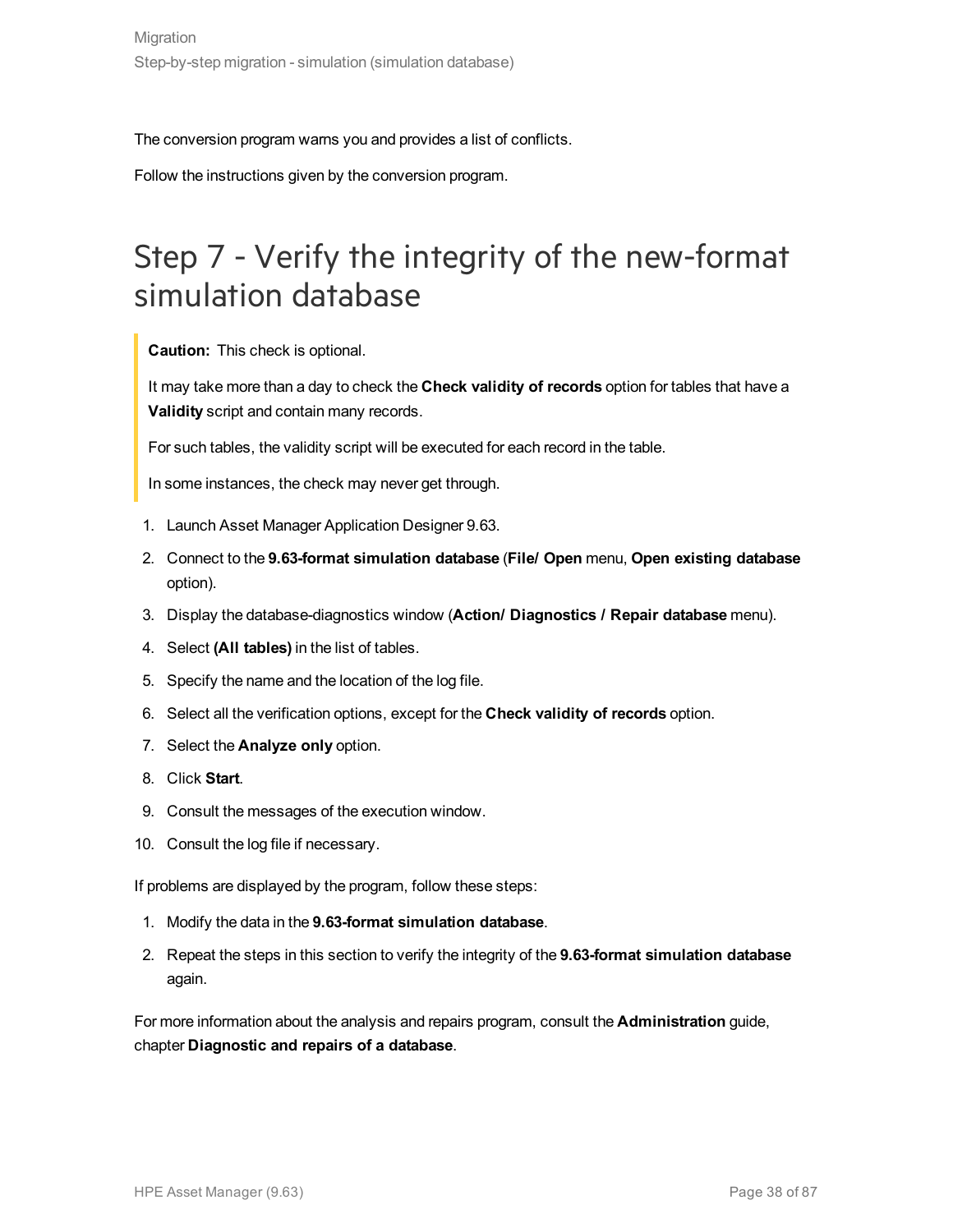The conversion program warns you and provides a list of conflicts.

Follow the instructions given by the conversion program.

# Step 7 - Verify the integrity of the new-format simulation database

> **Caution:** This check is optional.
>
> It may take more than a day to check the **Check validity of records** option for tables that have a **Validity** script and contain many records.
>
> For such tables, the validity script will be executed for each record in the table.
>
> In some instances, the check may never get through.

1. Launch Asset Manager Application Designer 9.63.
2. Connect to the **9.63-format simulation database** (**File/ Open** menu, **Open existing database** option).
3. Display the database-diagnostics window (**Action/ Diagnostics / Repair database** menu).
4. Select **(All tables)** in the list of tables.
5. Specify the name and the location of the log file.
6. Select all the verification options, except for the **Check validity of records** option.
7. Select the **Analyze only** option.
8. Click **Start**.
9. Consult the messages of the execution window.
10. Consult the log file if necessary.

If problems are displayed by the program, follow these steps:

1. Modify the data in the **9.63-format simulation database**.
2. Repeat the steps in this section to verify the integrity of the **9.63-format simulation database** again.

For more information about the analysis and repairs program, consult the **Administration** guide, chapter **Diagnostic and repairs of a database**.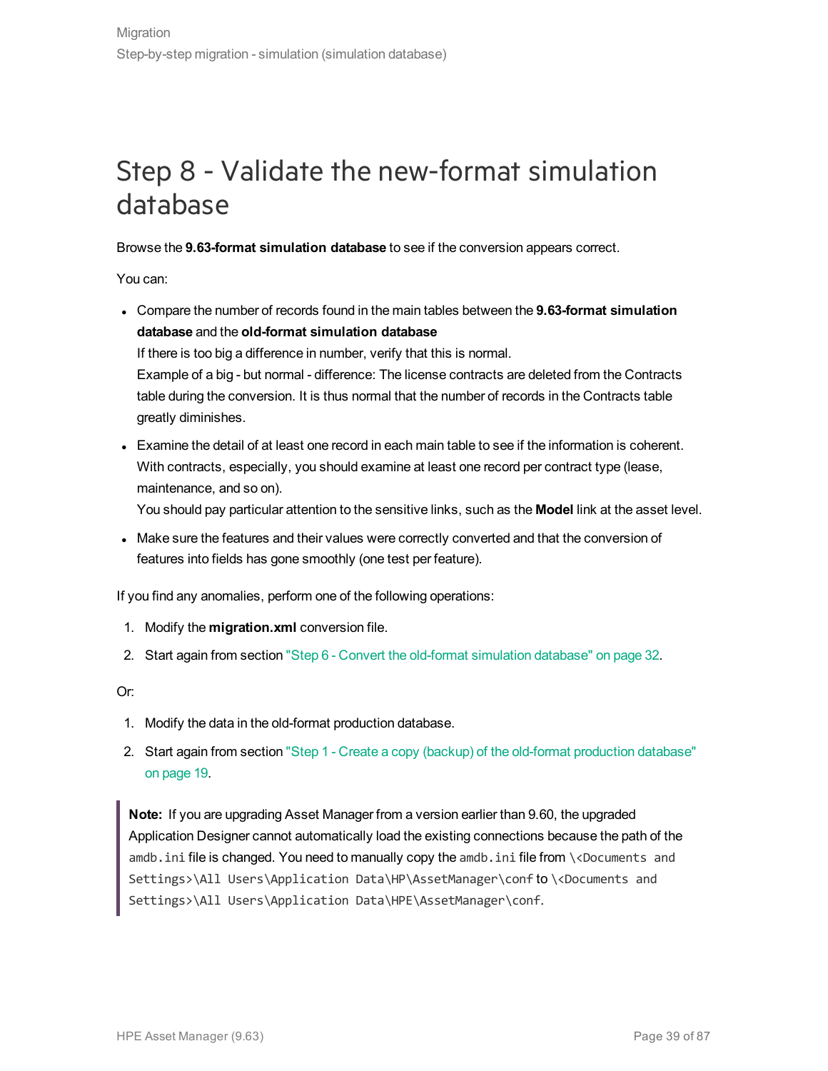# Step 8 - Validate the new-format simulation database

Browse the **9.63-format simulation database** to see if the conversion appears correct.

You can:

- Compare the number of records found in the main tables between the **9.63-format simulation database** and the **old-format simulation database**
  If there is too big a difference in number, verify that this is normal.
  Example of a big - but normal - difference: The license contracts are deleted from the Contracts table during the conversion. It is thus normal that the number of records in the Contracts table greatly diminishes.
- Examine the detail of at least one record in each main table to see if the information is coherent.
  With contracts, especially, you should examine at least one record per contract type (lease, maintenance, and so on).
  You should pay particular attention to the sensitive links, such as the **Model** link at the asset level.
- Make sure the features and their values were correctly converted and that the conversion of features into fields has gone smoothly (one test per feature).

If you find any anomalies, perform one of the following operations:

1. Modify the **migration.xml** conversion file.
2. Start again from section "Step 6 - Convert the old-format simulation database" on page 32.

Or:

1. Modify the data in the old-format production database.
2. Start again from section "Step 1 - Create a copy (backup) of the old-format production database" on page 19.

> **Note:** If you are upgrading Asset Manager from a version earlier than 9.60, the upgraded Application Designer cannot automatically load the existing connections because the path of the `amdb.ini` file is changed. You need to manually copy the `amdb.ini` file from `\<Documents and Settings>\All Users\Application Data\HP\AssetManager\conf` to `\<Documents and Settings>\All Users\Application Data\HPE\AssetManager\conf`.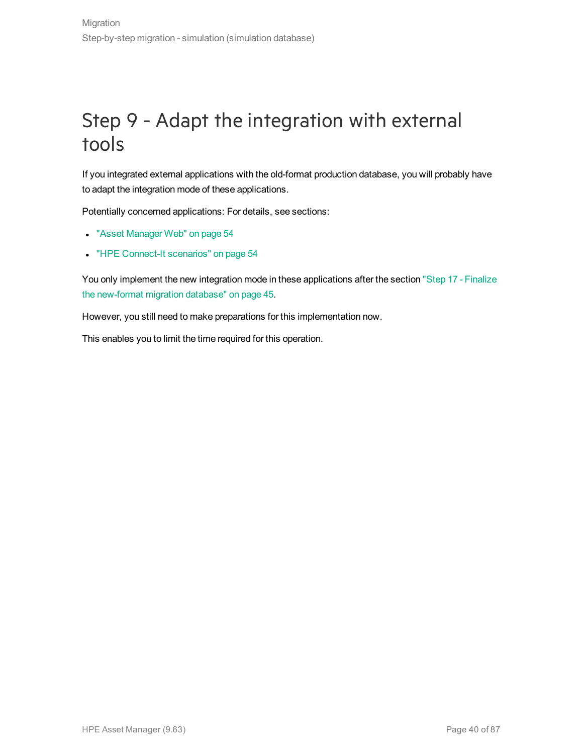# Step 9 - Adapt the integration with external tools

If you integrated external applications with the old-format production database, you will probably have to adapt the integration mode of these applications.

Potentially concerned applications: For details, see sections:

- "Asset Manager Web" on page 54
- "HPE Connect-It scenarios" on page 54

You only implement the new integration mode in these applications after the section "Step 17 - Finalize the new-format migration database" on page 45.

However, you still need to make preparations for this implementation now.

This enables you to limit the time required for this operation.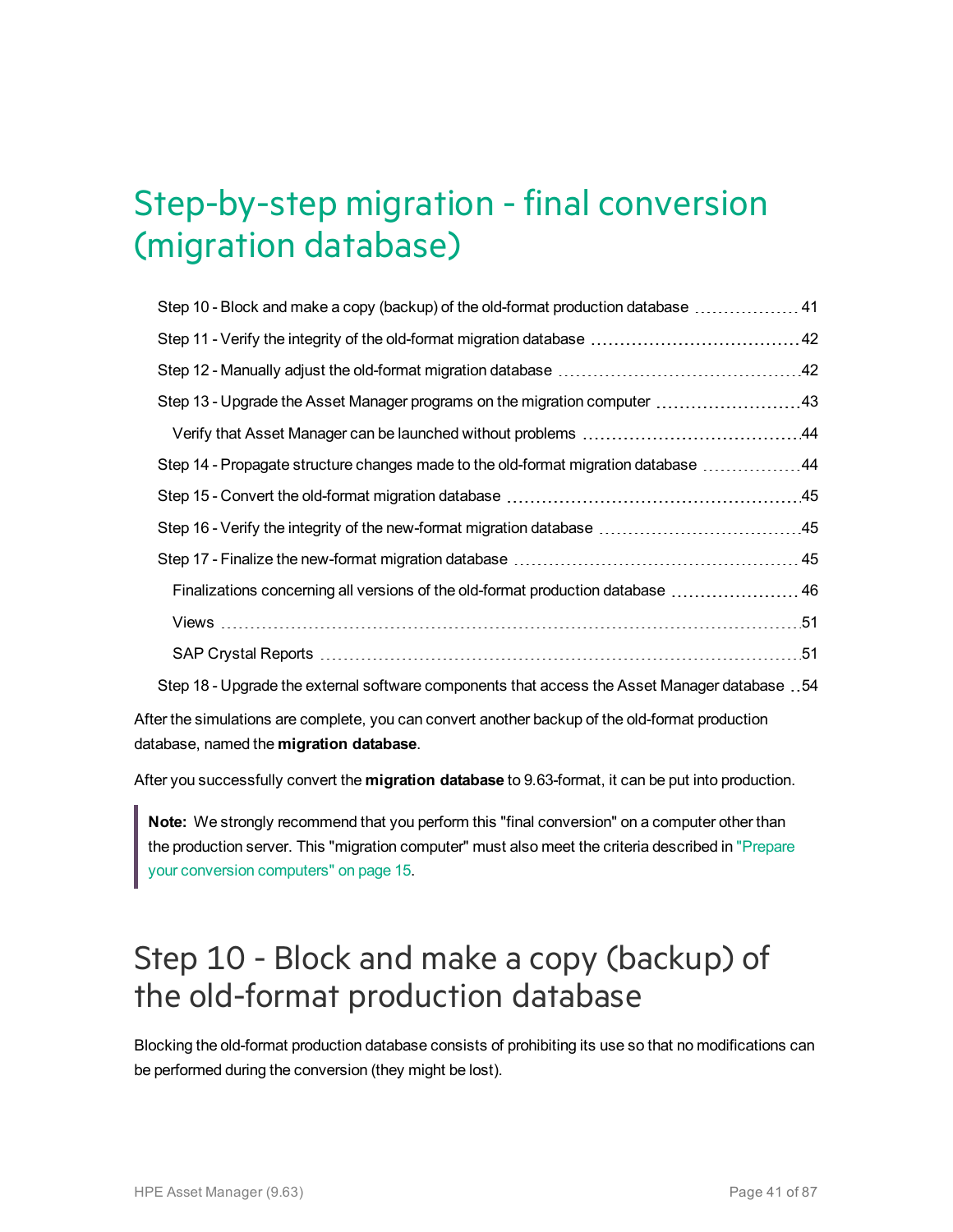# Step-by-step migration - final conversion (migration database)

- Step 10 - Block and make a copy (backup) of the old-format production database 41
- Step 11 - Verify the integrity of the old-format migration database 42
- Step 12 - Manually adjust the old-format migration database 42
- Step 13 - Upgrade the Asset Manager programs on the migration computer 43
  - Verify that Asset Manager can be launched without problems 44
- Step 14 - Propagate structure changes made to the old-format migration database 44
- Step 15 - Convert the old-format migration database 45
- Step 16 - Verify the integrity of the new-format migration database 45
- Step 17 - Finalize the new-format migration database 45
  - Finalizations concerning all versions of the old-format production database 46
  - Views 51
  - SAP Crystal Reports 51
- Step 18 - Upgrade the external software components that access the Asset Manager database 54

After the simulations are complete, you can convert another backup of the old-format production database, named the **migration database**.

After you successfully convert the **migration database** to 9.63-format, it can be put into production.

> **Note:** We strongly recommend that you perform this "final conversion" on a computer other than the production server. This "migration computer" must also meet the criteria described in "Prepare your conversion computers" on page 15.

## Step 10 - Block and make a copy (backup) of the old-format production database

Blocking the old-format production database consists of prohibiting its use so that no modifications can be performed during the conversion (they might be lost).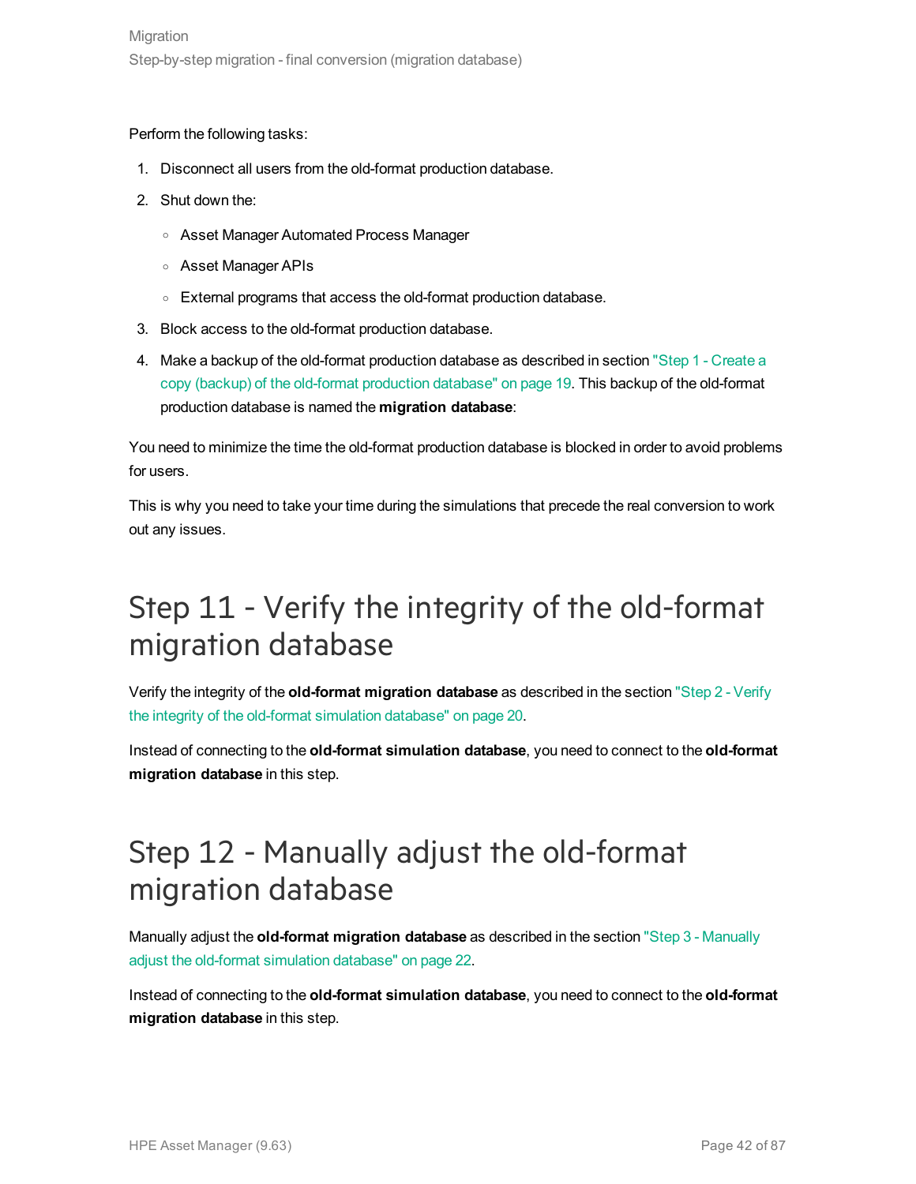Perform the following tasks:

1. Disconnect all users from the old-format production database.
2. Shut down the:
   - Asset Manager Automated Process Manager
   - Asset Manager APIs
   - External programs that access the old-format production database.
3. Block access to the old-format production database.
4. Make a backup of the old-format production database as described in section "Step 1 - Create a copy (backup) of the old-format production database" on page 19. This backup of the old-format production database is named the **migration database**:

You need to minimize the time the old-format production database is blocked in order to avoid problems for users.

This is why you need to take your time during the simulations that precede the real conversion to work out any issues.

# Step 11 - Verify the integrity of the old-format migration database

Verify the integrity of the **old-format migration database** as described in the section "Step 2 - Verify the integrity of the old-format simulation database" on page 20.

Instead of connecting to the **old-format simulation database**, you need to connect to the **old-format migration database** in this step.

# Step 12 - Manually adjust the old-format migration database

Manually adjust the **old-format migration database** as described in the section "Step 3 - Manually adjust the old-format simulation database" on page 22.

Instead of connecting to the **old-format simulation database**, you need to connect to the **old-format migration database** in this step.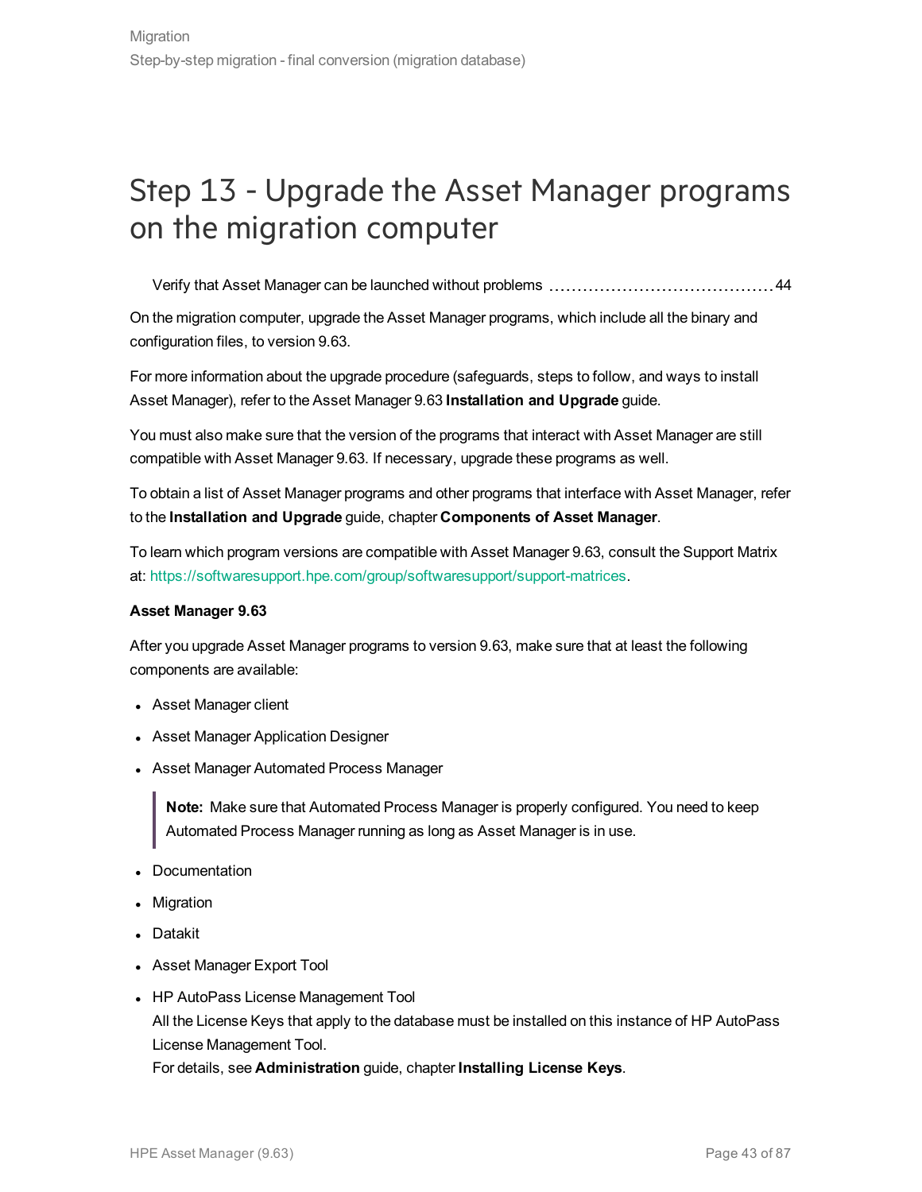# Step 13 - Upgrade the Asset Manager programs on the migration computer

Verify that Asset Manager can be launched without problems ........................................ 44

On the migration computer, upgrade the Asset Manager programs, which include all the binary and configuration files, to version 9.63.

For more information about the upgrade procedure (safeguards, steps to follow, and ways to install Asset Manager), refer to the Asset Manager 9.63 **Installation and Upgrade** guide.

You must also make sure that the version of the programs that interact with Asset Manager are still compatible with Asset Manager 9.63. If necessary, upgrade these programs as well.

To obtain a list of Asset Manager programs and other programs that interface with Asset Manager, refer to the **Installation and Upgrade** guide, chapter **Components of Asset Manager**.

To learn which program versions are compatible with Asset Manager 9.63, consult the Support Matrix at: https://softwaresupport.hpe.com/group/softwaresupport/support-matrices.

**Asset Manager 9.63**

After you upgrade Asset Manager programs to version 9.63, make sure that at least the following components are available:

- Asset Manager client
- Asset Manager Application Designer
- Asset Manager Automated Process Manager

  > **Note:** Make sure that Automated Process Manager is properly configured. You need to keep Automated Process Manager running as long as Asset Manager is in use.

- Documentation
- Migration
- Datakit
- Asset Manager Export Tool
- HP AutoPass License Management Tool
  All the License Keys that apply to the database must be installed on this instance of HP AutoPass License Management Tool.
  For details, see **Administration** guide, chapter **Installing License Keys**.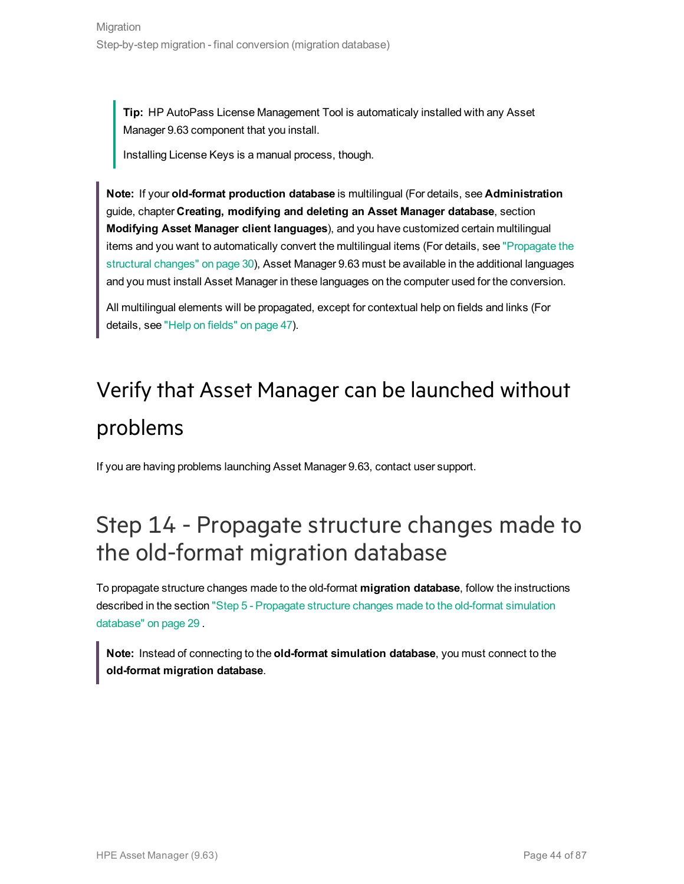> **Tip:** HP AutoPass License Management Tool is automaticaly installed with any Asset Manager 9.63 component that you install.
>
> Installing License Keys is a manual process, though.

> **Note:** If your **old-format production database** is multilingual (For details, see **Administration** guide, chapter **Creating, modifying and deleting an Asset Manager database**, section **Modifying Asset Manager client languages**), and you have customized certain multilingual items and you want to automatically convert the multilingual items (For details, see "Propagate the structural changes" on page 30), Asset Manager 9.63 must be available in the additional languages and you must install Asset Manager in these languages on the computer used for the conversion.
>
> All multilingual elements will be propagated, except for contextual help on fields and links (For details, see "Help on fields" on page 47).

## Verify that Asset Manager can be launched without problems

If you are having problems launching Asset Manager 9.63, contact user support.

# Step 14 - Propagate structure changes made to the old-format migration database

To propagate structure changes made to the old-format **migration database**, follow the instructions described in the section "Step 5 - Propagate structure changes made to the old-format simulation database" on page 29 .

> **Note:** Instead of connecting to the **old-format simulation database**, you must connect to the **old-format migration database**.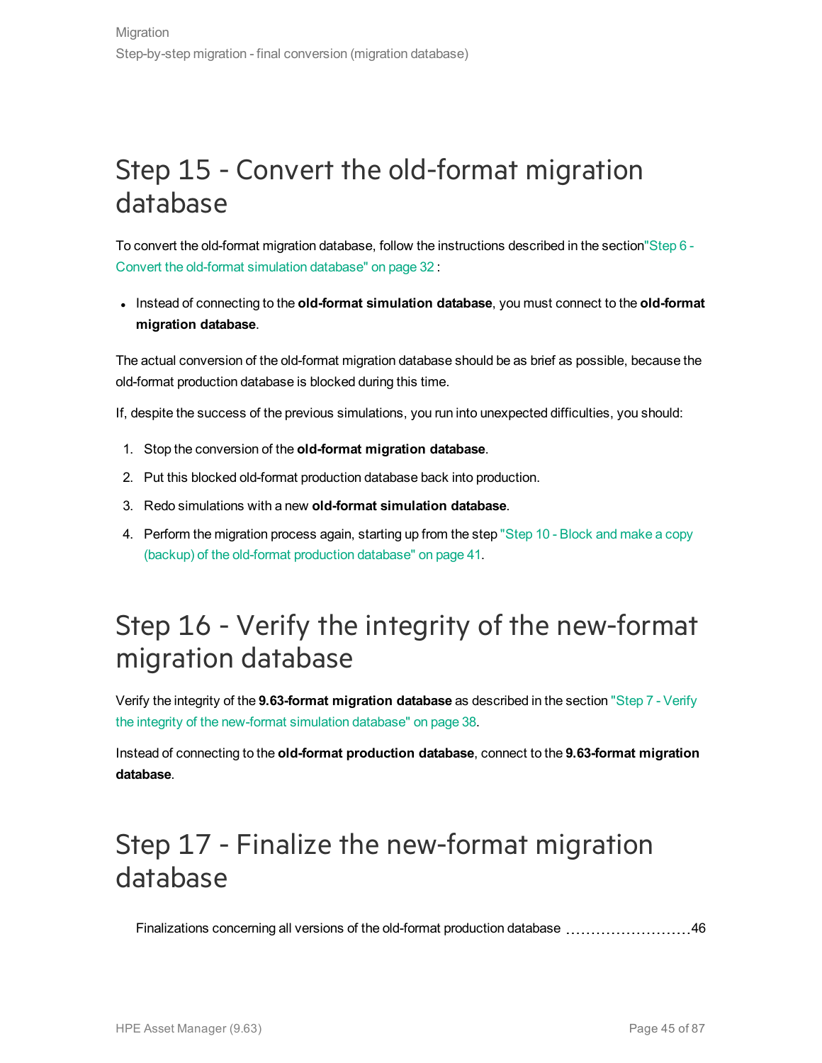# Step 15 - Convert the old-format migration database

To convert the old-format migration database, follow the instructions described in the section"Step 6 - Convert the old-format simulation database" on page 32 :

- Instead of connecting to the **old-format simulation database**, you must connect to the **old-format migration database**.

The actual conversion of the old-format migration database should be as brief as possible, because the old-format production database is blocked during this time.

If, despite the success of the previous simulations, you run into unexpected difficulties, you should:

1. Stop the conversion of the **old-format migration database**.
2. Put this blocked old-format production database back into production.
3. Redo simulations with a new **old-format simulation database**.
4. Perform the migration process again, starting up from the step "Step 10 - Block and make a copy (backup) of the old-format production database" on page 41.

# Step 16 - Verify the integrity of the new-format migration database

Verify the integrity of the **9.63-format migration database** as described in the section "Step 7 - Verify the integrity of the new-format simulation database" on page 38.

Instead of connecting to the **old-format production database**, connect to the **9.63-format migration database**.

# Step 17 - Finalize the new-format migration database

Finalizations concerning all versions of the old-format production database ........................ 46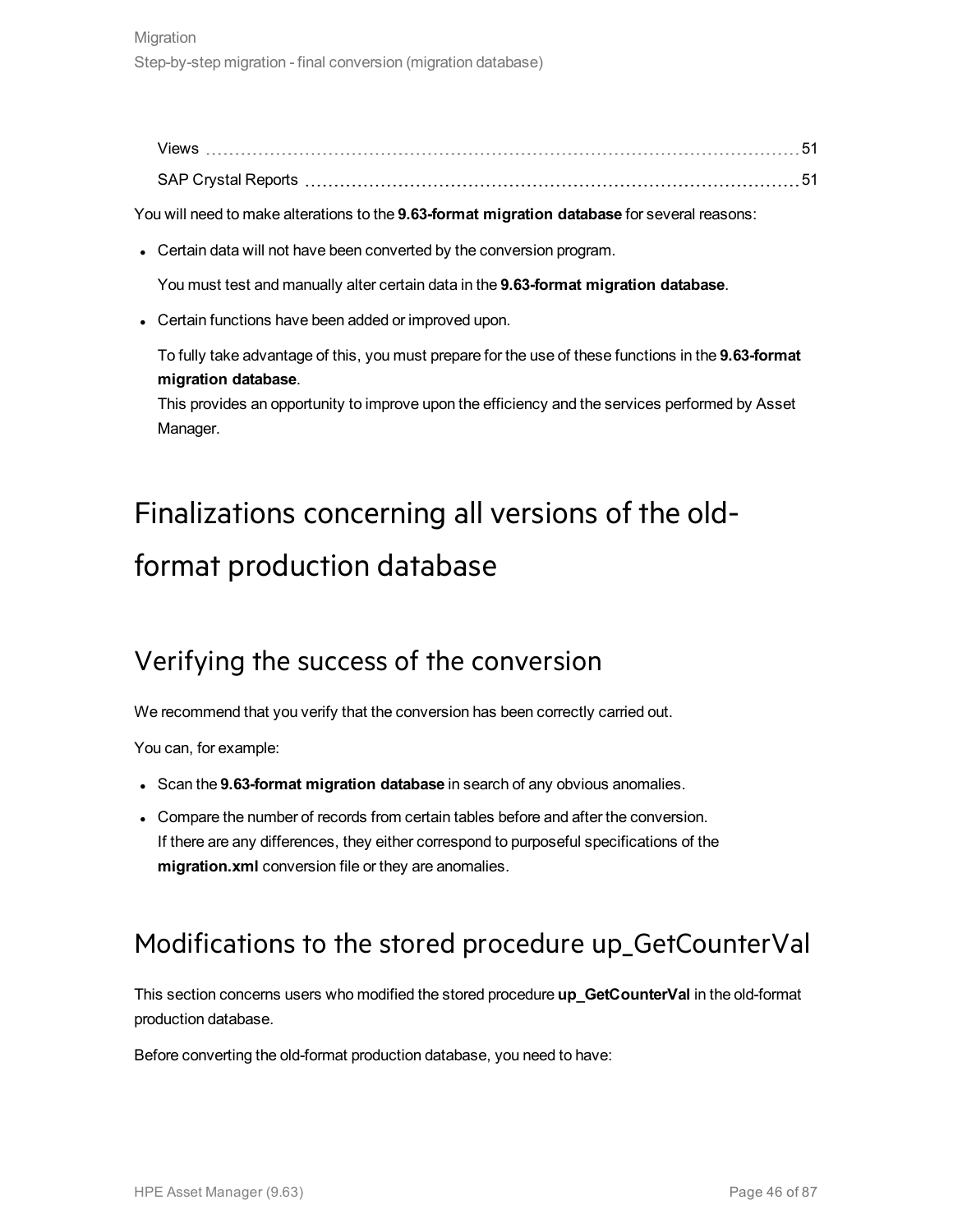| | |
|---|---|
| Views | 51 |
| SAP Crystal Reports | 51 |

You will need to make alterations to the **9.63-format migration database** for several reasons:

- Certain data will not have been converted by the conversion program.

  You must test and manually alter certain data in the **9.63-format migration database**.

- Certain functions have been added or improved upon.

  To fully take advantage of this, you must prepare for the use of these functions in the **9.63-format migration database**.
  This provides an opportunity to improve upon the efficiency and the services performed by Asset Manager.

# Finalizations concerning all versions of the old-format production database

## Verifying the success of the conversion

We recommend that you verify that the conversion has been correctly carried out.

You can, for example:

- Scan the **9.63-format migration database** in search of any obvious anomalies.
- Compare the number of records from certain tables before and after the conversion.
  If there are any differences, they either correspond to purposeful specifications of the **migration.xml** conversion file or they are anomalies.

## Modifications to the stored procedure up_GetCounterVal

This section concerns users who modified the stored procedure **up_GetCounterVal** in the old-format production database.

Before converting the old-format production database, you need to have: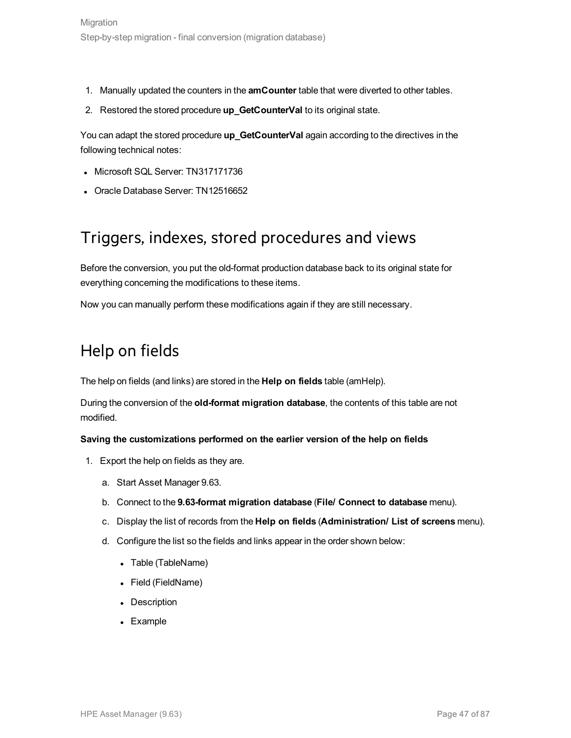1. Manually updated the counters in the **amCounter** table that were diverted to other tables.
2. Restored the stored procedure **up_GetCounterVal** to its original state.

You can adapt the stored procedure **up_GetCounterVal** again according to the directives in the following technical notes:

- Microsoft SQL Server: TN317171736
- Oracle Database Server: TN12516652

## Triggers, indexes, stored procedures and views

Before the conversion, you put the old-format production database back to its original state for everything concerning the modifications to these items.

Now you can manually perform these modifications again if they are still necessary.

## Help on fields

The help on fields (and links) are stored in the **Help on fields** table (amHelp).

During the conversion of the **old-format migration database**, the contents of this table are not modified.

**Saving the customizations performed on the earlier version of the help on fields**

1. Export the help on fields as they are.
   a. Start Asset Manager 9.63.
   b. Connect to the **9.63-format migration database** (**File/ Connect to database** menu).
   c. Display the list of records from the **Help on fields** (**Administration/ List of screens** menu).
   d. Configure the list so the fields and links appear in the order shown below:
      - Table (TableName)
      - Field (FieldName)
      - Description
      - Example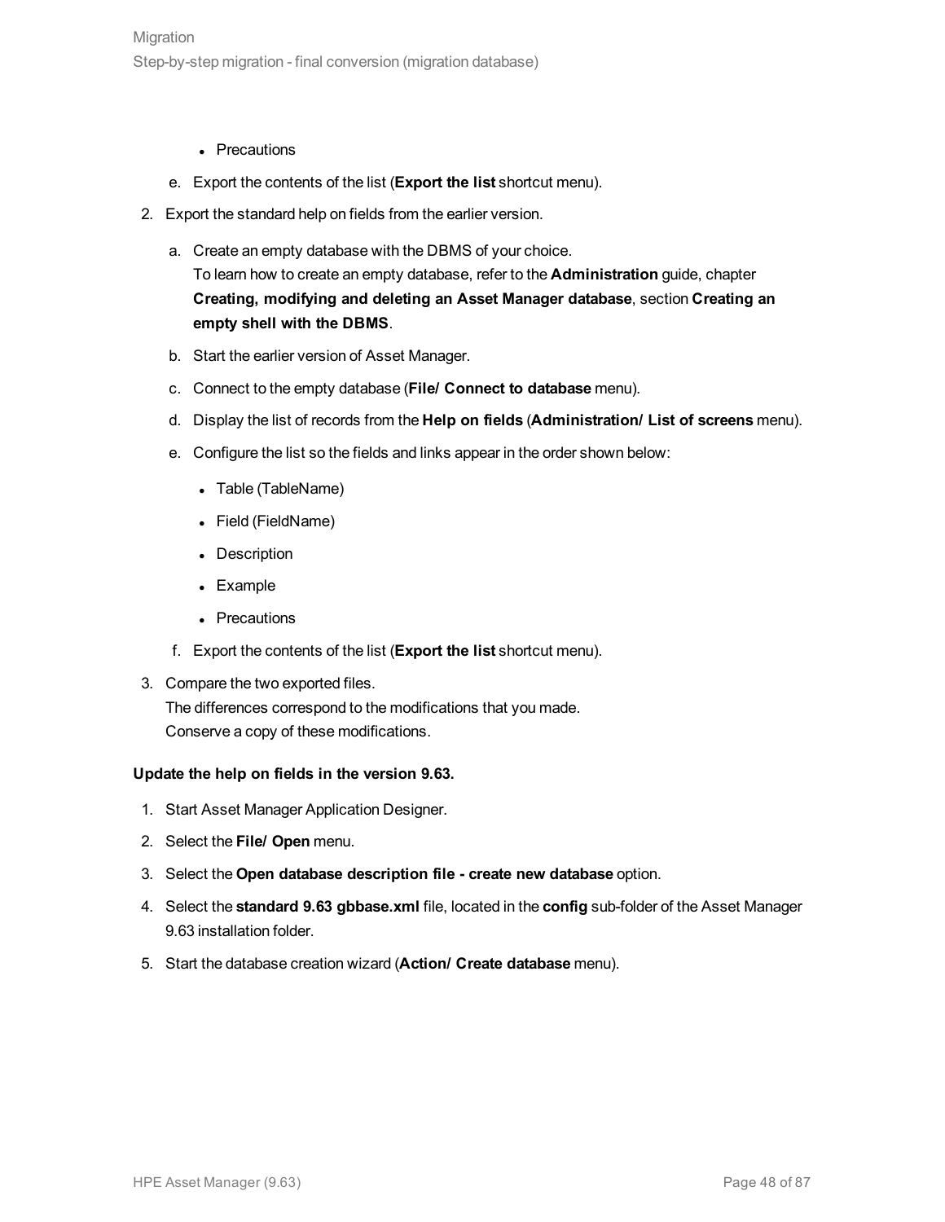- Precautions

e. Export the contents of the list (**Export the list** shortcut menu).

2. Export the standard help on fields from the earlier version.

   a. Create an empty database with the DBMS of your choice.
   To learn how to create an empty database, refer to the **Administration** guide, chapter **Creating, modifying and deleting an Asset Manager database**, section **Creating an empty shell with the DBMS**.

   b. Start the earlier version of Asset Manager.

   c. Connect to the empty database (**File/ Connect to database** menu).

   d. Display the list of records from the **Help on fields** (**Administration/ List of screens** menu).

   e. Configure the list so the fields and links appear in the order shown below:

      - Table (TableName)
      - Field (FieldName)
      - Description
      - Example
      - Precautions

   f. Export the contents of the list (**Export the list** shortcut menu).

3. Compare the two exported files.
   The differences correspond to the modifications that you made.
   Conserve a copy of these modifications.

**Update the help on fields in the version 9.63.**

1. Start Asset Manager Application Designer.
2. Select the **File/ Open** menu.
3. Select the **Open database description file - create new database** option.
4. Select the **standard 9.63 gbbase.xml** file, located in the **config** sub-folder of the Asset Manager 9.63 installation folder.
5. Start the database creation wizard (**Action/ Create database** menu).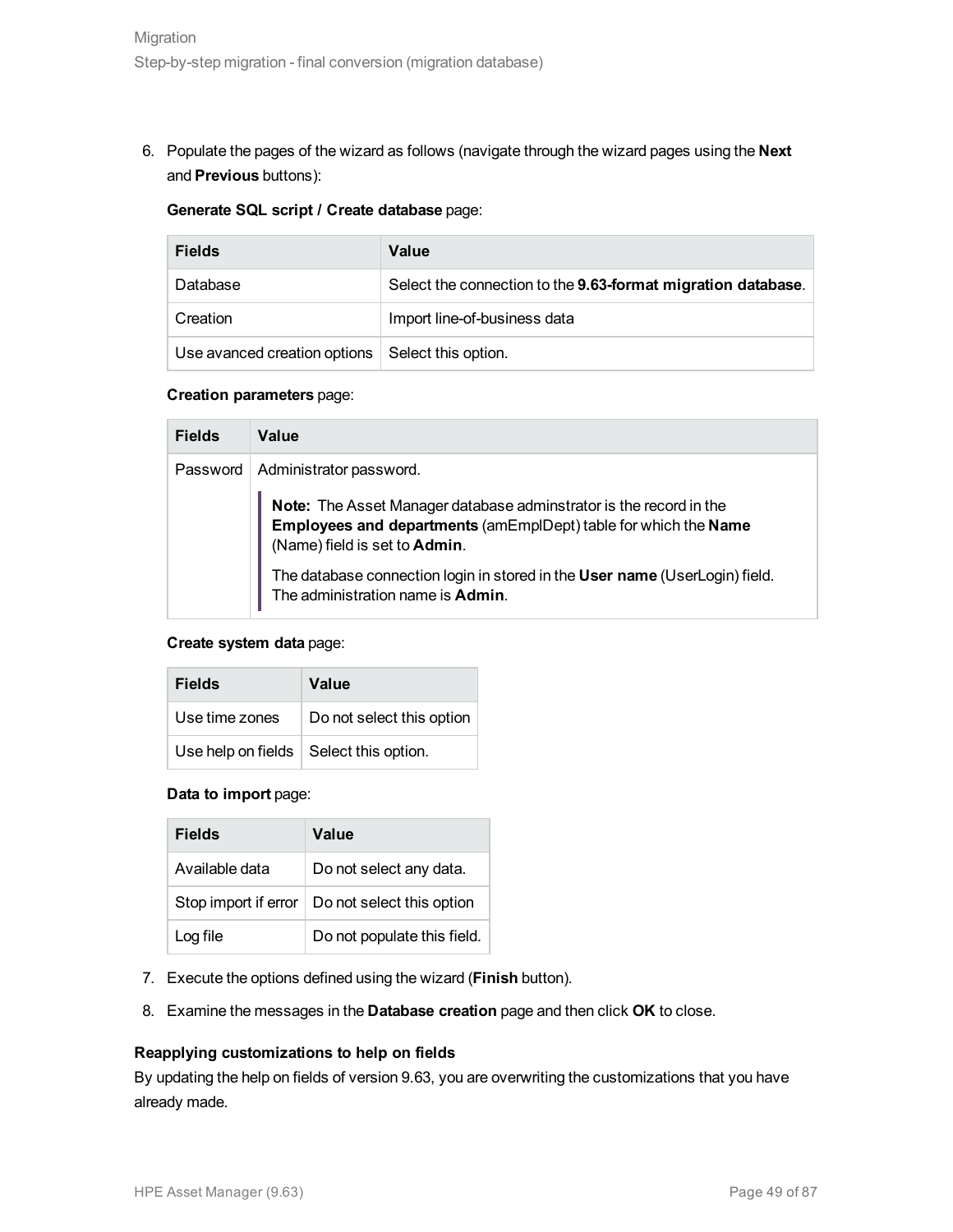6. Populate the pages of the wizard as follows (navigate through the wizard pages using the **Next** and **Previous** buttons):

   **Generate SQL script / Create database** page:

   | Fields | Value |
   | --- | --- |
   | Database | Select the connection to the **9.63-format migration database**. |
   | Creation | Import line-of-business data |
   | Use avanced creation options | Select this option. |

   **Creation parameters** page:

   | Fields | Value |
   | --- | --- |
   | Password | Administrator password. **Note:** The Asset Manager database adminstrator is the record in the **Employees and departments** (amEmplDept) table for which the **Name** (Name) field is set to **Admin**. The database connection login in stored in the **User name** (UserLogin) field. The administration name is **Admin**. |

   **Create system data** page:

   | Fields | Value |
   | --- | --- |
   | Use time zones | Do not select this option |
   | Use help on fields | Select this option. |

   **Data to import** page:

   | Fields | Value |
   | --- | --- |
   | Available data | Do not select any data. |
   | Stop import if error | Do not select this option |
   | Log file | Do not populate this field. |

7. Execute the options defined using the wizard (**Finish** button).
8. Examine the messages in the **Database creation** page and then click **OK** to close.

**Reapplying customizations to help on fields**

By updating the help on fields of version 9.63, you are overwriting the customizations that you have already made.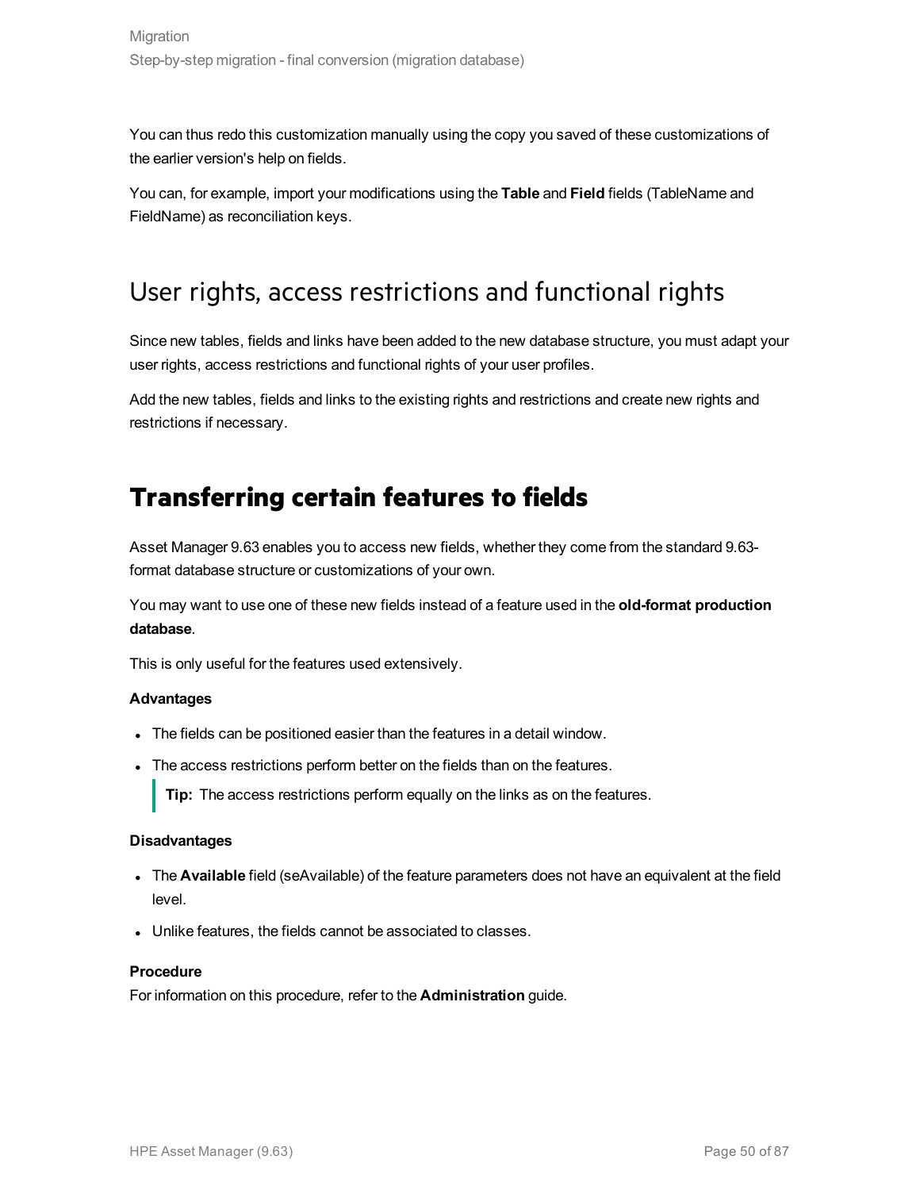You can thus redo this customization manually using the copy you saved of these customizations of the earlier version's help on fields.

You can, for example, import your modifications using the **Table** and **Field** fields (TableName and FieldName) as reconciliation keys.

## User rights, access restrictions and functional rights

Since new tables, fields and links have been added to the new database structure, you must adapt your user rights, access restrictions and functional rights of your user profiles.

Add the new tables, fields and links to the existing rights and restrictions and create new rights and restrictions if necessary.

# Transferring certain features to fields

Asset Manager 9.63 enables you to access new fields, whether they come from the standard 9.63-format database structure or customizations of your own.

You may want to use one of these new fields instead of a feature used in the **old-format production database**.

This is only useful for the features used extensively.

**Advantages**

- The fields can be positioned easier than the features in a detail window.
- The access restrictions perform better on the fields than on the features.

  > **Tip:** The access restrictions perform equally on the links as on the features.

**Disadvantages**

- The **Available** field (seAvailable) of the feature parameters does not have an equivalent at the field level.
- Unlike features, the fields cannot be associated to classes.

**Procedure**

For information on this procedure, refer to the **Administration** guide.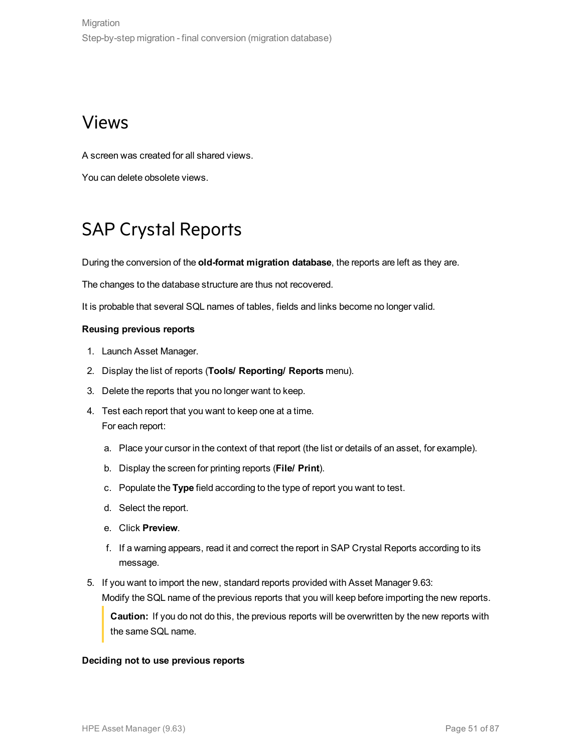# Views

A screen was created for all shared views.

You can delete obsolete views.

# SAP Crystal Reports

During the conversion of the **old-format migration database**, the reports are left as they are.

The changes to the database structure are thus not recovered.

It is probable that several SQL names of tables, fields and links become no longer valid.

**Reusing previous reports**

1. Launch Asset Manager.
2. Display the list of reports (**Tools/ Reporting/ Reports** menu).
3. Delete the reports that you no longer want to keep.
4. Test each report that you want to keep one at a time.
   For each report:
   a. Place your cursor in the context of that report (the list or details of an asset, for example).
   b. Display the screen for printing reports (**File/ Print**).
   c. Populate the **Type** field according to the type of report you want to test.
   d. Select the report.
   e. Click **Preview**.
   f. If a warning appears, read it and correct the report in SAP Crystal Reports according to its message.
5. If you want to import the new, standard reports provided with Asset Manager 9.63:
   Modify the SQL name of the previous reports that you will keep before importing the new reports.

   > **Caution:** If you do not do this, the previous reports will be overwritten by the new reports with the same SQL name.

**Deciding not to use previous reports**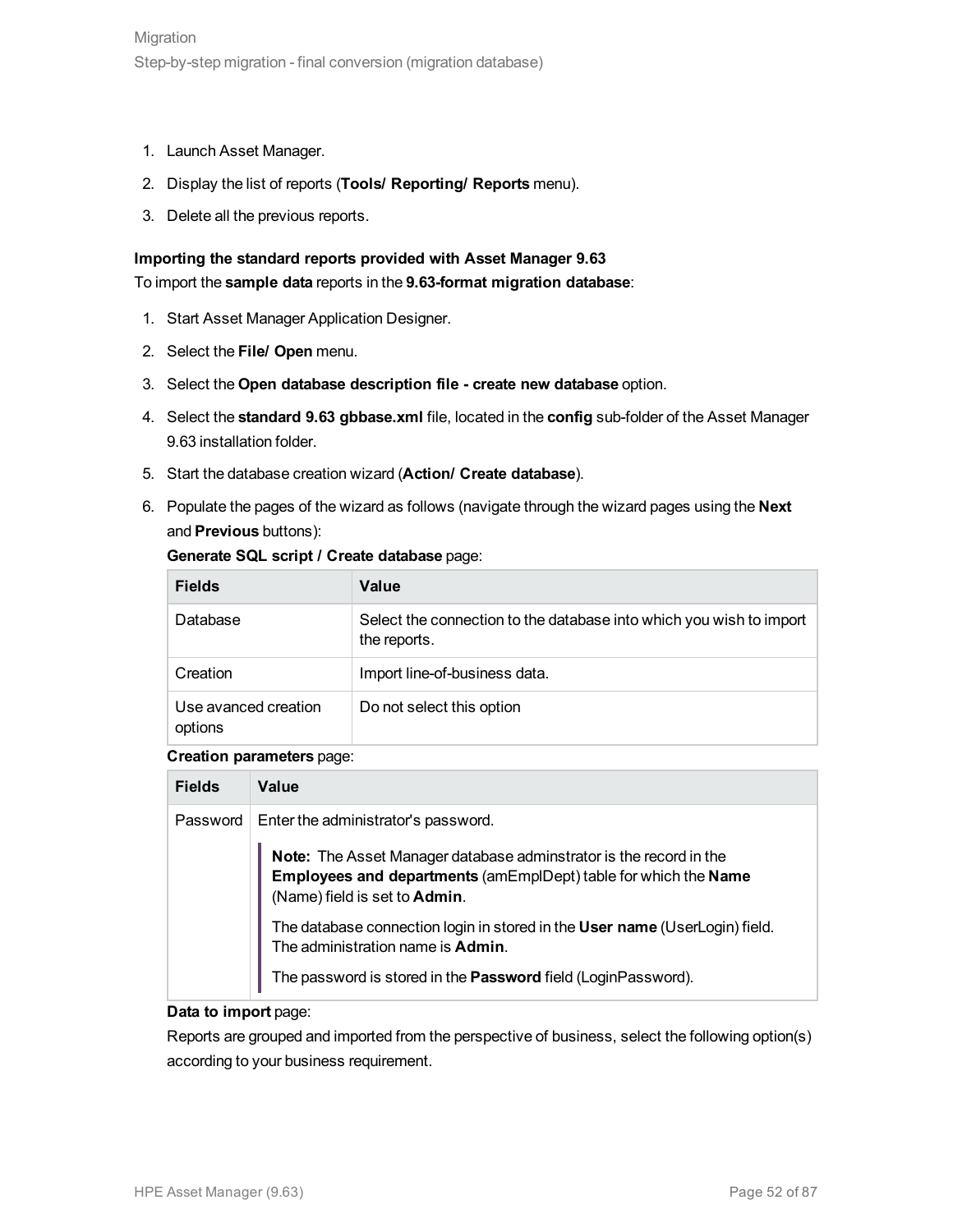1. Launch Asset Manager.
2. Display the list of reports (**Tools/ Reporting/ Reports** menu).
3. Delete all the previous reports.

**Importing the standard reports provided with Asset Manager 9.63**

To import the **sample data** reports in the **9.63-format migration database**:

1. Start Asset Manager Application Designer.
2. Select the **File/ Open** menu.
3. Select the **Open database description file - create new database** option.
4. Select the **standard 9.63 gbbase.xml** file, located in the **config** sub-folder of the Asset Manager 9.63 installation folder.
5. Start the database creation wizard (**Action/ Create database**).
6. Populate the pages of the wizard as follows (navigate through the wizard pages using the **Next** and **Previous** buttons):

   **Generate SQL script / Create database** page:

   | Fields | Value |
   | --- | --- |
   | Database | Select the connection to the database into which you wish to import the reports. |
   | Creation | Import line-of-business data. |
   | Use avanced creation options | Do not select this option |

   **Creation parameters** page:

   | Fields | Value |
   | --- | --- |
   | Password | Enter the administrator's password.<br>**Note:** The Asset Manager database adminstrator is the record in the **Employees and departments** (amEmplDept) table for which the **Name** (Name) field is set to **Admin**.<br>The database connection login in stored in the **User name** (UserLogin) field. The administration name is **Admin**.<br>The password is stored in the **Password** field (LoginPassword). |

   **Data to import** page:

   Reports are grouped and imported from the perspective of business, select the following option(s) according to your business requirement.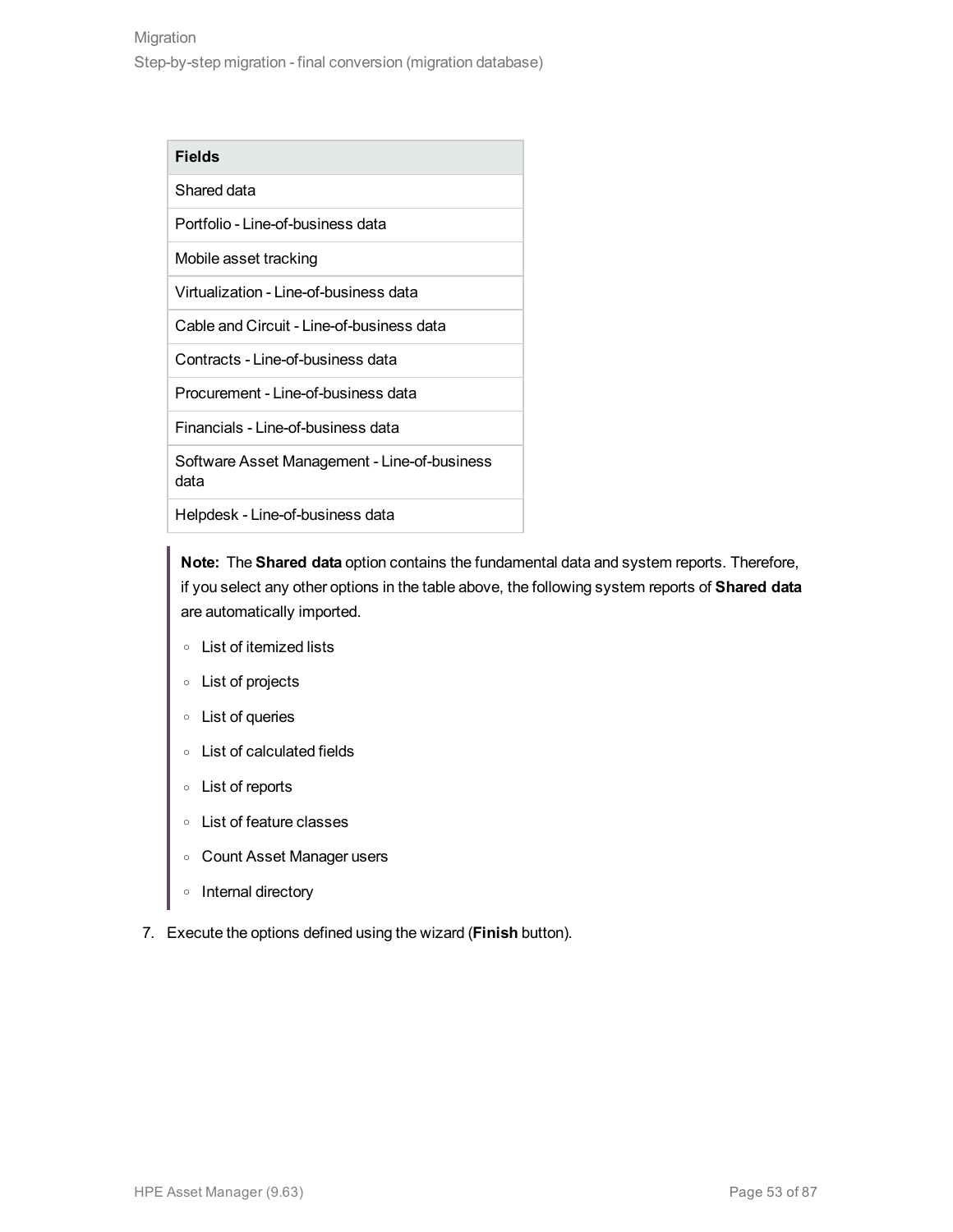| Fields |
| --- |
| Shared data |
| Portfolio - Line-of-business data |
| Mobile asset tracking |
| Virtualization - Line-of-business data |
| Cable and Circuit - Line-of-business data |
| Contracts - Line-of-business data |
| Procurement - Line-of-business data |
| Financials - Line-of-business data |
| Software Asset Management - Line-of-business data |
| Helpdesk - Line-of-business data |

> **Note:** The **Shared data** option contains the fundamental data and system reports. Therefore, if you select any other options in the table above, the following system reports of **Shared data** are automatically imported.
>
> - List of itemized lists
> - List of projects
> - List of queries
> - List of calculated fields
> - List of reports
> - List of feature classes
> - Count Asset Manager users
> - Internal directory

7. Execute the options defined using the wizard (**Finish** button).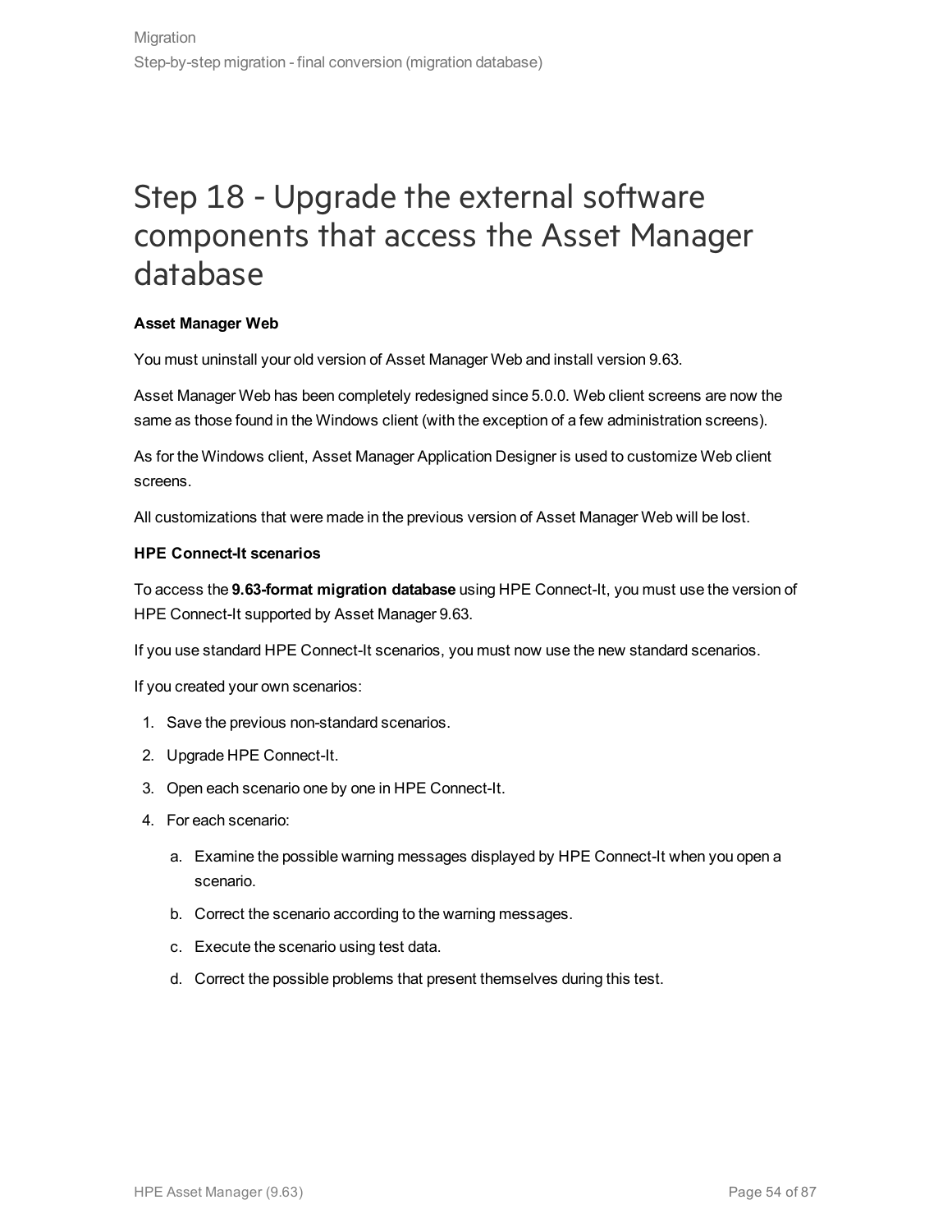# Step 18 - Upgrade the external software components that access the Asset Manager database

**Asset Manager Web**

You must uninstall your old version of Asset Manager Web and install version 9.63.

Asset Manager Web has been completely redesigned since 5.0.0. Web client screens are now the same as those found in the Windows client (with the exception of a few administration screens).

As for the Windows client, Asset Manager Application Designer is used to customize Web client screens.

All customizations that were made in the previous version of Asset Manager Web will be lost.

**HPE Connect-It scenarios**

To access the **9.63-format migration database** using HPE Connect-It, you must use the version of HPE Connect-It supported by Asset Manager 9.63.

If you use standard HPE Connect-It scenarios, you must now use the new standard scenarios.

If you created your own scenarios:

1. Save the previous non-standard scenarios.
2. Upgrade HPE Connect-It.
3. Open each scenario one by one in HPE Connect-It.
4. For each scenario:
    a. Examine the possible warning messages displayed by HPE Connect-It when you open a scenario.
    b. Correct the scenario according to the warning messages.
    c. Execute the scenario using test data.
    d. Correct the possible problems that present themselves during this test.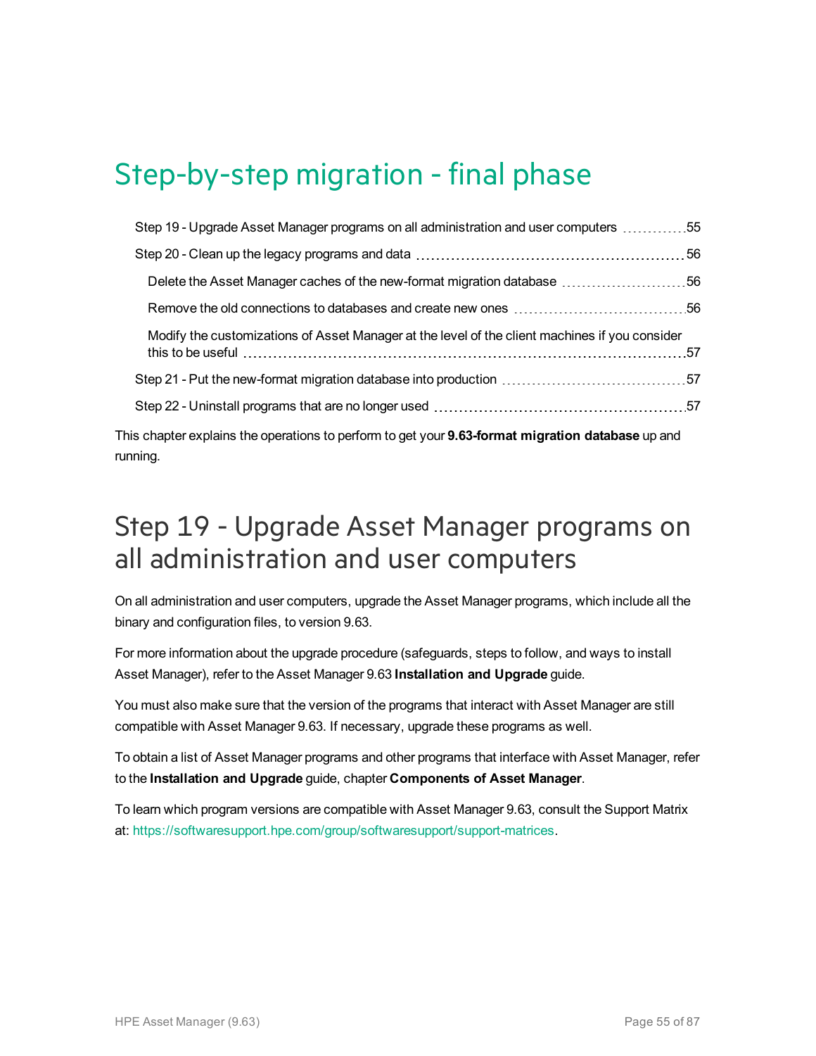# Step-by-step migration - final phase

- Step 19 - Upgrade Asset Manager programs on all administration and user computers ........ 55
- Step 20 - Clean up the legacy programs and data ........ 56
  - Delete the Asset Manager caches of the new-format migration database ........ 56
  - Remove the old connections to databases and create new ones ........ 56
  - Modify the customizations of Asset Manager at the level of the client machines if you consider this to be useful ........ 57
- Step 21 - Put the new-format migration database into production ........ 57
- Step 22 - Uninstall programs that are no longer used ........ 57

This chapter explains the operations to perform to get your **9.63-format migration database** up and running.

## Step 19 - Upgrade Asset Manager programs on all administration and user computers

On all administration and user computers, upgrade the Asset Manager programs, which include all the binary and configuration files, to version 9.63.

For more information about the upgrade procedure (safeguards, steps to follow, and ways to install Asset Manager), refer to the Asset Manager 9.63 **Installation and Upgrade** guide.

You must also make sure that the version of the programs that interact with Asset Manager are still compatible with Asset Manager 9.63. If necessary, upgrade these programs as well.

To obtain a list of Asset Manager programs and other programs that interface with Asset Manager, refer to the **Installation and Upgrade** guide, chapter **Components of Asset Manager**.

To learn which program versions are compatible with Asset Manager 9.63, consult the Support Matrix at: https://softwaresupport.hpe.com/group/softwaresupport/support-matrices.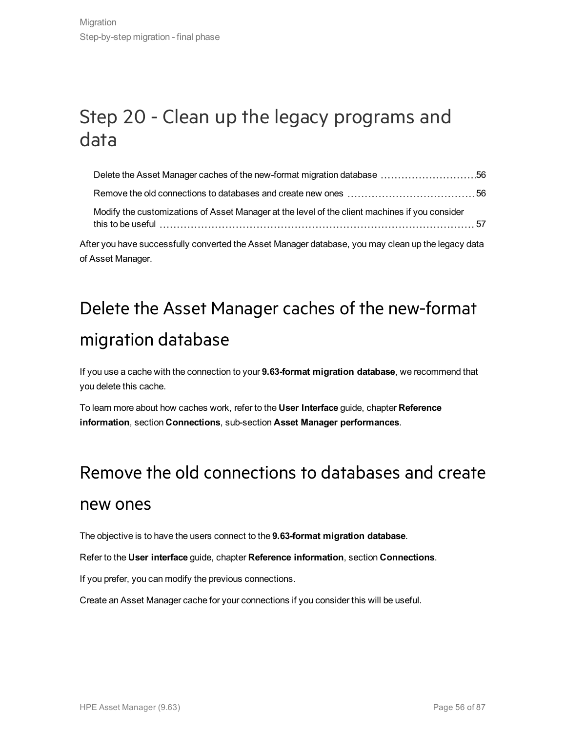# Step 20 - Clean up the legacy programs and data

Delete the Asset Manager caches of the new-format migration database ........ 56

Remove the old connections to databases and create new ones ........ 56

Modify the customizations of Asset Manager at the level of the client machines if you consider this to be useful ........ 57

After you have successfully converted the Asset Manager database, you may clean up the legacy data of Asset Manager.

## Delete the Asset Manager caches of the new-format migration database

If you use a cache with the connection to your **9.63-format migration database**, we recommend that you delete this cache.

To learn more about how caches work, refer to the **User Interface** guide, chapter **Reference information**, section **Connections**, sub-section **Asset Manager performances**.

## Remove the old connections to databases and create new ones

The objective is to have the users connect to the **9.63-format migration database**.

Refer to the **User interface** guide, chapter **Reference information**, section **Connections**.

If you prefer, you can modify the previous connections.

Create an Asset Manager cache for your connections if you consider this will be useful.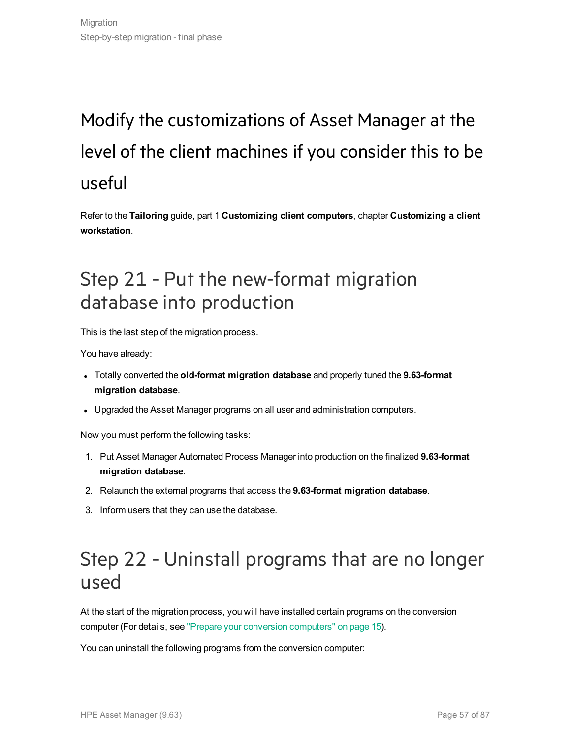## Modify the customizations of Asset Manager at the level of the client machines if you consider this to be useful

Refer to the **Tailoring** guide, part 1 **Customizing client computers**, chapter **Customizing a client workstation**.

## Step 21 - Put the new-format migration database into production

This is the last step of the migration process.

You have already:

- Totally converted the **old-format migration database** and properly tuned the **9.63-format migration database**.
- Upgraded the Asset Manager programs on all user and administration computers.

Now you must perform the following tasks:

1. Put Asset Manager Automated Process Manager into production on the finalized **9.63-format migration database**.
2. Relaunch the external programs that access the **9.63-format migration database**.
3. Inform users that they can use the database.

## Step 22 - Uninstall programs that are no longer used

At the start of the migration process, you will have installed certain programs on the conversion computer (For details, see "Prepare your conversion computers" on page 15).

You can uninstall the following programs from the conversion computer: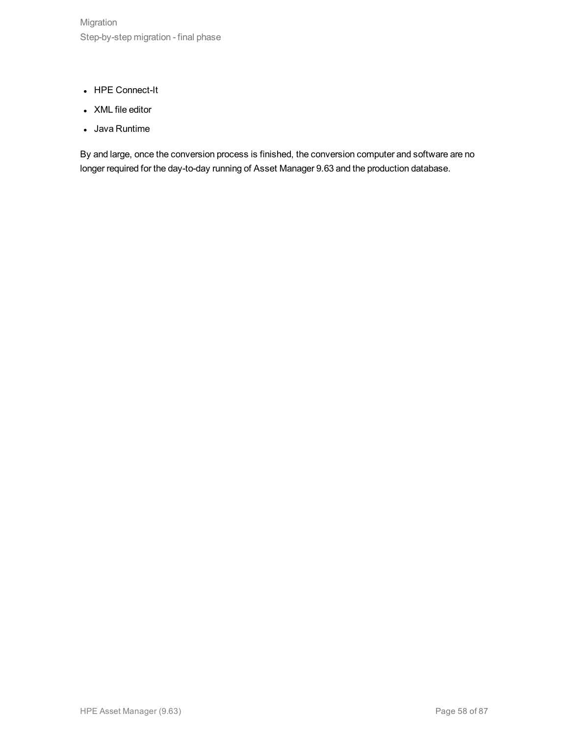- HPE Connect-It
- XML file editor
- Java Runtime

By and large, once the conversion process is finished, the conversion computer and software are no longer required for the day-to-day running of Asset Manager 9.63 and the production database.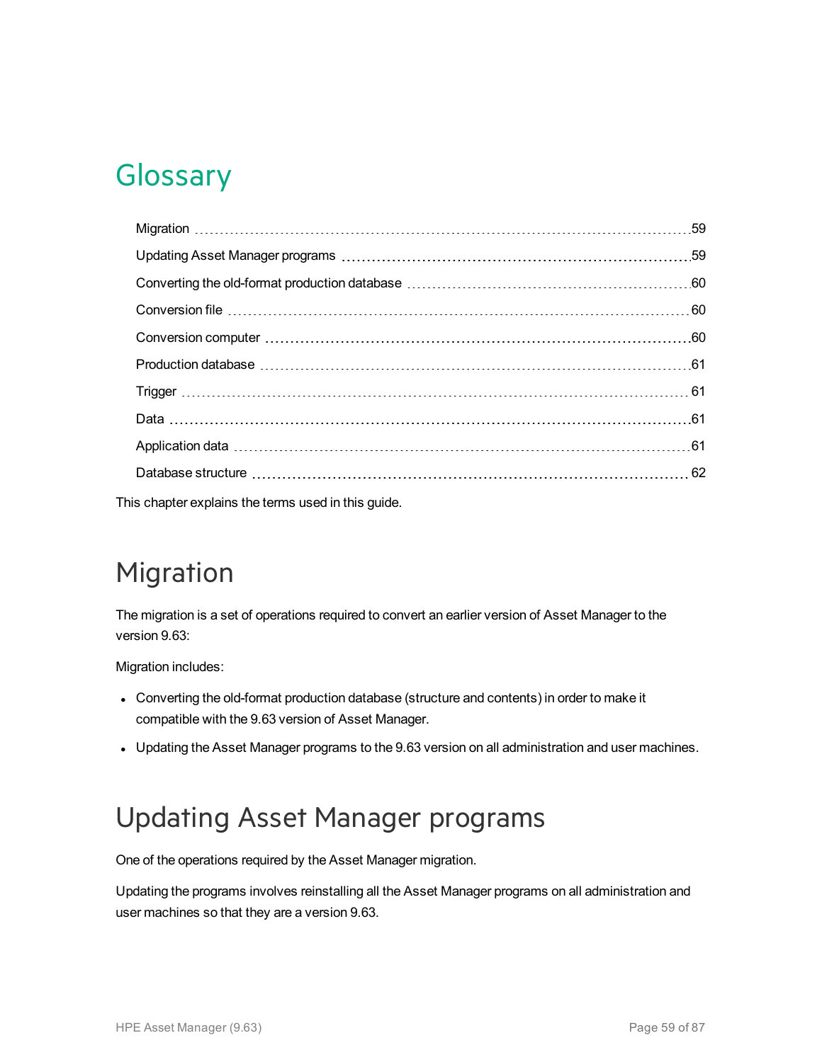# Glossary

- Migration ... 59
- Updating Asset Manager programs ... 59
- Converting the old-format production database ... 60
- Conversion file ... 60
- Conversion computer ... 60
- Production database ... 61
- Trigger ... 61
- Data ... 61
- Application data ... 61
- Database structure ... 62

This chapter explains the terms used in this guide.

## Migration

The migration is a set of operations required to convert an earlier version of Asset Manager to the version 9.63:

Migration includes:

- Converting the old-format production database (structure and contents) in order to make it compatible with the 9.63 version of Asset Manager.
- Updating the Asset Manager programs to the 9.63 version on all administration and user machines.

## Updating Asset Manager programs

One of the operations required by the Asset Manager migration.

Updating the programs involves reinstalling all the Asset Manager programs on all administration and user machines so that they are a version 9.63.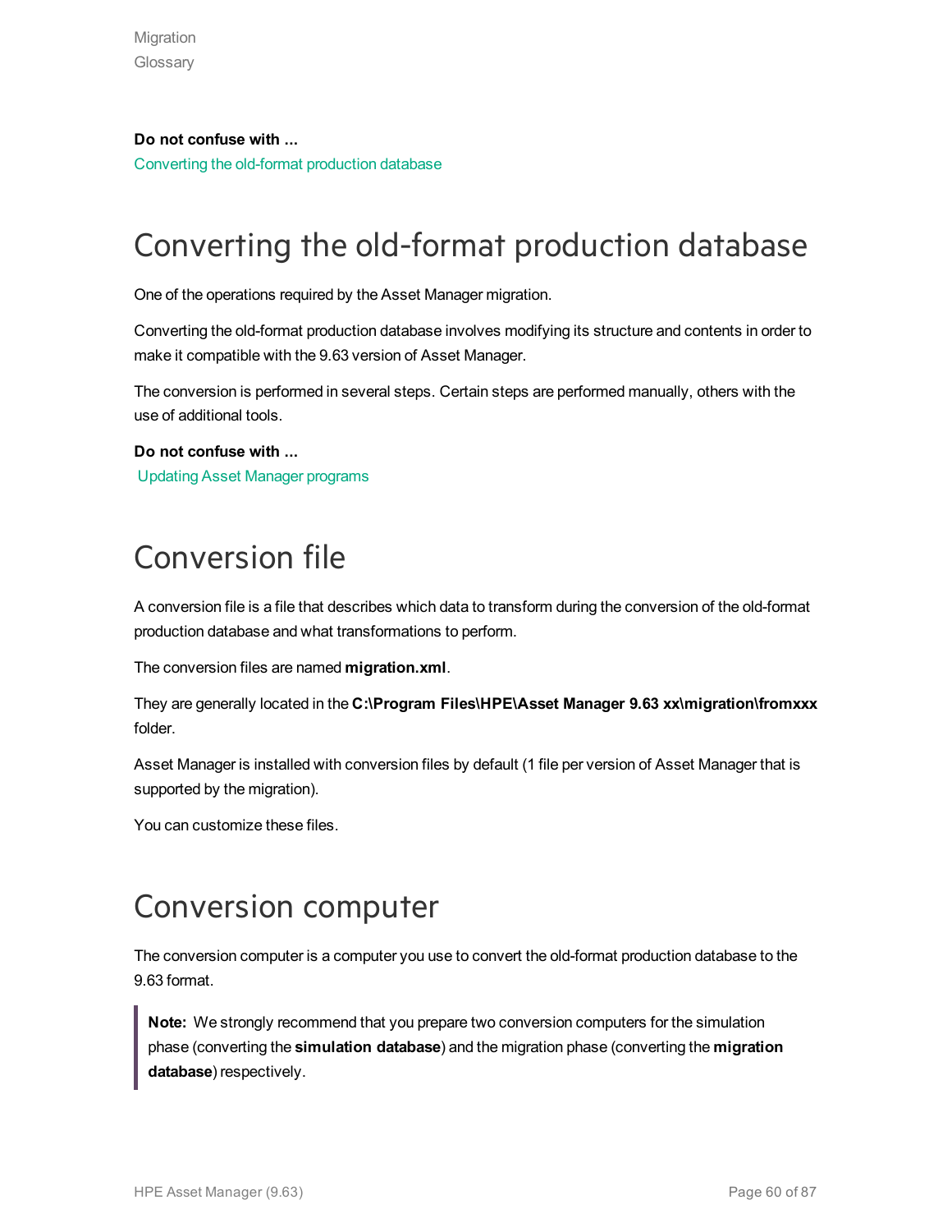**Do not confuse with ...**

Converting the old-format production database

# Converting the old-format production database

One of the operations required by the Asset Manager migration.

Converting the old-format production database involves modifying its structure and contents in order to make it compatible with the 9.63 version of Asset Manager.

The conversion is performed in several steps. Certain steps are performed manually, others with the use of additional tools.

**Do not confuse with ...**

Updating Asset Manager programs

# Conversion file

A conversion file is a file that describes which data to transform during the conversion of the old-format production database and what transformations to perform.

The conversion files are named **migration.xml**.

They are generally located in the **C:\Program Files\HPE\Asset Manager 9.63 xx\migration\fromxxx** folder.

Asset Manager is installed with conversion files by default (1 file per version of Asset Manager that is supported by the migration).

You can customize these files.

# Conversion computer

The conversion computer is a computer you use to convert the old-format production database to the 9.63 format.

> **Note:** We strongly recommend that you prepare two conversion computers for the simulation phase (converting the **simulation database**) and the migration phase (converting the **migration database**) respectively.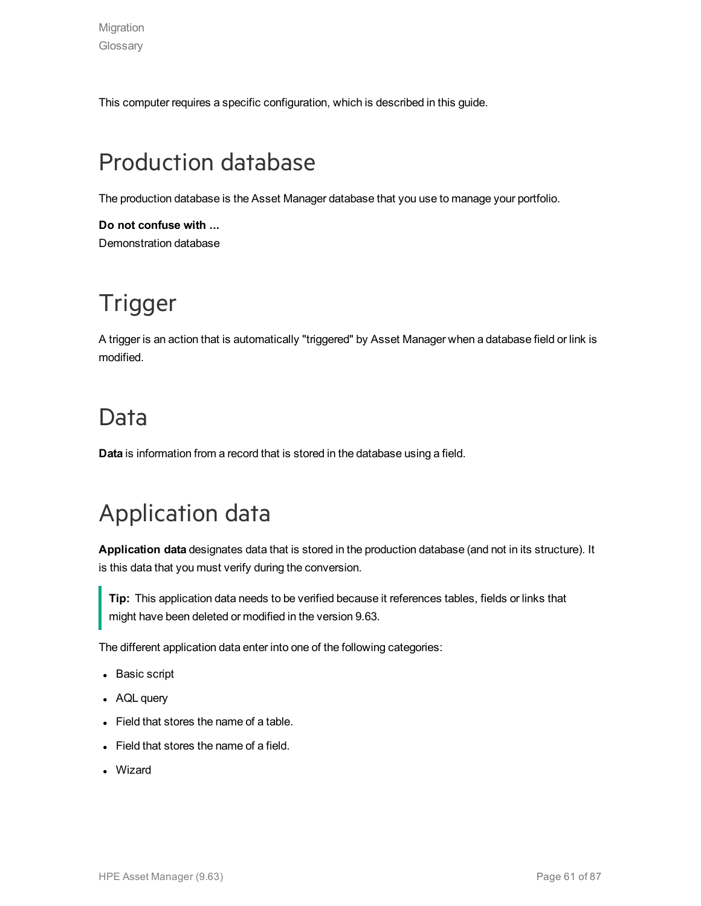This computer requires a specific configuration, which is described in this guide.

# Production database

The production database is the Asset Manager database that you use to manage your portfolio.

**Do not confuse with ...**
Demonstration database

# Trigger

A trigger is an action that is automatically "triggered" by Asset Manager when a database field or link is modified.

# Data

**Data** is information from a record that is stored in the database using a field.

# Application data

**Application data** designates data that is stored in the production database (and not in its structure). It is this data that you must verify during the conversion.

> **Tip:** This application data needs to be verified because it references tables, fields or links that might have been deleted or modified in the version 9.63.

The different application data enter into one of the following categories:

- Basic script
- AQL query
- Field that stores the name of a table.
- Field that stores the name of a field.
- Wizard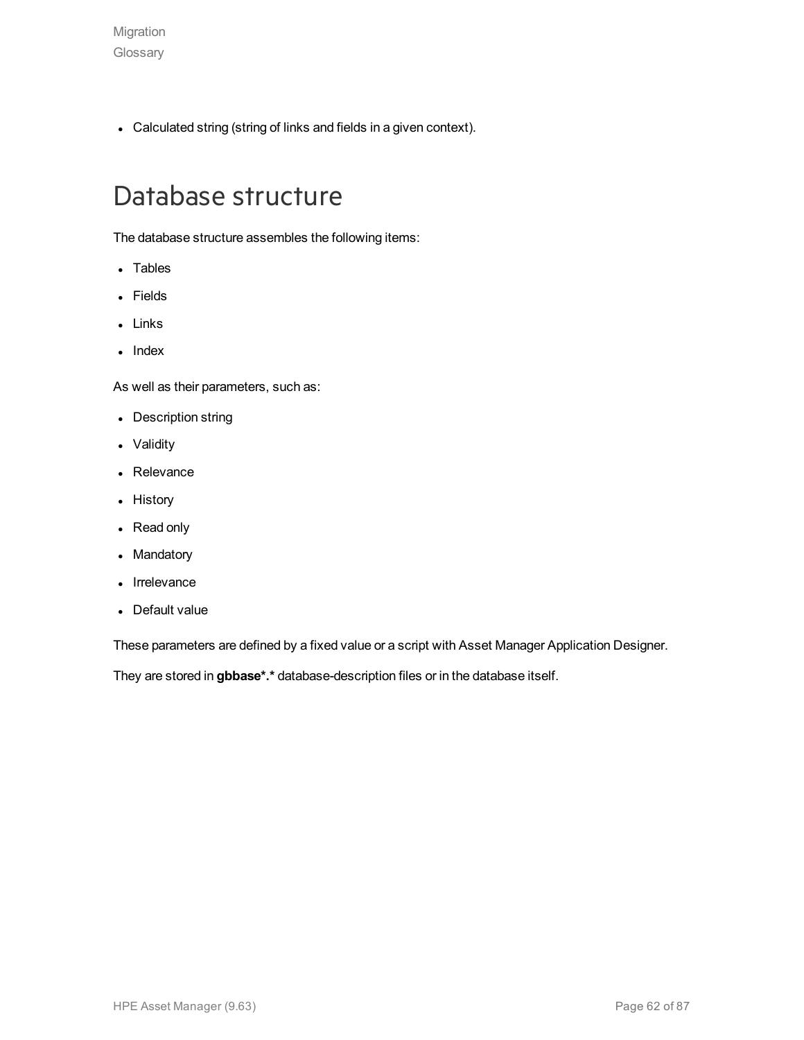- Calculated string (string of links and fields in a given context).

# Database structure

The database structure assembles the following items:

- Tables
- Fields
- Links
- Index

As well as their parameters, such as:

- Description string
- Validity
- Relevance
- History
- Read only
- Mandatory
- Irrelevance
- Default value

These parameters are defined by a fixed value or a script with Asset Manager Application Designer.

They are stored in **gbbase*.*** database-description files or in the database itself.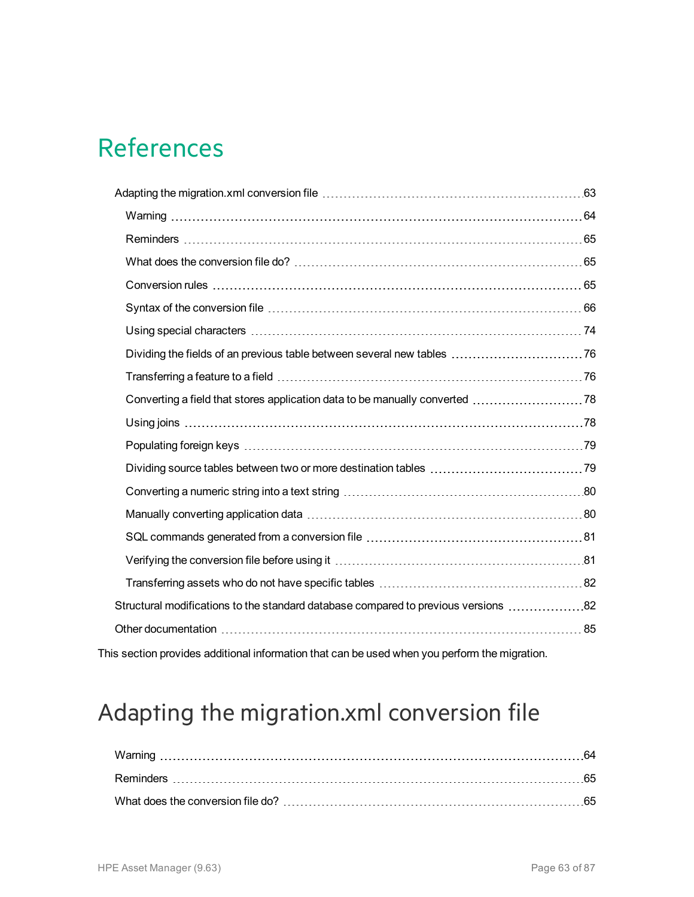# References

- Adapting the migration.xml conversion file ... 63
  - Warning ... 64
  - Reminders ... 65
  - What does the conversion file do? ... 65
  - Conversion rules ... 65
  - Syntax of the conversion file ... 66
  - Using special characters ... 74
  - Dividing the fields of an previous table between several new tables ... 76
  - Transferring a feature to a field ... 76
  - Converting a field that stores application data to be manually converted ... 78
  - Using joins ... 78
  - Populating foreign keys ... 79
  - Dividing source tables between two or more destination tables ... 79
  - Converting a numeric string into a text string ... 80
  - Manually converting application data ... 80
  - SQL commands generated from a conversion file ... 81
  - Verifying the conversion file before using it ... 81
  - Transferring assets who do not have specific tables ... 82
- Structural modifications to the standard database compared to previous versions ... 82
- Other documentation ... 85

This section provides additional information that can be used when you perform the migration.

## Adapting the migration.xml conversion file

- Warning ... 64
- Reminders ... 65
- What does the conversion file do? ... 65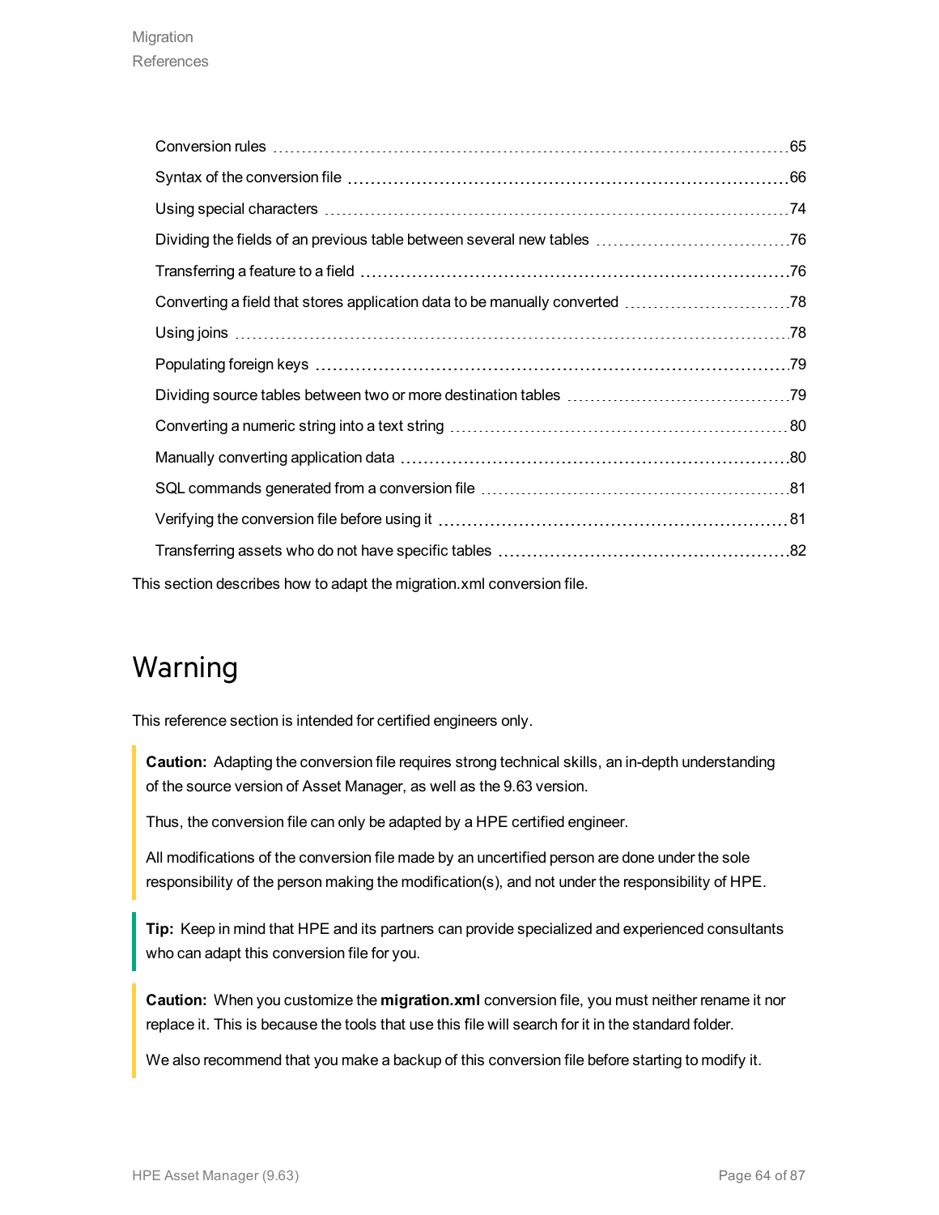- Conversion rules ... 65
- Syntax of the conversion file ... 66
- Using special characters ... 74
- Dividing the fields of an previous table between several new tables ... 76
- Transferring a feature to a field ... 76
- Converting a field that stores application data to be manually converted ... 78
- Using joins ... 78
- Populating foreign keys ... 79
- Dividing source tables between two or more destination tables ... 79
- Converting a numeric string into a text string ... 80
- Manually converting application data ... 80
- SQL commands generated from a conversion file ... 81
- Verifying the conversion file before using it ... 81
- Transferring assets who do not have specific tables ... 82

This section describes how to adapt the migration.xml conversion file.

# Warning

This reference section is intended for certified engineers only.

> **Caution:** Adapting the conversion file requires strong technical skills, an in-depth understanding of the source version of Asset Manager, as well as the 9.63 version.
>
> Thus, the conversion file can only be adapted by a HPE certified engineer.
>
> All modifications of the conversion file made by an uncertified person are done under the sole responsibility of the person making the modification(s), and not under the responsibility of HPE.

> **Tip:** Keep in mind that HPE and its partners can provide specialized and experienced consultants who can adapt this conversion file for you.

> **Caution:** When you customize the **migration.xml** conversion file, you must neither rename it nor replace it. This is because the tools that use this file will search for it in the standard folder.
>
> We also recommend that you make a backup of this conversion file before starting to modify it.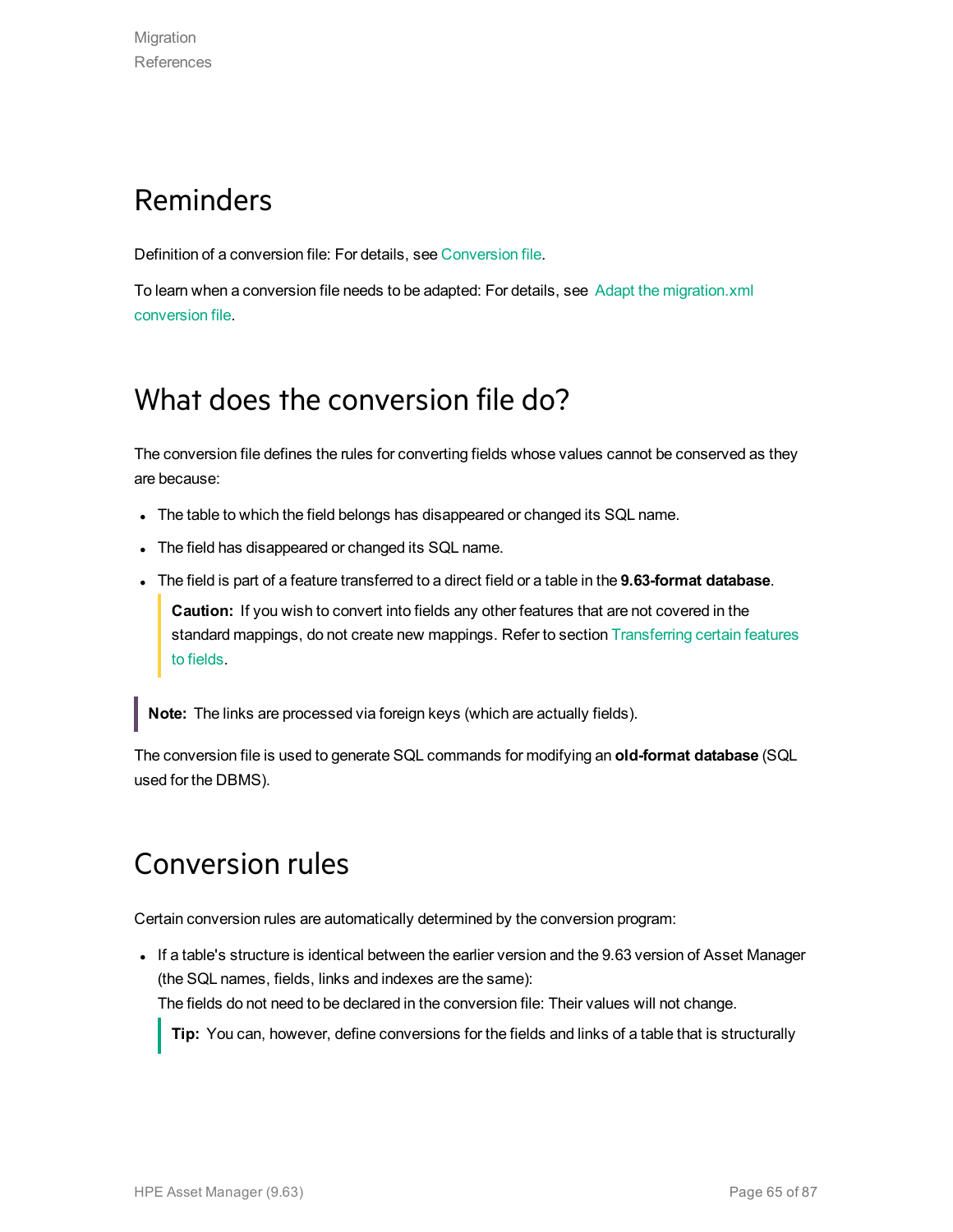## Reminders

Definition of a conversion file: For details, see Conversion file.

To learn when a conversion file needs to be adapted: For details, see Adapt the migration.xml conversion file.

## What does the conversion file do?

The conversion file defines the rules for converting fields whose values cannot be conserved as they are because:

- The table to which the field belongs has disappeared or changed its SQL name.
- The field has disappeared or changed its SQL name.
- The field is part of a feature transferred to a direct field or a table in the **9.63-format database**.

  > **Caution:** If you wish to convert into fields any other features that are not covered in the standard mappings, do not create new mappings. Refer to section Transferring certain features to fields.

> **Note:** The links are processed via foreign keys (which are actually fields).

The conversion file is used to generate SQL commands for modifying an **old-format database** (SQL used for the DBMS).

## Conversion rules

Certain conversion rules are automatically determined by the conversion program:

- If a table's structure is identical between the earlier version and the 9.63 version of Asset Manager (the SQL names, fields, links and indexes are the same):
  The fields do not need to be declared in the conversion file: Their values will not change.

  > **Tip:** You can, however, define conversions for the fields and links of a table that is structurally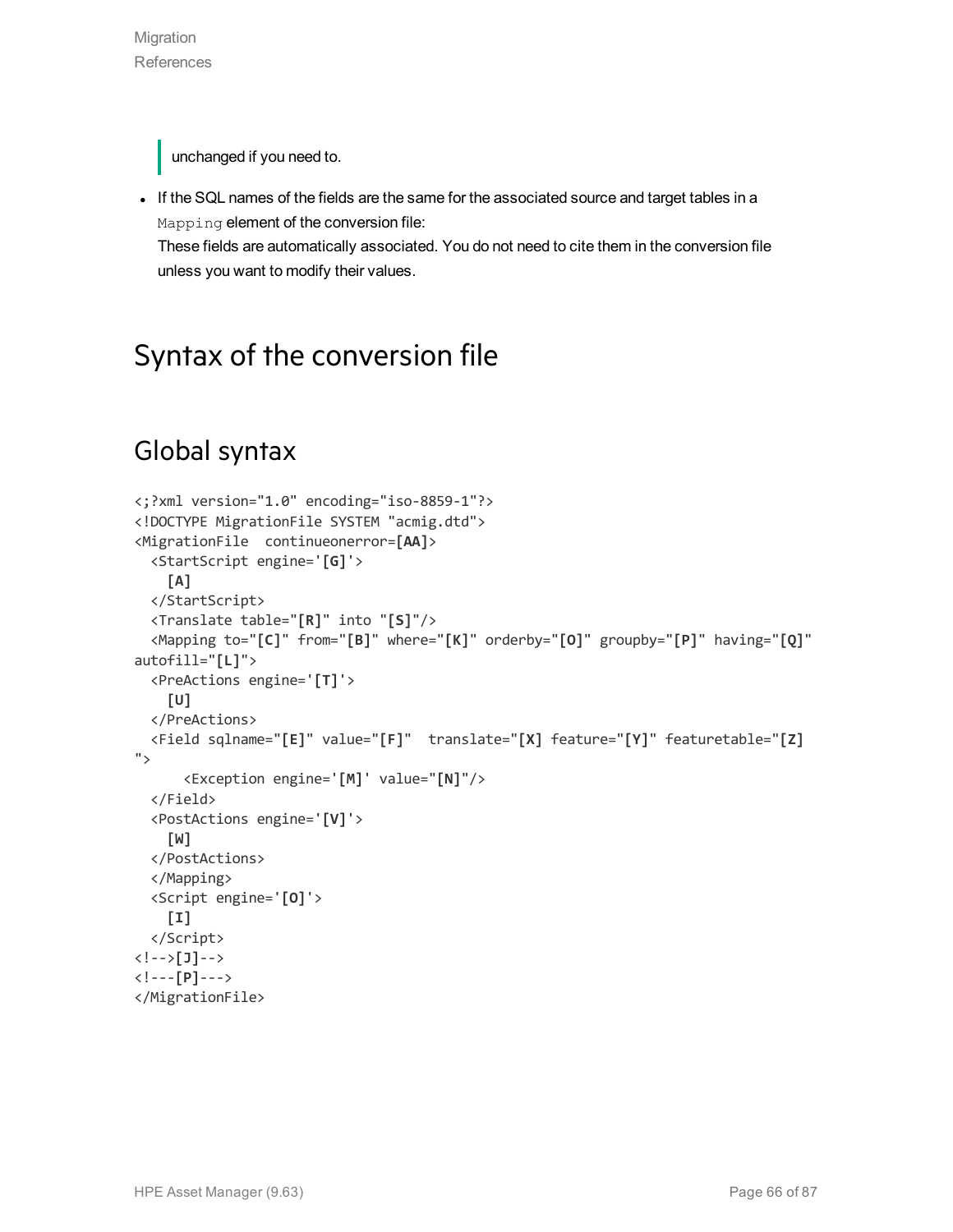> unchanged if you need to.

- If the SQL names of the fields are the same for the associated source and target tables in a `Mapping` element of the conversion file:
  These fields are automatically associated. You do not need to cite them in the conversion file unless you want to modify their values.

# Syntax of the conversion file

## Global syntax

```
<;?xml version="1.0" encoding="iso-8859-1"?>
<!DOCTYPE MigrationFile SYSTEM "acmig.dtd">
<MigrationFile  continueonerror=[AA]>
  <StartScript engine='[G]'>
    [A]
  </StartScript>
  <Translate table="[R]" into "[S]"/>
  <Mapping to="[C]" from="[B]" where="[K]" orderby="[O]" groupby="[P]" having="[Q]"
autofill="[L]">
  <PreActions engine='[T]'>
    [U]
  </PreActions>
  <Field sqlname="[E]" value="[F]"  translate="[X] feature="[Y]" featuretable="[Z]
">
      <Exception engine='[M]' value="[N]"/>
  </Field>
  <PostActions engine='[V]'>
    [W]
  </PostActions>
  </Mapping>
  <Script engine='[O]'>
    [I]
  </Script>
<!-->[J]-->
<!---[P]--->
</MigrationFile>
```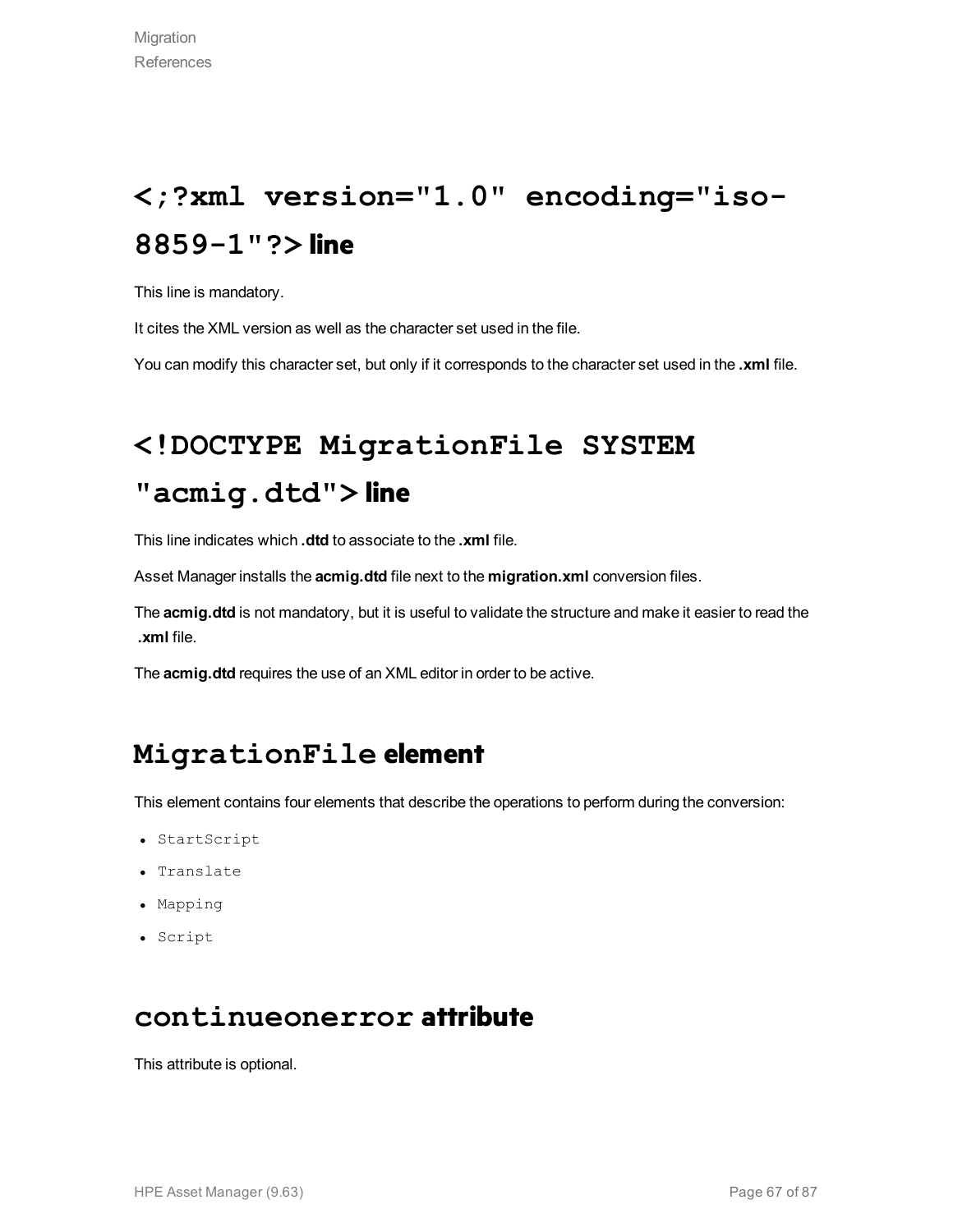# <;?xml version="1.0" encoding="iso-8859-1"?> line

This line is mandatory.

It cites the XML version as well as the character set used in the file.

You can modify this character set, but only if it corresponds to the character set used in the **.xml** file.

# <!DOCTYPE MigrationFile SYSTEM "acmig.dtd"> line

This line indicates which **.dtd** to associate to the **.xml** file.

Asset Manager installs the **acmig.dtd** file next to the **migration.xml** conversion files.

The **acmig.dtd** is not mandatory, but it is useful to validate the structure and make it easier to read the **.xml** file.

The **acmig.dtd** requires the use of an XML editor in order to be active.

## MigrationFile element

This element contains four elements that describe the operations to perform during the conversion:

- `StartScript`
- `Translate`
- `Mapping`
- `Script`

## continueonerror attribute

This attribute is optional.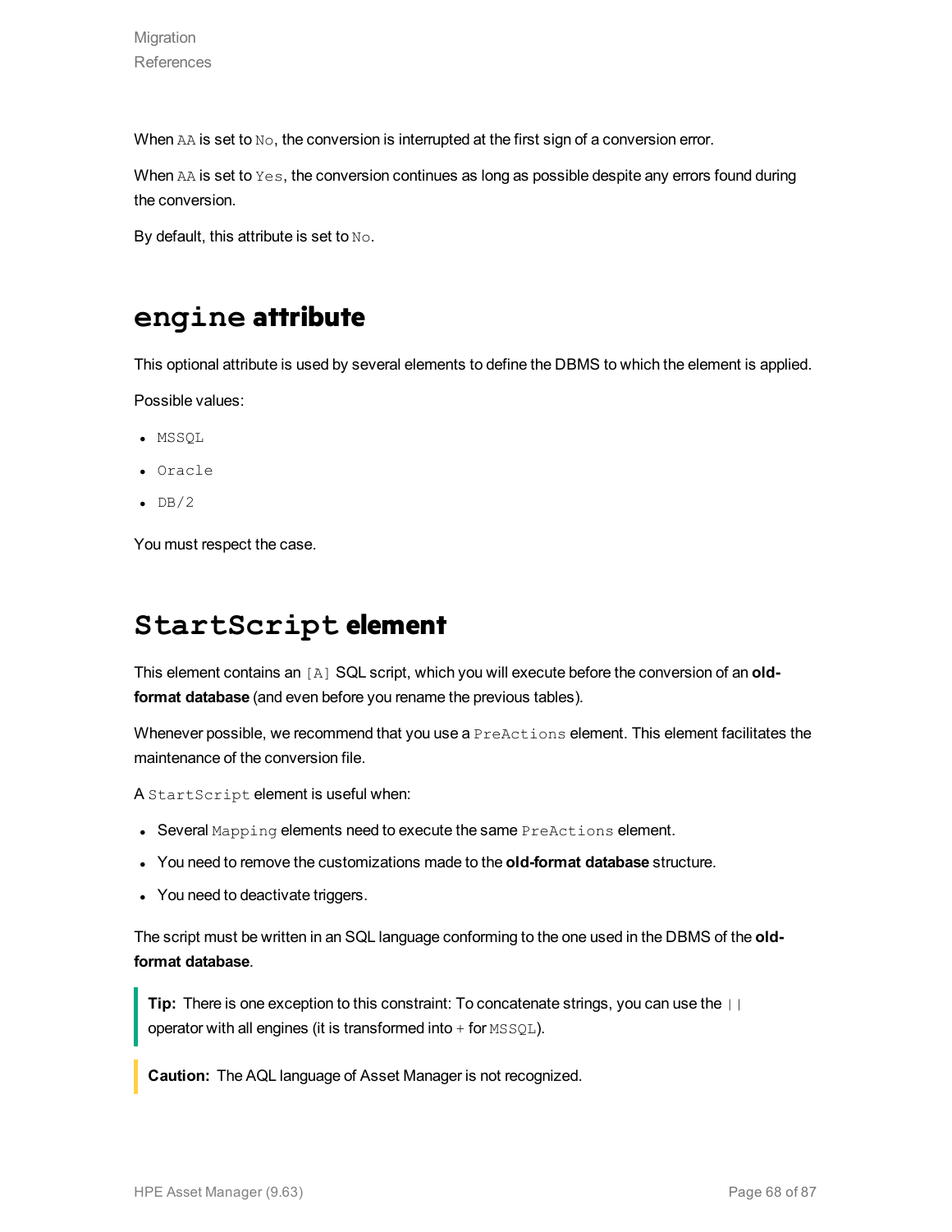When `AA` is set to `No`, the conversion is interrupted at the first sign of a conversion error.

When `AA` is set to `Yes`, the conversion continues as long as possible despite any errors found during the conversion.

By default, this attribute is set to `No`.

## `engine` attribute

This optional attribute is used by several elements to define the DBMS to which the element is applied.

Possible values:

- `MSSQL`
- `Oracle`
- `DB/2`

You must respect the case.

## `StartScript` element

This element contains an `[A]` SQL script, which you will execute before the conversion of an **old-format database** (and even before you rename the previous tables).

Whenever possible, we recommend that you use a `PreActions` element. This element facilitates the maintenance of the conversion file.

A `StartScript` element is useful when:

- Several `Mapping` elements need to execute the same `PreActions` element.
- You need to remove the customizations made to the **old-format database** structure.
- You need to deactivate triggers.

The script must be written in an SQL language conforming to the one used in the DBMS of the **old-format database**.

> **Tip:** There is one exception to this constraint: To concatenate strings, you can use the `||` operator with all engines (it is transformed into `+` for `MSSQL`).

> **Caution:** The AQL language of Asset Manager is not recognized.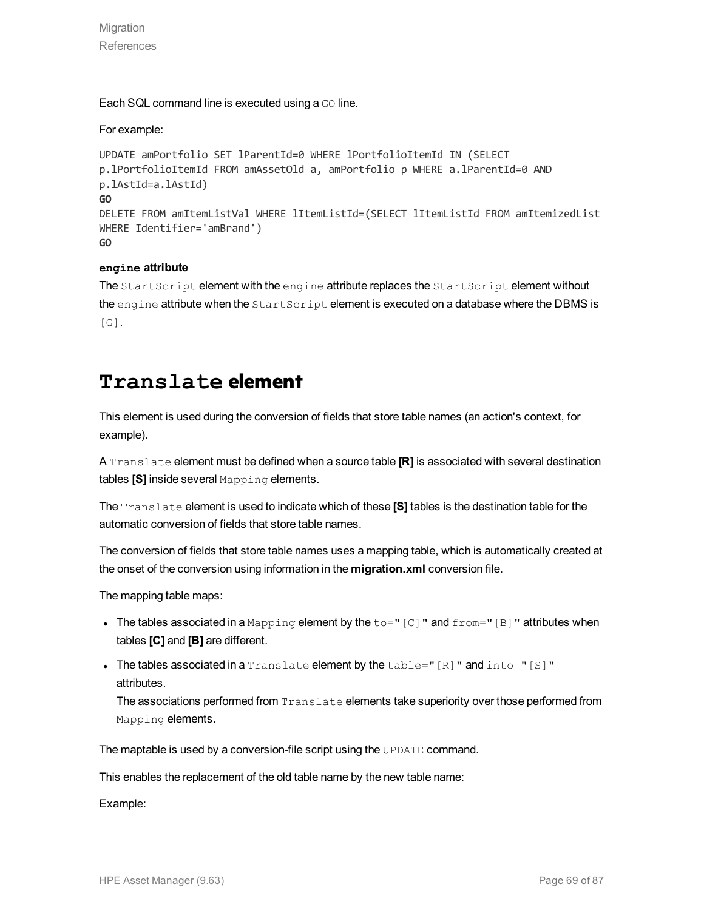Each SQL command line is executed using a `GO` line.

For example:

```
UPDATE amPortfolio SET lParentId=0 WHERE lPortfolioItemId IN (SELECT
p.lPortfolioItemId FROM amAssetOld a, amPortfolio p WHERE a.lParentId=0 AND
p.lAstId=a.lAstId)
GO
DELETE FROM amItemListVal WHERE lItemListId=(SELECT lItemListId FROM amItemizedList
WHERE Identifier='amBrand')
GO
```

**`engine` attribute**

The `StartScript` element with the `engine` attribute replaces the `StartScript` element without the `engine` attribute when the `StartScript` element is executed on a database where the DBMS is `[G]`.

# `Translate` element

This element is used during the conversion of fields that store table names (an action's context, for example).

A `Translate` element must be defined when a source table **[R]** is associated with several destination tables **[S]** inside several `Mapping` elements.

The `Translate` element is used to indicate which of these **[S]** tables is the destination table for the automatic conversion of fields that store table names.

The conversion of fields that store table names uses a mapping table, which is automatically created at the onset of the conversion using information in the **migration.xml** conversion file.

The mapping table maps:

- The tables associated in a `Mapping` element by the `to="[C]"` and `from="[B]"` attributes when tables **[C]** and **[B]** are different.
- The tables associated in a `Translate` element by the `table="[R]"` and `into "[S]"` attributes.
  The associations performed from `Translate` elements take superiority over those performed from `Mapping` elements.

The maptable is used by a conversion-file script using the `UPDATE` command.

This enables the replacement of the old table name by the new table name:

Example: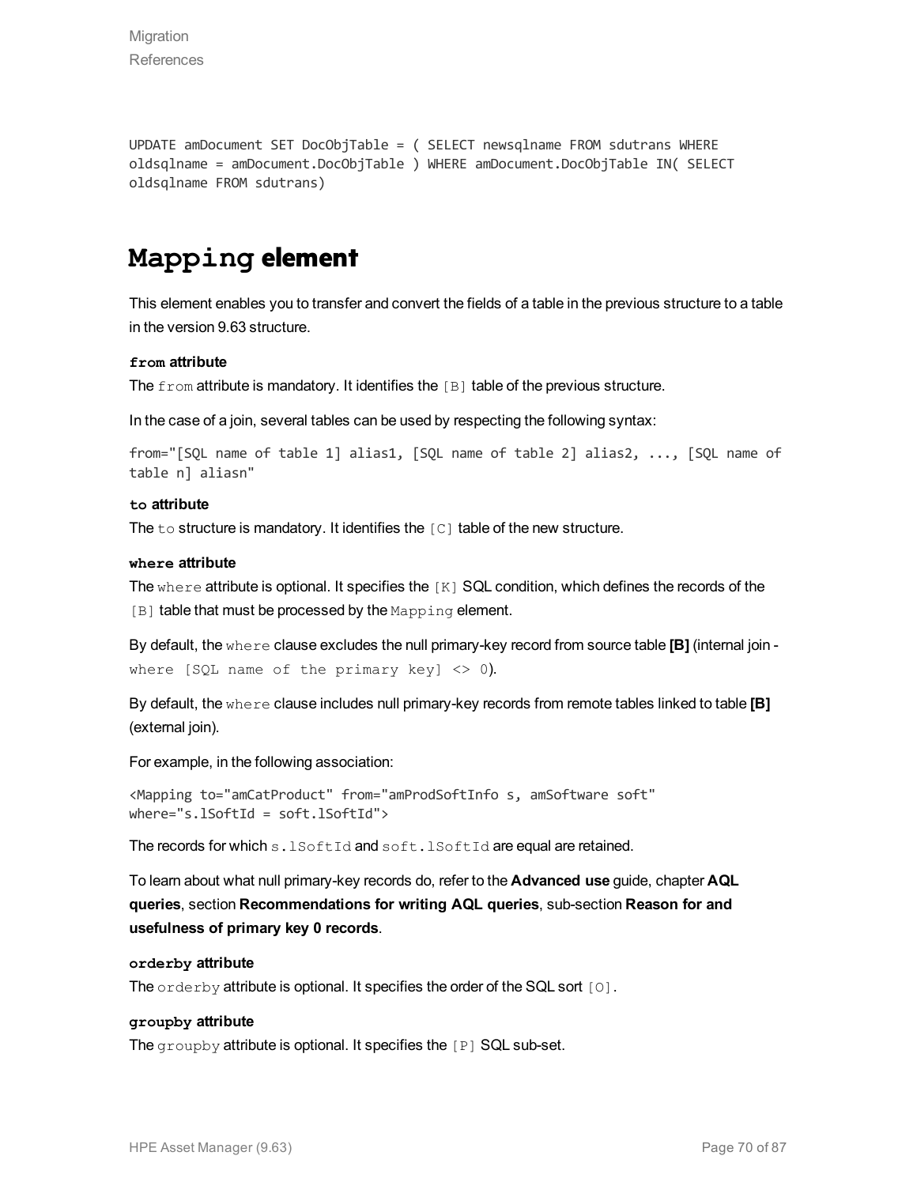```
UPDATE amDocument SET DocObjTable = ( SELECT newsqlname FROM sdutrans WHERE
oldsqlname = amDocument.DocObjTable ) WHERE amDocument.DocObjTable IN( SELECT
oldsqlname FROM sdutrans)
```

## `Mapping` element

This element enables you to transfer and convert the fields of a table in the previous structure to a table in the version 9.63 structure.

**`from` attribute**

The `from` attribute is mandatory. It identifies the `[B]` table of the previous structure.

In the case of a join, several tables can be used by respecting the following syntax:

```
from="[SQL name of table 1] alias1, [SQL name of table 2] alias2, ..., [SQL name of
table n] aliasn"
```

**`to` attribute**

The `to` structure is mandatory. It identifies the `[C]` table of the new structure.

**`where` attribute**

The `where` attribute is optional. It specifies the `[K]` SQL condition, which defines the records of the `[B]` table that must be processed by the `Mapping` element.

By default, the `where` clause excludes the null primary-key record from source table **[B]** (internal join - `where [SQL name of the primary key] <> 0`).

By default, the `where` clause includes null primary-key records from remote tables linked to table **[B]** (external join).

For example, in the following association:

```
<Mapping to="amCatProduct" from="amProdSoftInfo s, amSoftware soft"
where="s.lSoftId = soft.lSoftId">
```

The records for which `s.lSoftId` and `soft.lSoftId` are equal are retained.

To learn about what null primary-key records do, refer to the **Advanced use** guide, chapter **AQL queries**, section **Recommendations for writing AQL queries**, sub-section **Reason for and usefulness of primary key 0 records**.

**`orderby` attribute**

The `orderby` attribute is optional. It specifies the order of the SQL sort `[O]`.

**`groupby` attribute**

The `groupby` attribute is optional. It specifies the `[P]` SQL sub-set.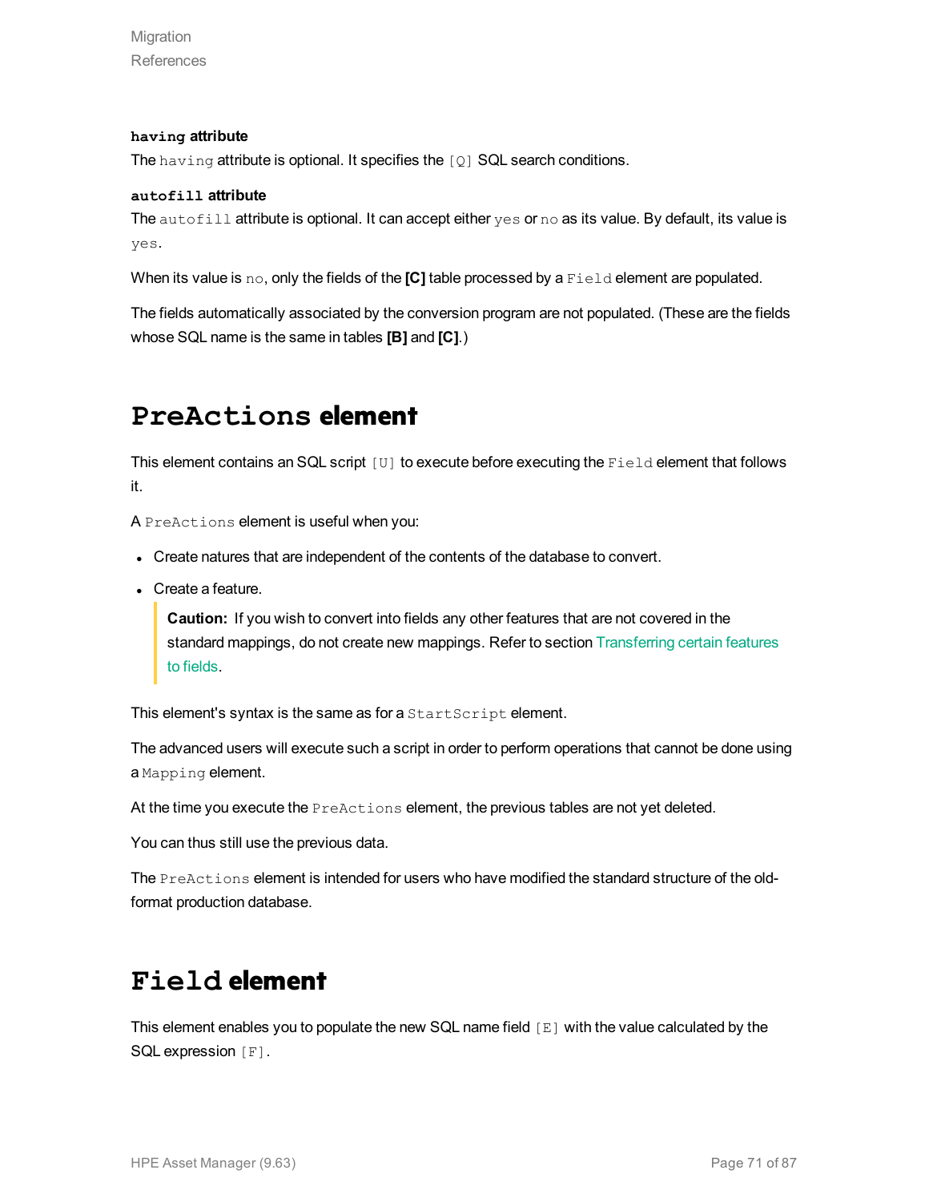#### `having` attribute

The `having` attribute is optional. It specifies the `[Q]` SQL search conditions.

#### `autofill` attribute

The `autofill` attribute is optional. It can accept either `yes` or `no` as its value. By default, its value is `yes`.

When its value is `no`, only the fields of the **[C]** table processed by a `Field` element are populated.

The fields automatically associated by the conversion program are not populated. (These are the fields whose SQL name is the same in tables **[B]** and **[C]**.)

## `PreActions` element

This element contains an SQL script `[U]` to execute before executing the `Field` element that follows it.

A `PreActions` element is useful when you:

- Create natures that are independent of the contents of the database to convert.
- Create a feature.

  > **Caution:** If you wish to convert into fields any other features that are not covered in the standard mappings, do not create new mappings. Refer to section Transferring certain features to fields.

This element's syntax is the same as for a `StartScript` element.

The advanced users will execute such a script in order to perform operations that cannot be done using a `Mapping` element.

At the time you execute the `PreActions` element, the previous tables are not yet deleted.

You can thus still use the previous data.

The `PreActions` element is intended for users who have modified the standard structure of the old-format production database.

## `Field` element

This element enables you to populate the new SQL name field `[E]` with the value calculated by the SQL expression `[F]`.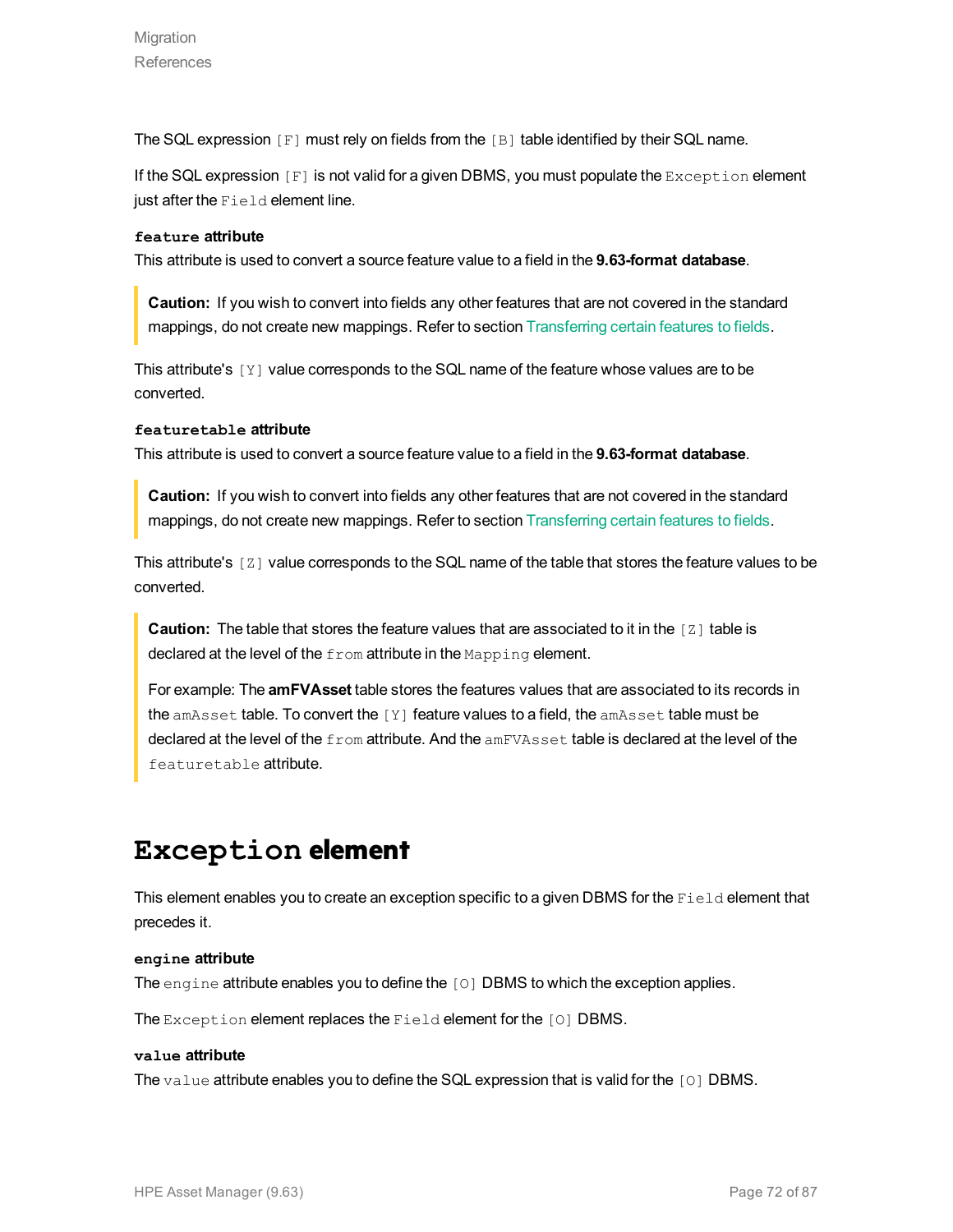The SQL expression `[F]` must rely on fields from the `[B]` table identified by their SQL name.

If the SQL expression `[F]` is not valid for a given DBMS, you must populate the `Exception` element just after the `Field` element line.

**`feature` attribute**

This attribute is used to convert a source feature value to a field in the **9.63-format database**.

> **Caution:** If you wish to convert into fields any other features that are not covered in the standard mappings, do not create new mappings. Refer to section Transferring certain features to fields.

This attribute's `[Y]` value corresponds to the SQL name of the feature whose values are to be converted.

**`featuretable` attribute**

This attribute is used to convert a source feature value to a field in the **9.63-format database**.

> **Caution:** If you wish to convert into fields any other features that are not covered in the standard mappings, do not create new mappings. Refer to section Transferring certain features to fields.

This attribute's `[Z]` value corresponds to the SQL name of the table that stores the feature values to be converted.

> **Caution:** The table that stores the feature values that are associated to it in the `[Z]` table is declared at the level of the `from` attribute in the `Mapping` element.
>
> For example: The **amFVAsset** table stores the features values that are associated to its records in the `amAsset` table. To convert the `[Y]` feature values to a field, the `amAsset` table must be declared at the level of the `from` attribute. And the `amFVAsset` table is declared at the level of the `featuretable` attribute.

## `Exception` element

This element enables you to create an exception specific to a given DBMS for the `Field` element that precedes it.

**`engine` attribute**

The `engine` attribute enables you to define the `[O]` DBMS to which the exception applies.

The `Exception` element replaces the `Field` element for the `[O]` DBMS.

**`value` attribute**

The `value` attribute enables you to define the SQL expression that is valid for the `[O]` DBMS.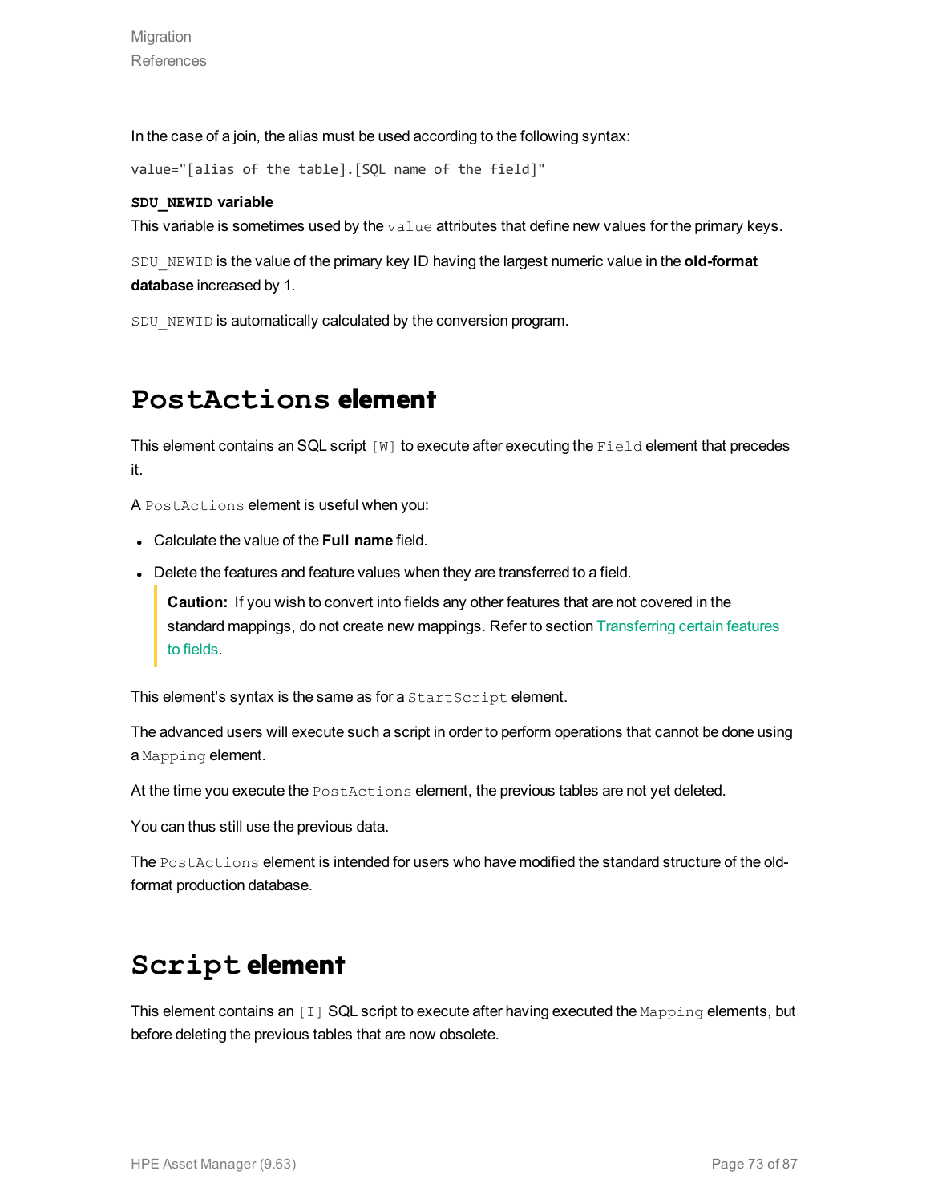In the case of a join, the alias must be used according to the following syntax:

```
value="[alias of the table].[SQL name of the field]"
```

**`SDU_NEWID` variable**

This variable is sometimes used by the `value` attributes that define new values for the primary keys.

`SDU_NEWID` is the value of the primary key ID having the largest numeric value in the **old-format database** increased by 1.

`SDU_NEWID` is automatically calculated by the conversion program.

# `PostActions` element

This element contains an SQL script `[W]` to execute after executing the `Field` element that precedes it.

A `PostActions` element is useful when you:

- Calculate the value of the **Full name** field.
- Delete the features and feature values when they are transferred to a field.

> **Caution:** If you wish to convert into fields any other features that are not covered in the standard mappings, do not create new mappings. Refer to section Transferring certain features to fields.

This element's syntax is the same as for a `StartScript` element.

The advanced users will execute such a script in order to perform operations that cannot be done using a `Mapping` element.

At the time you execute the `PostActions` element, the previous tables are not yet deleted.

You can thus still use the previous data.

The `PostActions` element is intended for users who have modified the standard structure of the old-format production database.

# `Script` element

This element contains an `[I]` SQL script to execute after having executed the `Mapping` elements, but before deleting the previous tables that are now obsolete.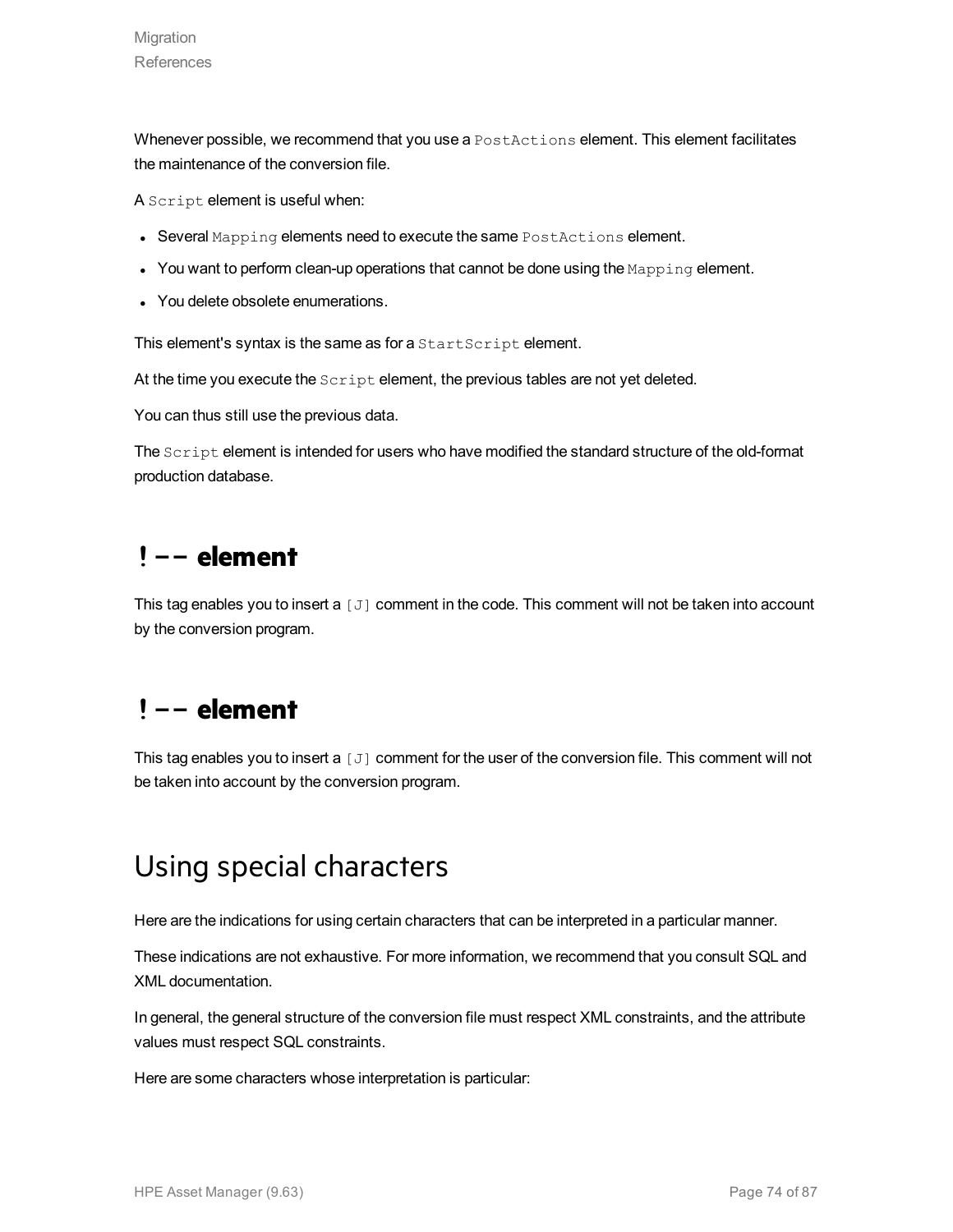Whenever possible, we recommend that you use a `PostActions` element. This element facilitates the maintenance of the conversion file.

A `Script` element is useful when:

- Several `Mapping` elements need to execute the same `PostActions` element.
- You want to perform clean-up operations that cannot be done using the `Mapping` element.
- You delete obsolete enumerations.

This element's syntax is the same as for a `StartScript` element.

At the time you execute the `Script` element, the previous tables are not yet deleted.

You can thus still use the previous data.

The `Script` element is intended for users who have modified the standard structure of the old-format production database.

## ! -- element

This tag enables you to insert a `[J]` comment in the code. This comment will not be taken into account by the conversion program.

## ! -- element

This tag enables you to insert a `[J]` comment for the user of the conversion file. This comment will not be taken into account by the conversion program.

# Using special characters

Here are the indications for using certain characters that can be interpreted in a particular manner.

These indications are not exhaustive. For more information, we recommend that you consult SQL and XML documentation.

In general, the general structure of the conversion file must respect XML constraints, and the attribute values must respect SQL constraints.

Here are some characters whose interpretation is particular: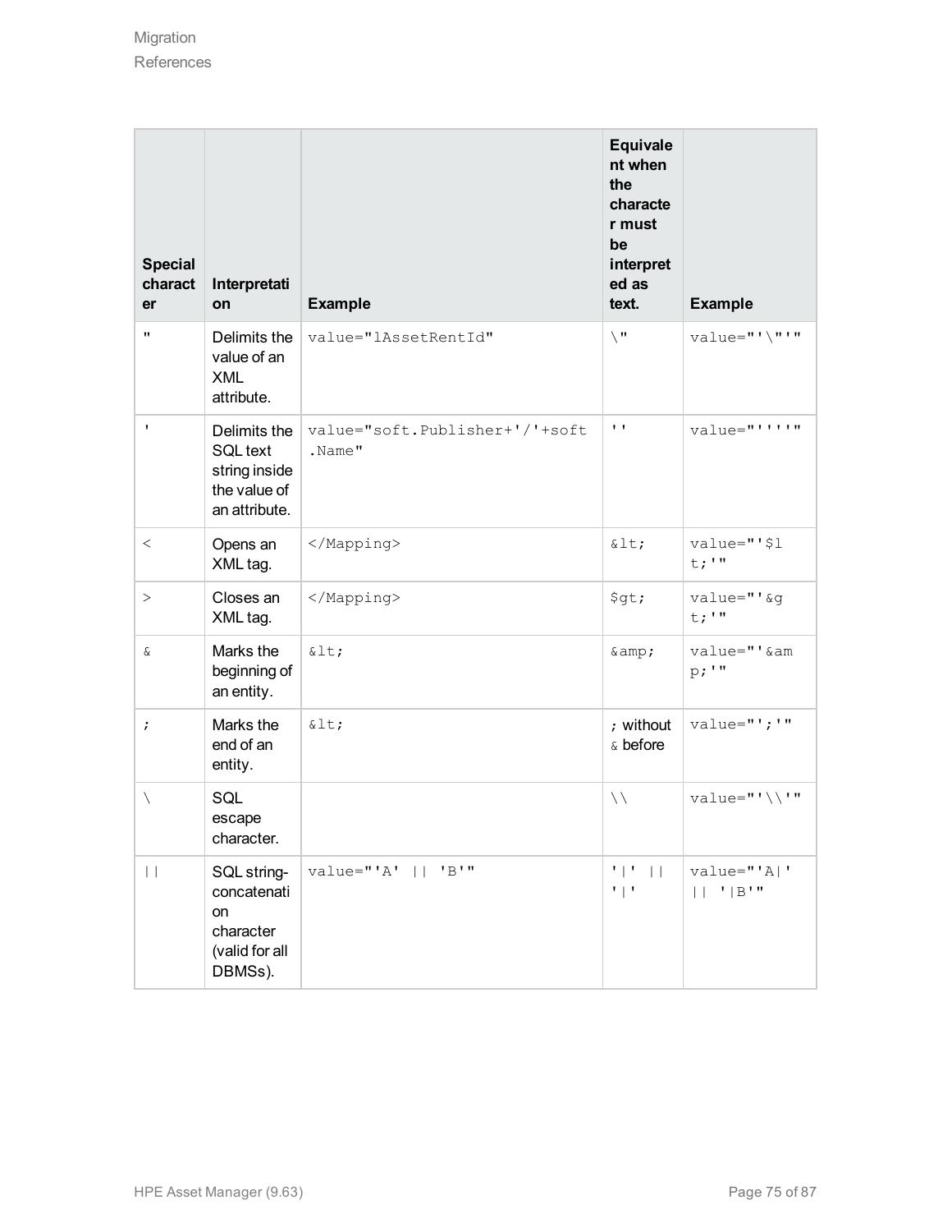| Special character | Interpretation | Example | Equivalent when the character must be interpreted as text. | Example |
| --- | --- | --- | --- | --- |
| `"` | Delimits the value of an XML attribute. | `value="lAssetRentId"` | `\"` | `value="'\"'"` |
| `'` | Delimits the SQL text string inside the value of an attribute. | `value="soft.Publisher+'/'+soft.Name"` | `''` | `value="''''"` |
| `<` | Opens an XML tag. | `</Mapping>` | `&lt;` | `value="'$lt;'"` |
| `>` | Closes an XML tag. | `</Mapping>` | `$gt;` | `value="'&gt;'"` |
| `&` | Marks the beginning of an entity. | `&lt;` | `&amp;` | `value="'&amp;'"` |
| `;` | Marks the end of an entity. | `&lt;` | `;` without `&` before | `value="';'"` |
| `\` | SQL escape character. | | `\\` | `value="'\\'"` |
| `\|\|` | SQL string-concatenation character (valid for all DBMSs). | `value="'A' \|\| 'B'"` | `'\|' \|\| '\|'` | `value="'A\|' \|\| '\|B'"` |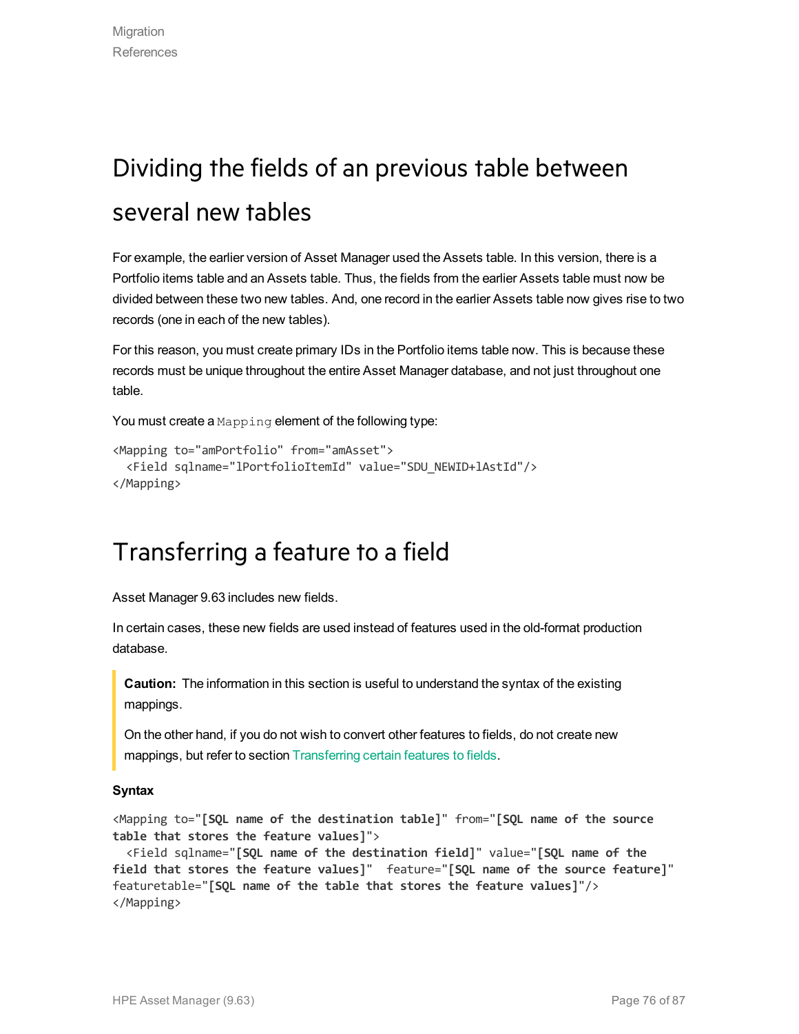# Dividing the fields of an previous table between several new tables

For example, the earlier version of Asset Manager used the Assets table. In this version, there is a Portfolio items table and an Assets table. Thus, the fields from the earlier Assets table must now be divided between these two new tables. And, one record in the earlier Assets table now gives rise to two records (one in each of the new tables).

For this reason, you must create primary IDs in the Portfolio items table now. This is because these records must be unique throughout the entire Asset Manager database, and not just throughout one table.

You must create a `Mapping` element of the following type:

```
<Mapping to="amPortfolio" from="amAsset">
  <Field sqlname="lPortfolioItemId" value="SDU_NEWID+lAstId"/>
</Mapping>
```

# Transferring a feature to a field

Asset Manager 9.63 includes new fields.

In certain cases, these new fields are used instead of features used in the old-format production database.

> **Caution:** The information in this section is useful to understand the syntax of the existing mappings.
>
> On the other hand, if you do not wish to convert other features to fields, do not create new mappings, but refer to section Transferring certain features to fields.

**Syntax**

```
<Mapping to="[SQL name of the destination table]" from="[SQL name of the source table that stores the feature values]">
  <Field sqlname="[SQL name of the destination field]" value="[SQL name of the field that stores the feature values]"  feature="[SQL name of the source feature]" featuretable="[SQL name of the table that stores the feature values]"/>
</Mapping>
```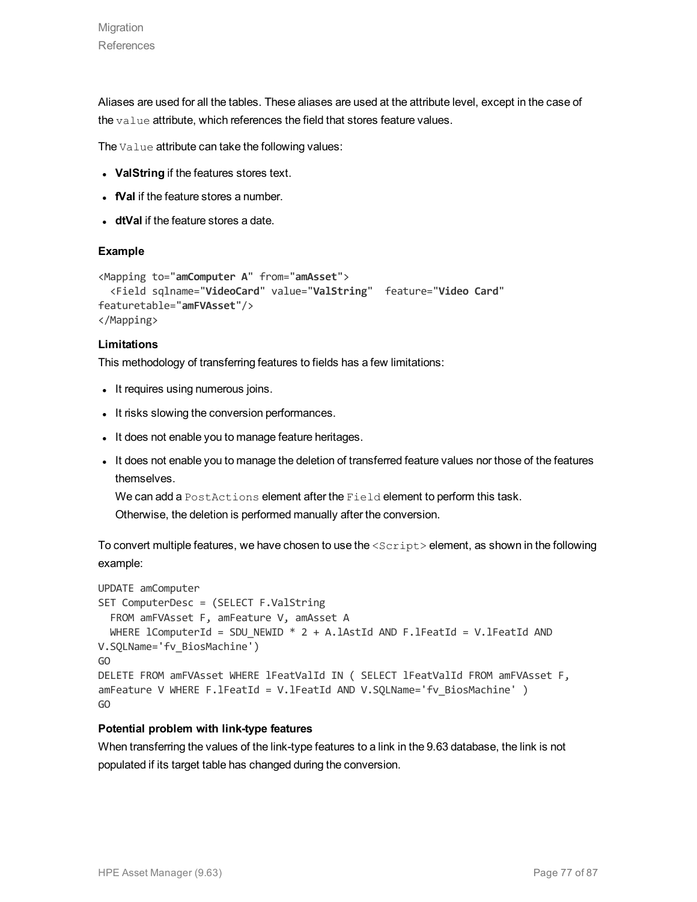Aliases are used for all the tables. These aliases are used at the attribute level, except in the case of the `value` attribute, which references the field that stores feature values.

The `Value` attribute can take the following values:

- **ValString** if the features stores text.
- **fVal** if the feature stores a number.
- **dtVal** if the feature stores a date.

#### Example

```
<Mapping to="amComputer A" from="amAsset">
  <Field sqlname="VideoCard" value="ValString"  feature="Video Card"
featuretable="amFVAsset"/>
</Mapping>
```

#### Limitations

This methodology of transferring features to fields has a few limitations:

- It requires using numerous joins.
- It risks slowing the conversion performances.
- It does not enable you to manage feature heritages.
- It does not enable you to manage the deletion of transferred feature values nor those of the features themselves.

  We can add a `PostActions` element after the `Field` element to perform this task.
  Otherwise, the deletion is performed manually after the conversion.

To convert multiple features, we have chosen to use the `<Script>` element, as shown in the following example:

```
UPDATE amComputer
SET ComputerDesc = (SELECT F.ValString
  FROM amFVAsset F, amFeature V, amAsset A
  WHERE lComputerId = SDU_NEWID * 2 + A.lAstId AND F.lFeatId = V.lFeatId AND
V.SQLName='fv_BiosMachine')
GO
DELETE FROM amFVAsset WHERE lFeatValId IN ( SELECT lFeatValId FROM amFVAsset F,
amFeature V WHERE F.lFeatId = V.lFeatId AND V.SQLName='fv_BiosMachine' )
GO
```

#### Potential problem with link-type features

When transferring the values of the link-type features to a link in the 9.63 database, the link is not populated if its target table has changed during the conversion.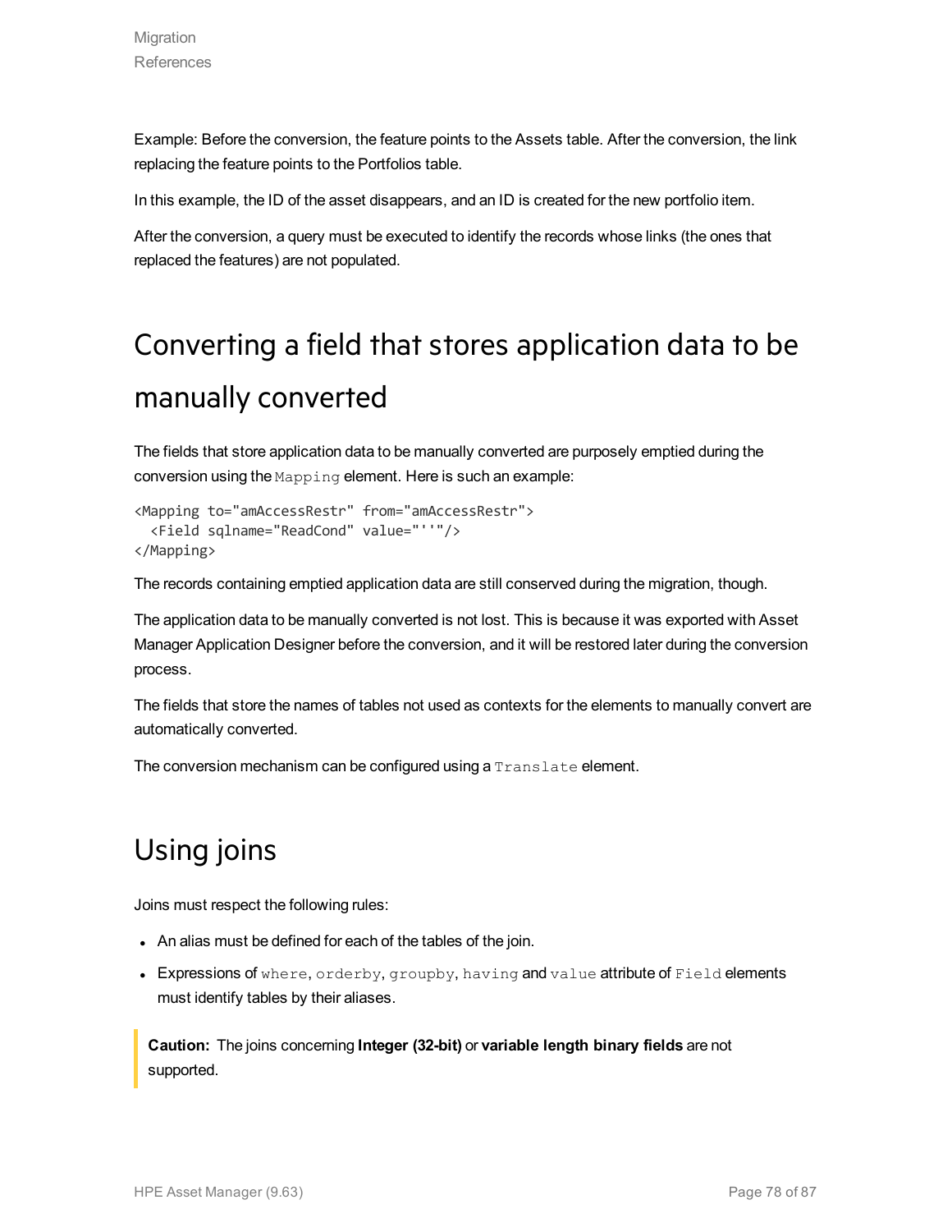Example: Before the conversion, the feature points to the Assets table. After the conversion, the link replacing the feature points to the Portfolios table.

In this example, the ID of the asset disappears, and an ID is created for the new portfolio item.

After the conversion, a query must be executed to identify the records whose links (the ones that replaced the features) are not populated.

# Converting a field that stores application data to be manually converted

The fields that store application data to be manually converted are purposely emptied during the conversion using the `Mapping` element. Here is such an example:

```
<Mapping to="amAccessRestr" from="amAccessRestr">
  <Field sqlname="ReadCond" value="''"/>
</Mapping>
```

The records containing emptied application data are still conserved during the migration, though.

The application data to be manually converted is not lost. This is because it was exported with Asset Manager Application Designer before the conversion, and it will be restored later during the conversion process.

The fields that store the names of tables not used as contexts for the elements to manually convert are automatically converted.

The conversion mechanism can be configured using a `Translate` element.

# Using joins

Joins must respect the following rules:

- An alias must be defined for each of the tables of the join.
- Expressions of `where`, `orderby`, `groupby`, `having` and `value` attribute of `Field` elements must identify tables by their aliases.

> **Caution:** The joins concerning **Integer (32-bit)** or **variable length binary fields** are not supported.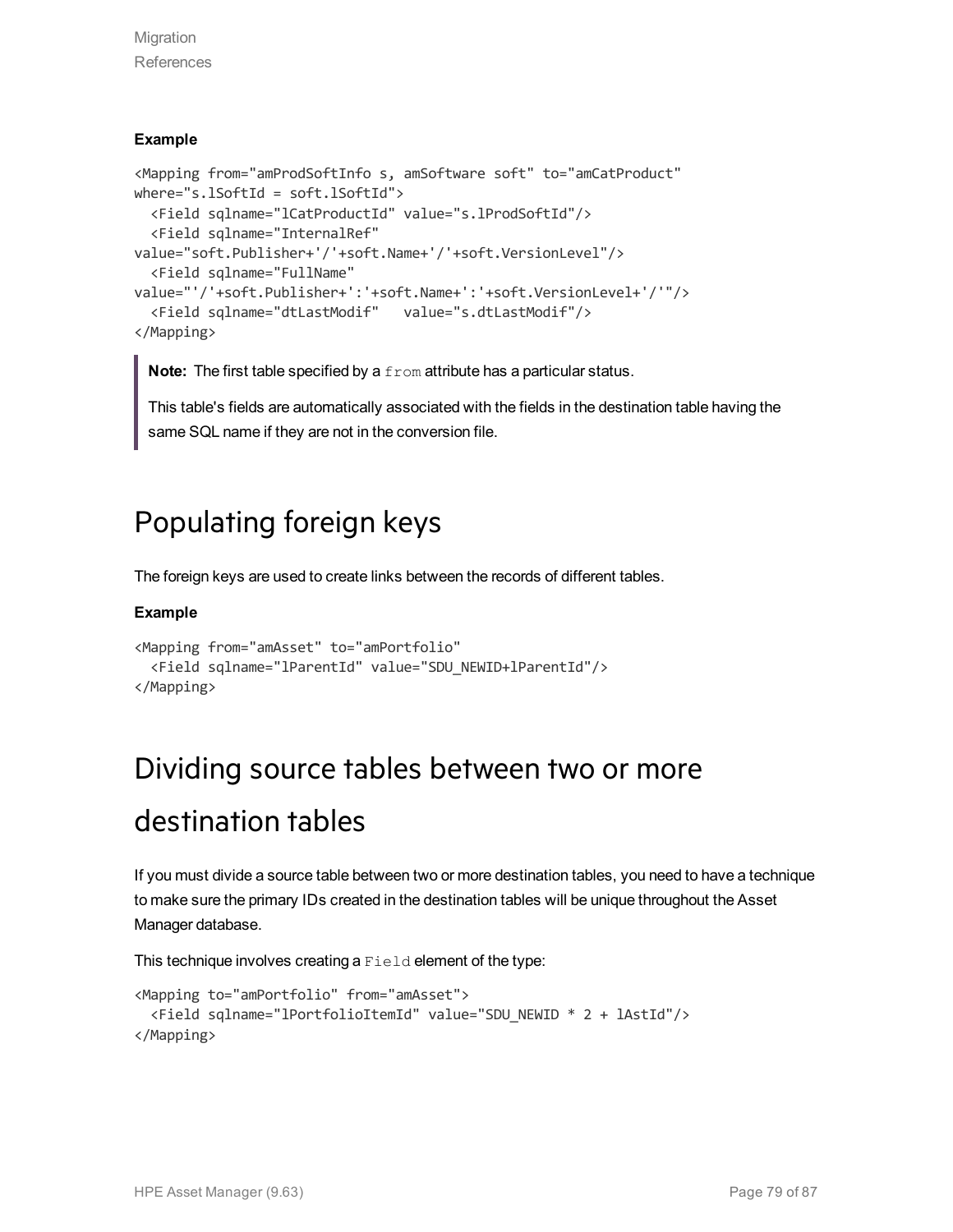**Example**

```
<Mapping from="amProdSoftInfo s, amSoftware soft" to="amCatProduct"
where="s.lSoftId = soft.lSoftId">
  <Field sqlname="lCatProductId" value="s.lProdSoftId"/>
  <Field sqlname="InternalRef"
value="soft.Publisher+'/'+soft.Name+'/'+soft.VersionLevel"/>
  <Field sqlname="FullName"
value="'/'+soft.Publisher+':'+soft.Name+':'+soft.VersionLevel+'/'"/>
  <Field sqlname="dtLastModif"   value="s.dtLastModif"/>
</Mapping>
```

> **Note:** The first table specified by a `from` attribute has a particular status.
>
> This table's fields are automatically associated with the fields in the destination table having the same SQL name if they are not in the conversion file.

# Populating foreign keys

The foreign keys are used to create links between the records of different tables.

**Example**

```
<Mapping from="amAsset" to="amPortfolio"
  <Field sqlname="lParentId" value="SDU_NEWID+lParentId"/>
</Mapping>
```

# Dividing source tables between two or more destination tables

If you must divide a source table between two or more destination tables, you need to have a technique to make sure the primary IDs created in the destination tables will be unique throughout the Asset Manager database.

This technique involves creating a `Field` element of the type:

```
<Mapping to="amPortfolio" from="amAsset">
  <Field sqlname="lPortfolioItemId" value="SDU_NEWID * 2 + lAstId"/>
</Mapping>
```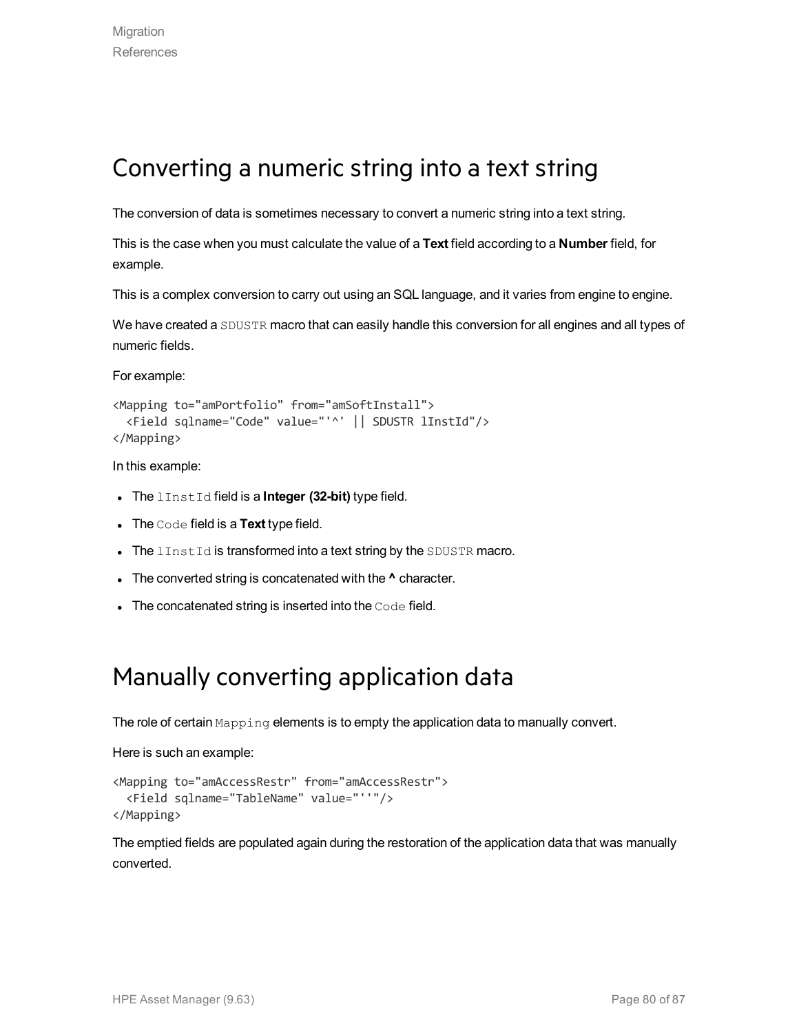# Converting a numeric string into a text string

The conversion of data is sometimes necessary to convert a numeric string into a text string.

This is the case when you must calculate the value of a **Text** field according to a **Number** field, for example.

This is a complex conversion to carry out using an SQL language, and it varies from engine to engine.

We have created a `SDUSTR` macro that can easily handle this conversion for all engines and all types of numeric fields.

For example:

```
<Mapping to="amPortfolio" from="amSoftInstall">
  <Field sqlname="Code" value="'^' || SDUSTR lInstId"/>
</Mapping>
```

In this example:

- The `lInstId` field is a **Integer (32-bit)** type field.
- The `Code` field is a **Text** type field.
- The `lInstId` is transformed into a text string by the `SDUSTR` macro.
- The converted string is concatenated with the **^** character.
- The concatenated string is inserted into the `Code` field.

# Manually converting application data

The role of certain `Mapping` elements is to empty the application data to manually convert.

Here is such an example:

```
<Mapping to="amAccessRestr" from="amAccessRestr">
  <Field sqlname="TableName" value="''"/>
</Mapping>
```

The emptied fields are populated again during the restoration of the application data that was manually converted.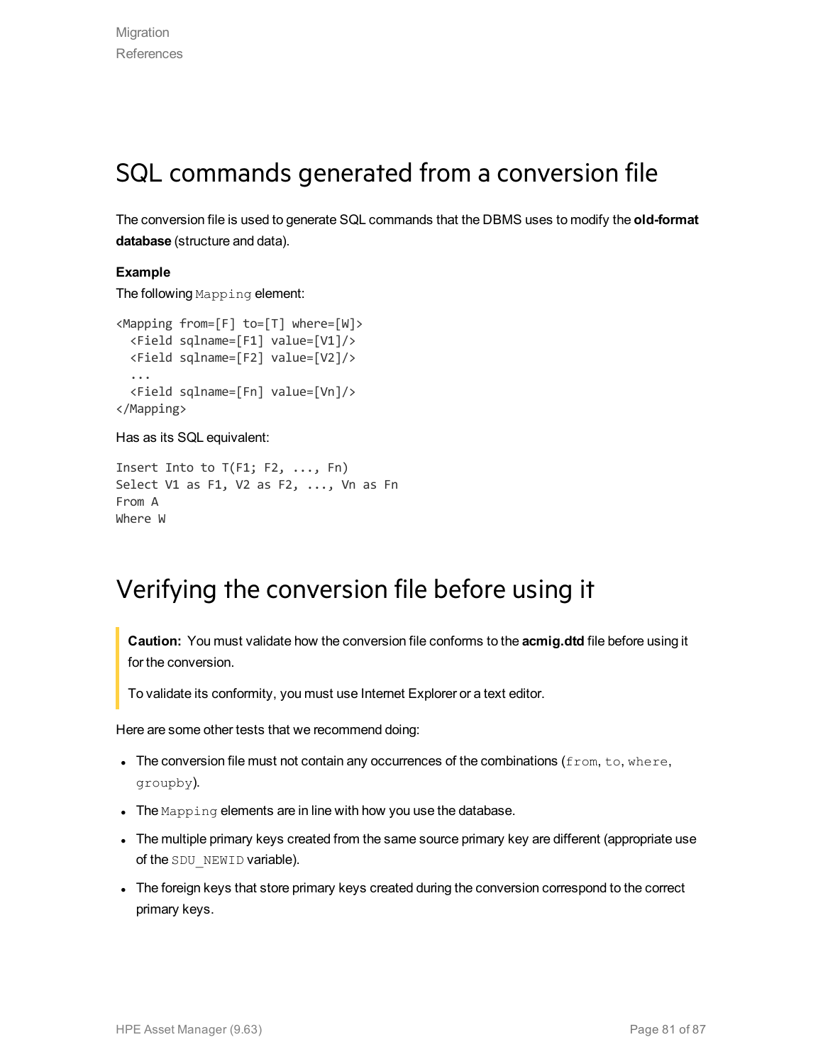# SQL commands generated from a conversion file

The conversion file is used to generate SQL commands that the DBMS uses to modify the **old-format database** (structure and data).

**Example**

The following `Mapping` element:

```
<Mapping from=[F] to=[T] where=[W]>
  <Field sqlname=[F1] value=[V1]/>
  <Field sqlname=[F2] value=[V2]/>
  ...
  <Field sqlname=[Fn] value=[Vn]/>
</Mapping>
```

Has as its SQL equivalent:

```
Insert Into to T(F1; F2, ..., Fn)
Select V1 as F1, V2 as F2, ..., Vn as Fn
From A
Where W
```

# Verifying the conversion file before using it

> **Caution:** You must validate how the conversion file conforms to the **acmig.dtd** file before using it for the conversion.
>
> To validate its conformity, you must use Internet Explorer or a text editor.

Here are some other tests that we recommend doing:

- The conversion file must not contain any occurrences of the combinations (`from`, `to`, `where`, `groupby`).
- The `Mapping` elements are in line with how you use the database.
- The multiple primary keys created from the same source primary key are different (appropriate use of the `SDU_NEWID` variable).
- The foreign keys that store primary keys created during the conversion correspond to the correct primary keys.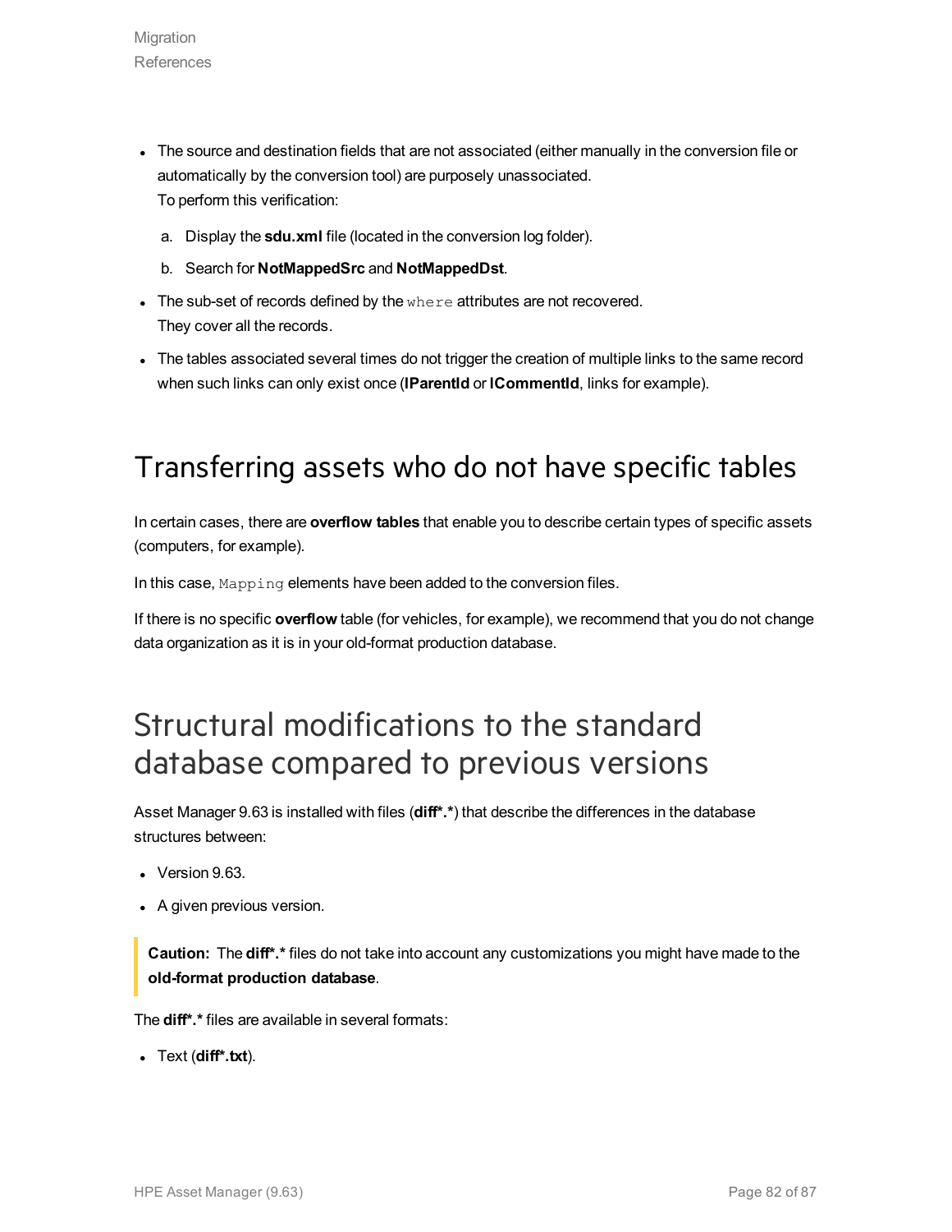- The source and destination fields that are not associated (either manually in the conversion file or automatically by the conversion tool) are purposely unassociated.
  To perform this verification:

  a. Display the **sdu.xml** file (located in the conversion log folder).

  b. Search for **NotMappedSrc** and **NotMappedDst**.

- The sub-set of records defined by the `where` attributes are not recovered.
  They cover all the records.

- The tables associated several times do not trigger the creation of multiple links to the same record when such links can only exist once (**lParentId** or **lCommentId**, links for example).

## Transferring assets who do not have specific tables

In certain cases, there are **overflow tables** that enable you to describe certain types of specific assets (computers, for example).

In this case, `Mapping` elements have been added to the conversion files.

If there is no specific **overflow** table (for vehicles, for example), we recommend that you do not change data organization as it is in your old-format production database.

## Structural modifications to the standard database compared to previous versions

Asset Manager 9.63 is installed with files (**diff*.***) that describe the differences in the database structures between:

- Version 9.63.
- A given previous version.

> **Caution:** The **diff*.*** files do not take into account any customizations you might have made to the **old-format production database**.

The **diff*.*** files are available in several formats:

- Text (**diff*.txt**).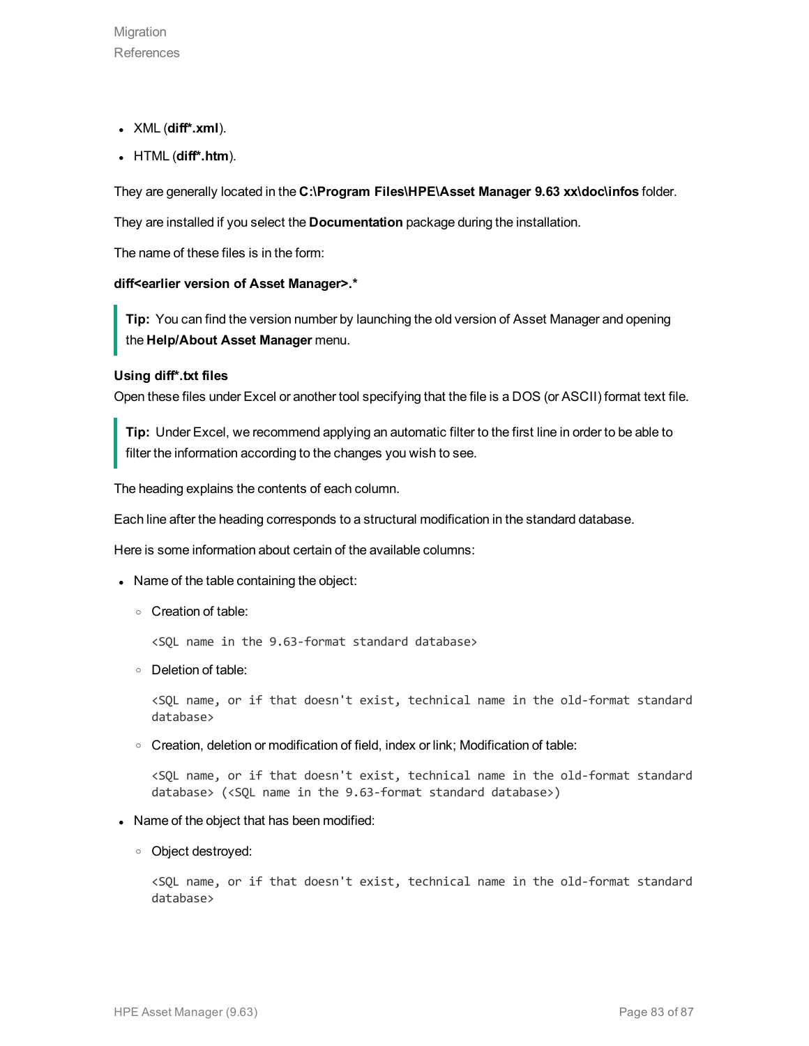- XML (**diff*.xml**).
- HTML (**diff*.htm**).

They are generally located in the **C:\Program Files\HPE\Asset Manager 9.63 xx\doc\infos** folder.

They are installed if you select the **Documentation** package during the installation.

The name of these files is in the form:

**diff<earlier version of Asset Manager>.***

> **Tip:** You can find the version number by launching the old version of Asset Manager and opening the **Help/About Asset Manager** menu.

**Using diff*.txt files**

Open these files under Excel or another tool specifying that the file is a DOS (or ASCII) format text file.

> **Tip:** Under Excel, we recommend applying an automatic filter to the first line in order to be able to filter the information according to the changes you wish to see.

The heading explains the contents of each column.

Each line after the heading corresponds to a structural modification in the standard database.

Here is some information about certain of the available columns:

- Name of the table containing the object:
  - Creation of table:

    ```
    <SQL name in the 9.63-format standard database>
    ```

  - Deletion of table:

    ```
    <SQL name, or if that doesn't exist, technical name in the old-format standard database>
    ```

  - Creation, deletion or modification of field, index or link; Modification of table:

    ```
    <SQL name, or if that doesn't exist, technical name in the old-format standard database> (<SQL name in the 9.63-format standard database>)
    ```

- Name of the object that has been modified:
  - Object destroyed:

    ```
    <SQL name, or if that doesn't exist, technical name in the old-format standard database>
    ```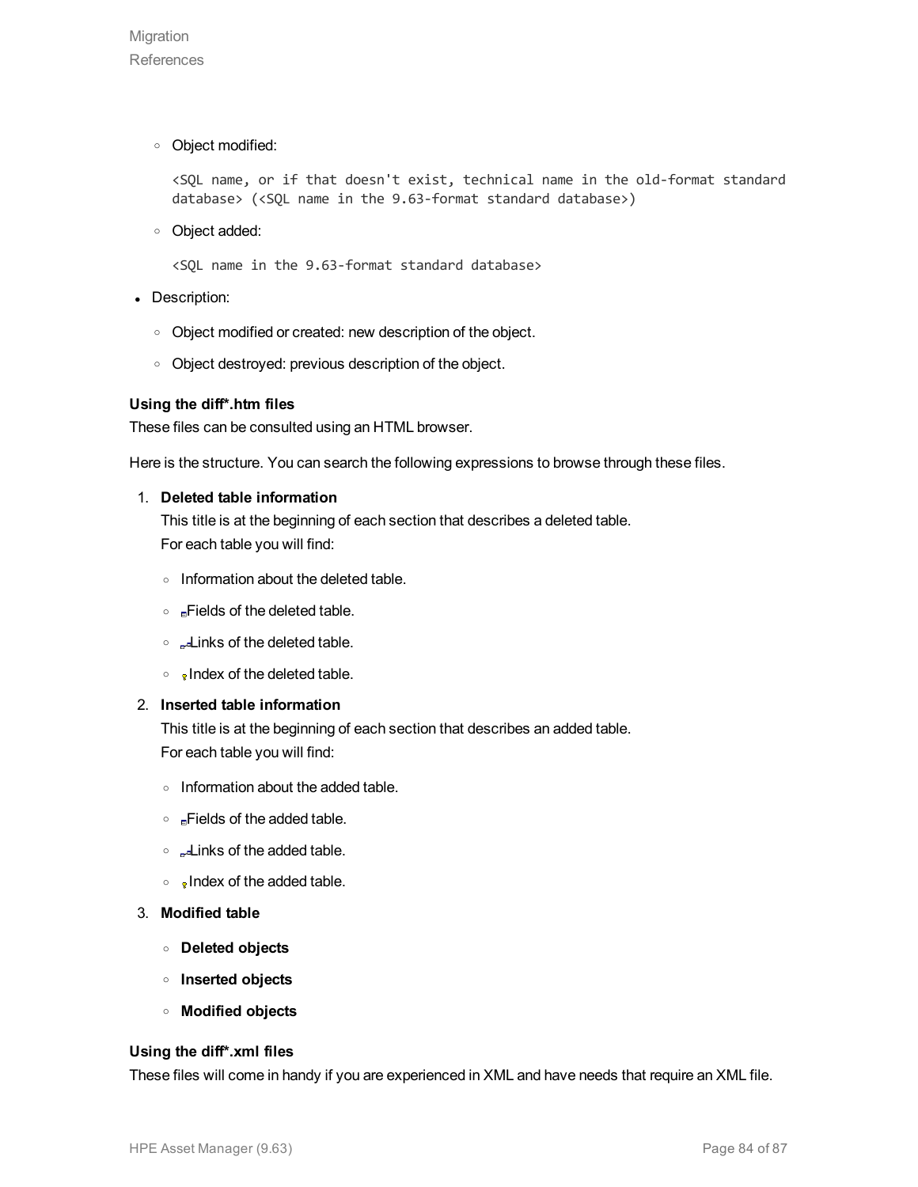- Object modified:

  ```
  <SQL name, or if that doesn't exist, technical name in the old-format standard database> (<SQL name in the 9.63-format standard database>)
  ```

- Object added:

  ```
  <SQL name in the 9.63-format standard database>
  ```

- Description:
  - Object modified or created: new description of the object.
  - Object destroyed: previous description of the object.

**Using the diff*.htm files**

These files can be consulted using an HTML browser.

Here is the structure. You can search the following expressions to browse through these files.

1. **Deleted table information**

   This title is at the beginning of each section that describes a deleted table.
   For each table you will find:

   - Information about the deleted table.
   - Fields of the deleted table.
   - Links of the deleted table.
   - Index of the deleted table.

2. **Inserted table information**

   This title is at the beginning of each section that describes an added table.
   For each table you will find:

   - Information about the added table.
   - Fields of the added table.
   - Links of the added table.
   - Index of the added table.

3. **Modified table**

   - **Deleted objects**
   - **Inserted objects**
   - **Modified objects**

**Using the diff*.xml files**

These files will come in handy if you are experienced in XML and have needs that require an XML file.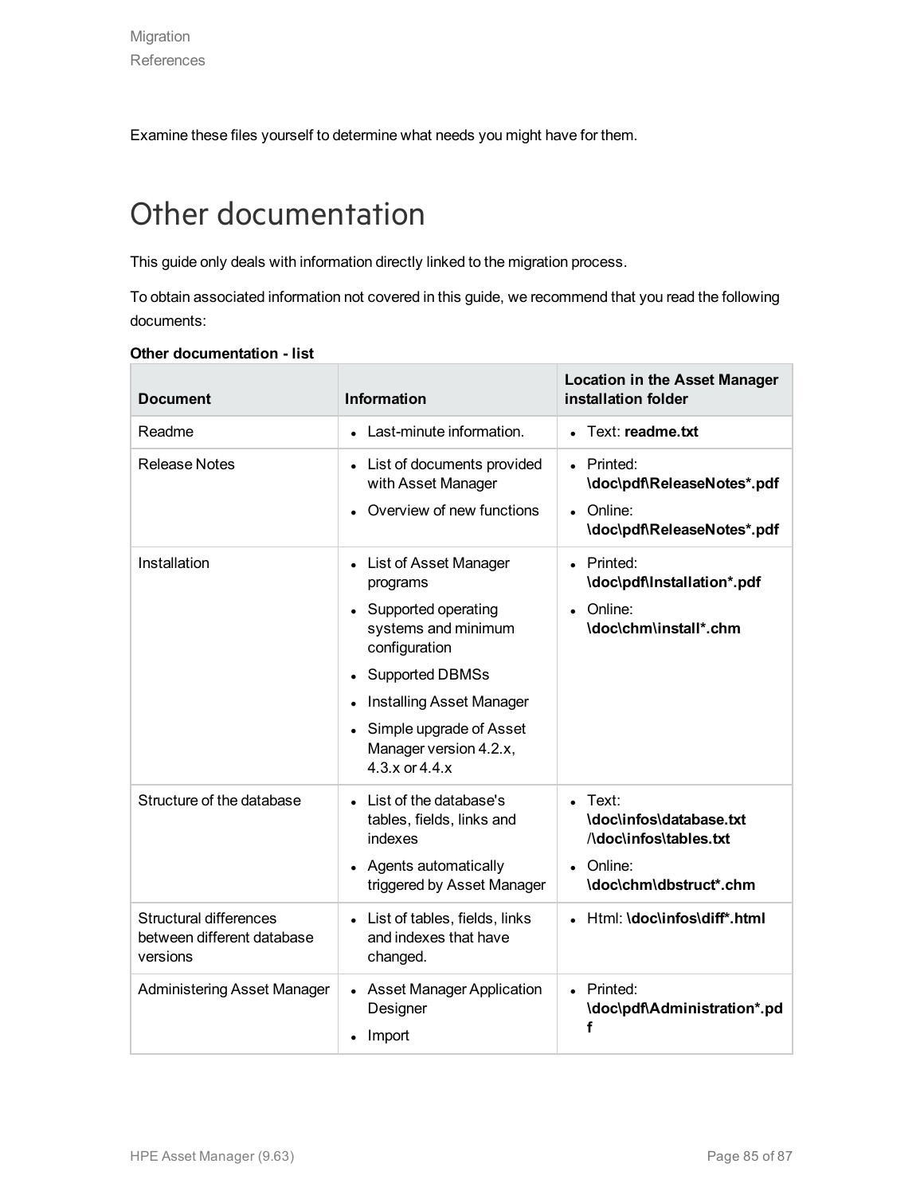Examine these files yourself to determine what needs you might have for them.

# Other documentation

This guide only deals with information directly linked to the migration process.

To obtain associated information not covered in this guide, we recommend that you read the following documents:

**Other documentation - list**

| Document | Information | Location in the Asset Manager installation folder |
|---|---|---|
| Readme | • Last-minute information. | • Text: **readme.txt** |
| Release Notes | • List of documents provided with Asset Manager<br>• Overview of new functions | • Printed: **\doc\pdf\ReleaseNotes*.pdf**<br>• Online: **\doc\pdf\ReleaseNotes*.pdf** |
| Installation | • List of Asset Manager programs<br>• Supported operating systems and minimum configuration<br>• Supported DBMSs<br>• Installing Asset Manager<br>• Simple upgrade of Asset Manager version 4.2.x, 4.3.x or 4.4.x | • Printed: **\doc\pdf\Installation*.pdf**<br>• Online: **\doc\chm\install*.chm** |
| Structure of the database | • List of the database's tables, fields, links and indexes<br>• Agents automatically triggered by Asset Manager | • Text: **\doc\infos\database.txt** /**\doc\infos\tables.txt**<br>• Online: **\doc\chm\dbstruct*.chm** |
| Structural differences between different database versions | • List of tables, fields, links and indexes that have changed. | • Html: **\doc\infos\diff*.html** |
| Administering Asset Manager | • Asset Manager Application Designer<br>• Import | • Printed: **\doc\pdf\Administration*.pdf** |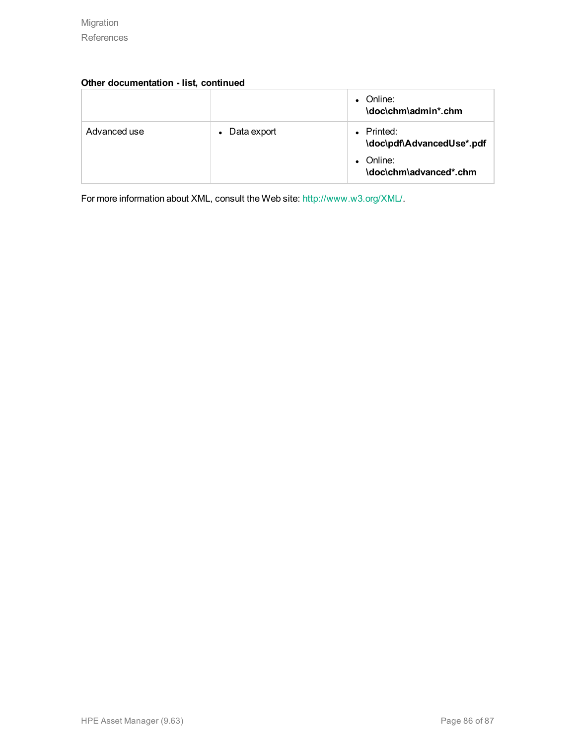**Other documentation - list, continued**

| | | |
|---|---|---|
| | | • Online: **\doc\chm\admin*.chm** |
| Advanced use | • Data export | • Printed: **\doc\pdf\AdvancedUse*.pdf**<br>• Online: **\doc\chm\advanced*.chm** |

For more information about XML, consult the Web site: http://www.w3.org/XML/.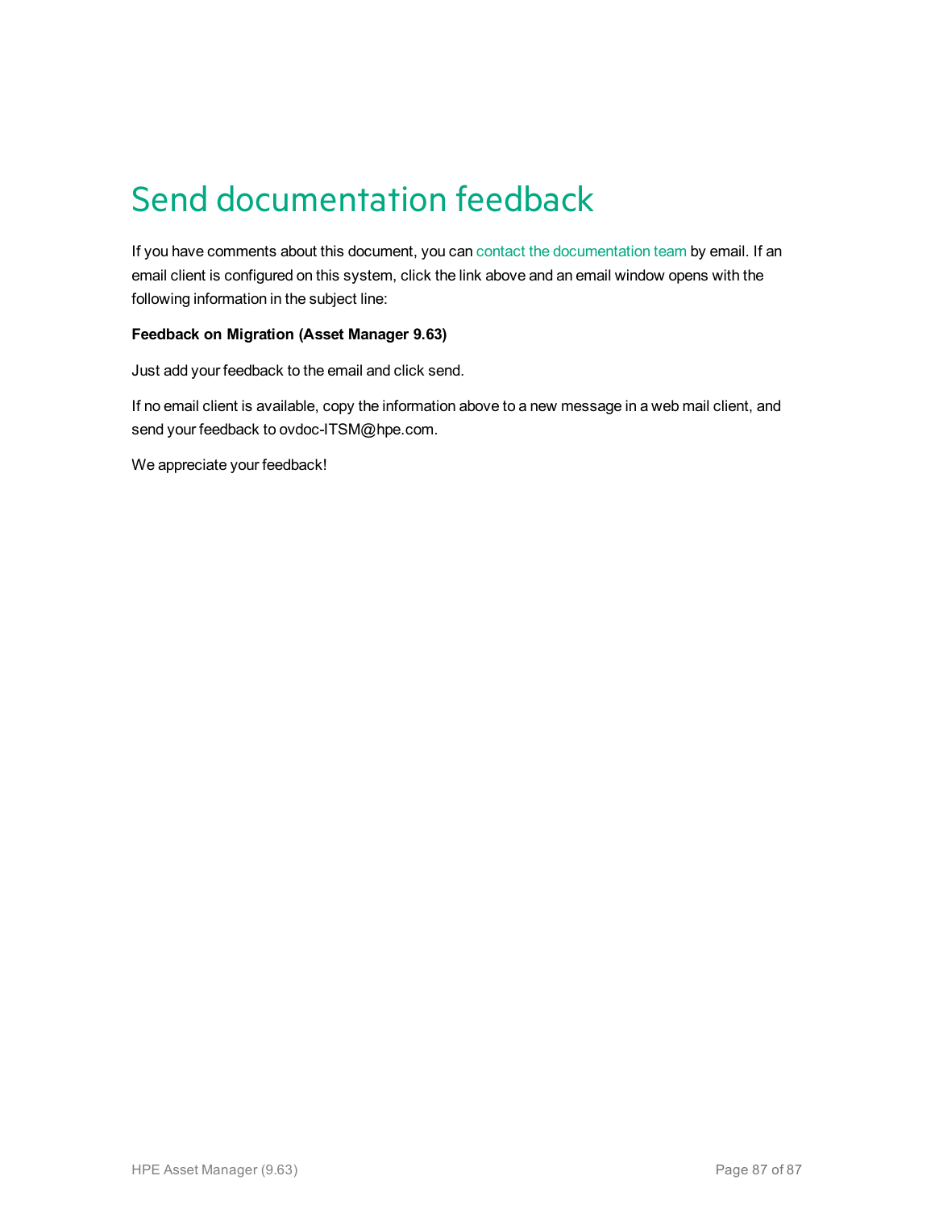# Send documentation feedback

If you have comments about this document, you can contact the documentation team by email. If an email client is configured on this system, click the link above and an email window opens with the following information in the subject line:

**Feedback on Migration (Asset Manager 9.63)**

Just add your feedback to the email and click send.

If no email client is available, copy the information above to a new message in a web mail client, and send your feedback to ovdoc-ITSM@hpe.com.

We appreciate your feedback!